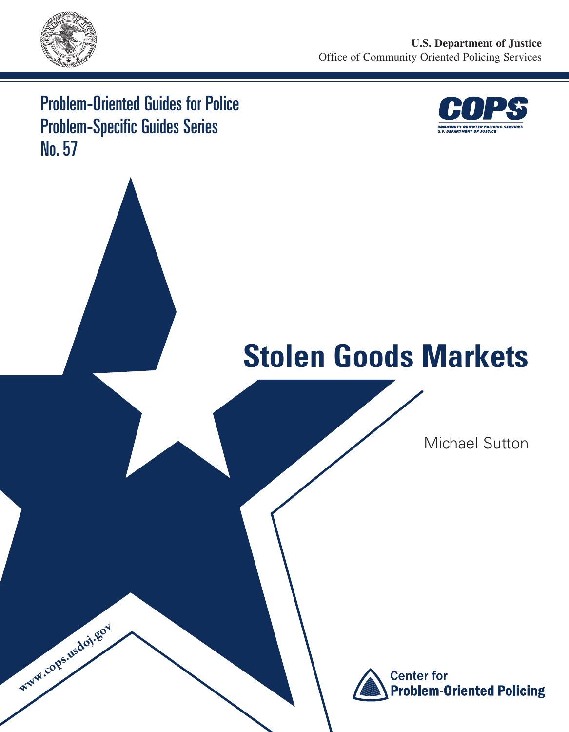U.S. Department of Justice
Office of Community Oriented Policing Services

Problem-Oriented Guides for Police
Problem-Specific Guides Series
No. 57

COPS
COMMUNITY ORIENTED POLICING SERVICES
U.S. DEPARTMENT OF JUSTICE

# Stolen Goods Markets

Michael Sutton

www.cops.usdoj.gov

Center for Problem-Oriented Policing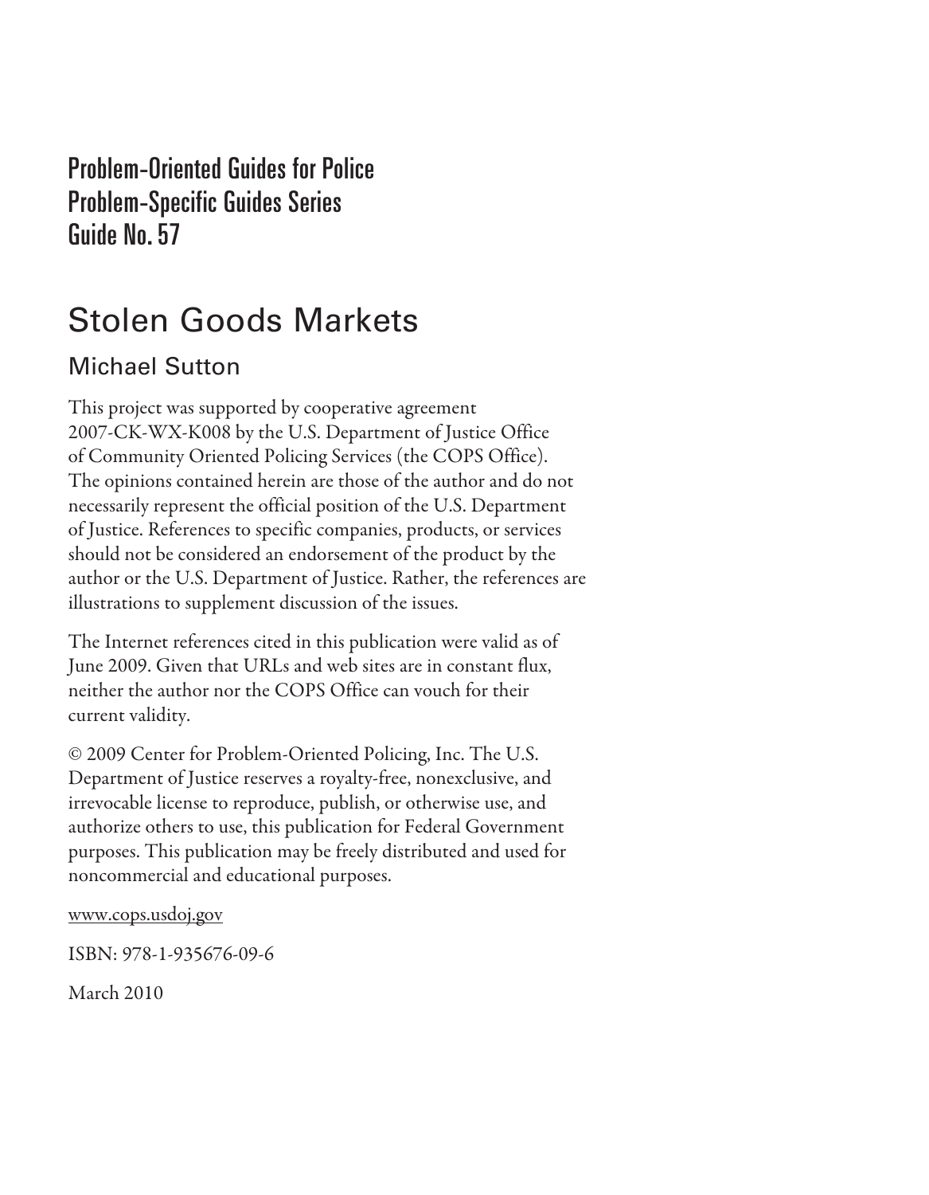Problem-Oriented Guides for Police
Problem-Specific Guides Series
Guide No. 57

# Stolen Goods Markets

## Michael Sutton

This project was supported by cooperative agreement 2007-CK-WX-K008 by the U.S. Department of Justice Office of Community Oriented Policing Services (the COPS Office). The opinions contained herein are those of the author and do not necessarily represent the official position of the U.S. Department of Justice. References to specific companies, products, or services should not be considered an endorsement of the product by the author or the U.S. Department of Justice. Rather, the references are illustrations to supplement discussion of the issues.

The Internet references cited in this publication were valid as of June 2009. Given that URLs and web sites are in constant flux, neither the author nor the COPS Office can vouch for their current validity.

© 2009 Center for Problem-Oriented Policing, Inc. The U.S. Department of Justice reserves a royalty-free, nonexclusive, and irrevocable license to reproduce, publish, or otherwise use, and authorize others to use, this publication for Federal Government purposes. This publication may be freely distributed and used for noncommercial and educational purposes.

www.cops.usdoj.gov

ISBN: 978-1-935676-09-6

March 2010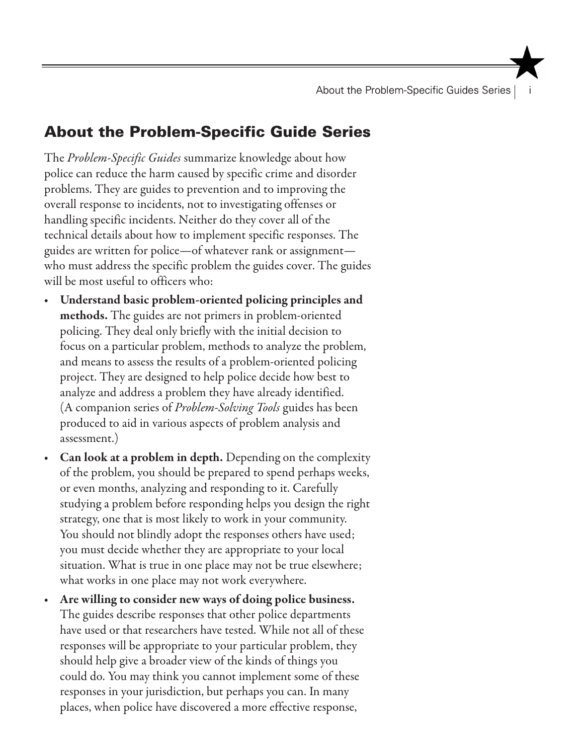## About the Problem-Specific Guide Series

The *Problem-Specific Guides* summarize knowledge about how police can reduce the harm caused by specific crime and disorder problems. They are guides to prevention and to improving the overall response to incidents, not to investigating offenses or handling specific incidents. Neither do they cover all of the technical details about how to implement specific responses. The guides are written for police—of whatever rank or assignment—who must address the specific problem the guides cover. The guides will be most useful to officers who:

- **Understand basic problem-oriented policing principles and methods.** The guides are not primers in problem-oriented policing. They deal only briefly with the initial decision to focus on a particular problem, methods to analyze the problem, and means to assess the results of a problem-oriented policing project. They are designed to help police decide how best to analyze and address a problem they have already identified. (A companion series of *Problem-Solving Tools* guides has been produced to aid in various aspects of problem analysis and assessment.)
- **Can look at a problem in depth.** Depending on the complexity of the problem, you should be prepared to spend perhaps weeks, or even months, analyzing and responding to it. Carefully studying a problem before responding helps you design the right strategy, one that is most likely to work in your community. You should not blindly adopt the responses others have used; you must decide whether they are appropriate to your local situation. What is true in one place may not be true elsewhere; what works in one place may not work everywhere.
- **Are willing to consider new ways of doing police business.** The guides describe responses that other police departments have used or that researchers have tested. While not all of these responses will be appropriate to your particular problem, they should help give a broader view of the kinds of things you could do. You may think you cannot implement some of these responses in your jurisdiction, but perhaps you can. In many places, when police have discovered a more effective response,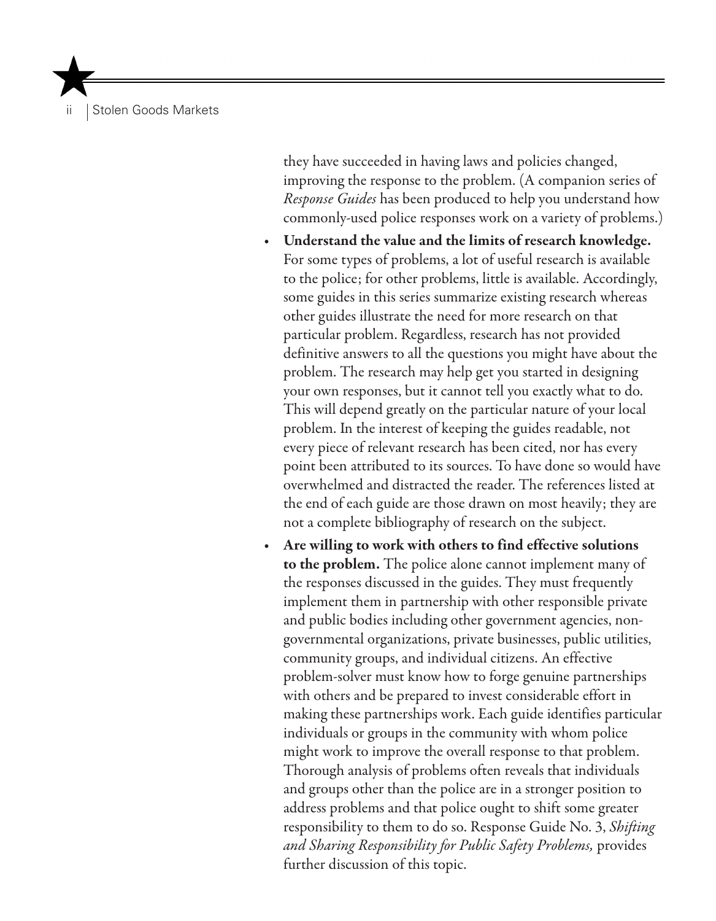they have succeeded in having laws and policies changed, improving the response to the problem. (A companion series of *Response Guides* has been produced to help you understand how commonly-used police responses work on a variety of problems.)

- **Understand the value and the limits of research knowledge.** For some types of problems, a lot of useful research is available to the police; for other problems, little is available. Accordingly, some guides in this series summarize existing research whereas other guides illustrate the need for more research on that particular problem. Regardless, research has not provided definitive answers to all the questions you might have about the problem. The research may help get you started in designing your own responses, but it cannot tell you exactly what to do. This will depend greatly on the particular nature of your local problem. In the interest of keeping the guides readable, not every piece of relevant research has been cited, nor has every point been attributed to its sources. To have done so would have overwhelmed and distracted the reader. The references listed at the end of each guide are those drawn on most heavily; they are not a complete bibliography of research on the subject.
- **Are willing to work with others to find effective solutions to the problem.** The police alone cannot implement many of the responses discussed in the guides. They must frequently implement them in partnership with other responsible private and public bodies including other government agencies, non-governmental organizations, private businesses, public utilities, community groups, and individual citizens. An effective problem-solver must know how to forge genuine partnerships with others and be prepared to invest considerable effort in making these partnerships work. Each guide identifies particular individuals or groups in the community with whom police might work to improve the overall response to that problem. Thorough analysis of problems often reveals that individuals and groups other than the police are in a stronger position to address problems and that police ought to shift some greater responsibility to them to do so. Response Guide No. 3, *Shifting and Sharing Responsibility for Public Safety Problems,* provides further discussion of this topic.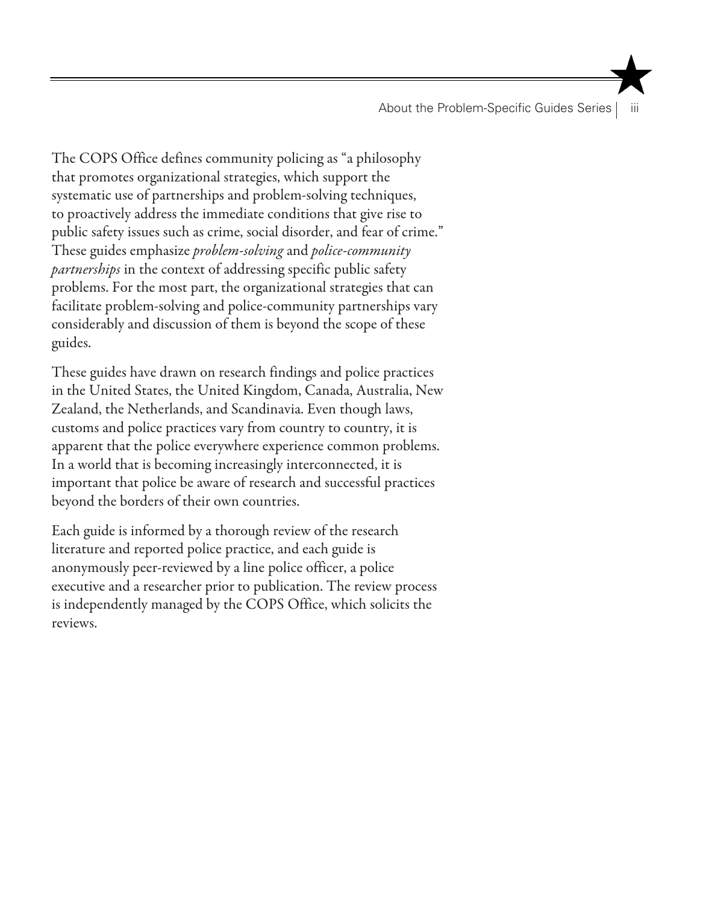The COPS Office defines community policing as "a philosophy that promotes organizational strategies, which support the systematic use of partnerships and problem-solving techniques, to proactively address the immediate conditions that give rise to public safety issues such as crime, social disorder, and fear of crime." These guides emphasize *problem-solving* and *police-community partnerships* in the context of addressing specific public safety problems. For the most part, the organizational strategies that can facilitate problem-solving and police-community partnerships vary considerably and discussion of them is beyond the scope of these guides.

These guides have drawn on research findings and police practices in the United States, the United Kingdom, Canada, Australia, New Zealand, the Netherlands, and Scandinavia. Even though laws, customs and police practices vary from country to country, it is apparent that the police everywhere experience common problems. In a world that is becoming increasingly interconnected, it is important that police be aware of research and successful practices beyond the borders of their own countries.

Each guide is informed by a thorough review of the research literature and reported police practice, and each guide is anonymously peer-reviewed by a line police officer, a police executive and a researcher prior to publication. The review process is independently managed by the COPS Office, which solicits the reviews.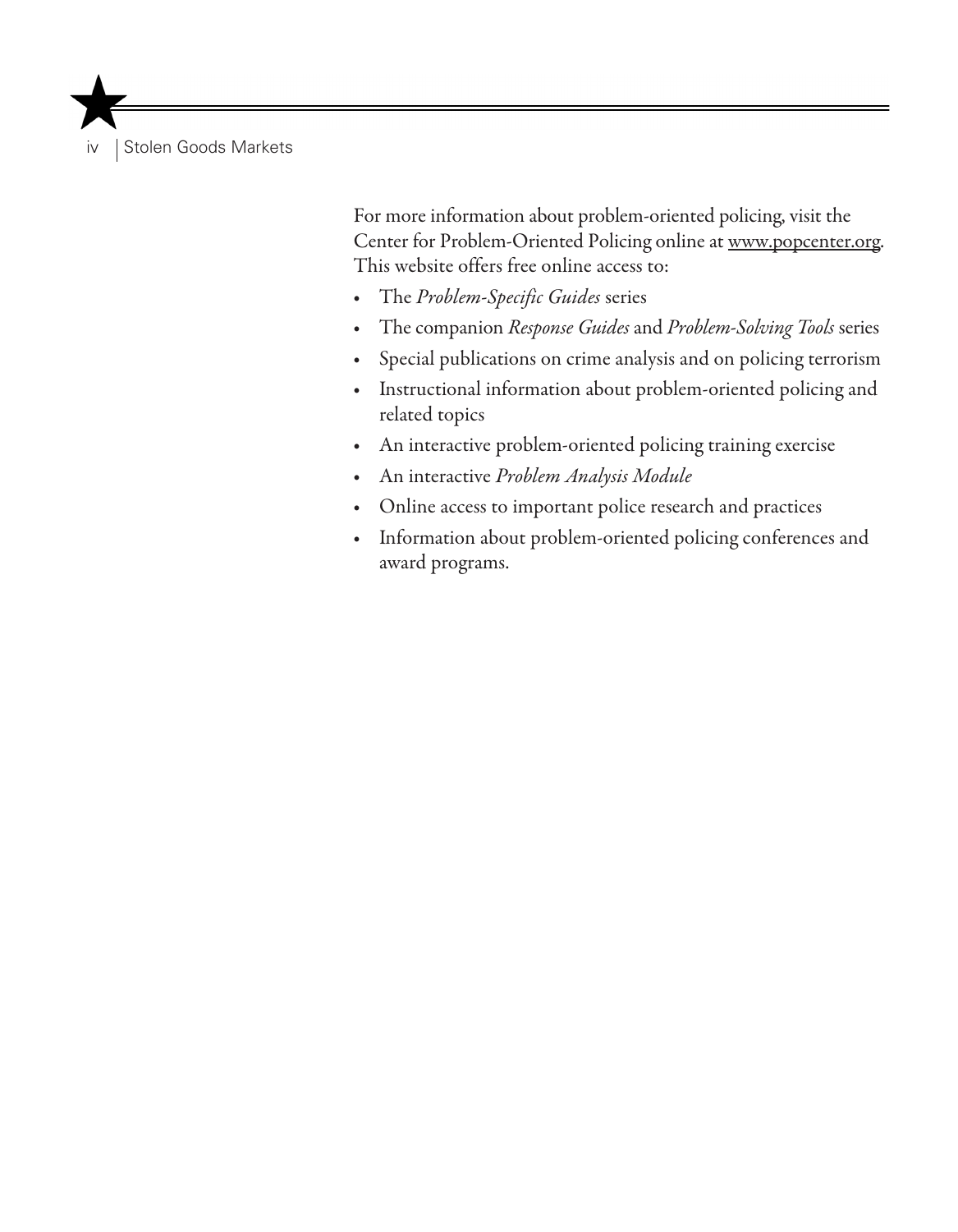For more information about problem-oriented policing, visit the Center for Problem-Oriented Policing online at www.popcenter.org. This website offers free online access to:

- The *Problem-Specific Guides* series
- The companion *Response Guides* and *Problem-Solving Tools* series
- Special publications on crime analysis and on policing terrorism
- Instructional information about problem-oriented policing and related topics
- An interactive problem-oriented policing training exercise
- An interactive *Problem Analysis Module*
- Online access to important police research and practices
- Information about problem-oriented policing conferences and award programs.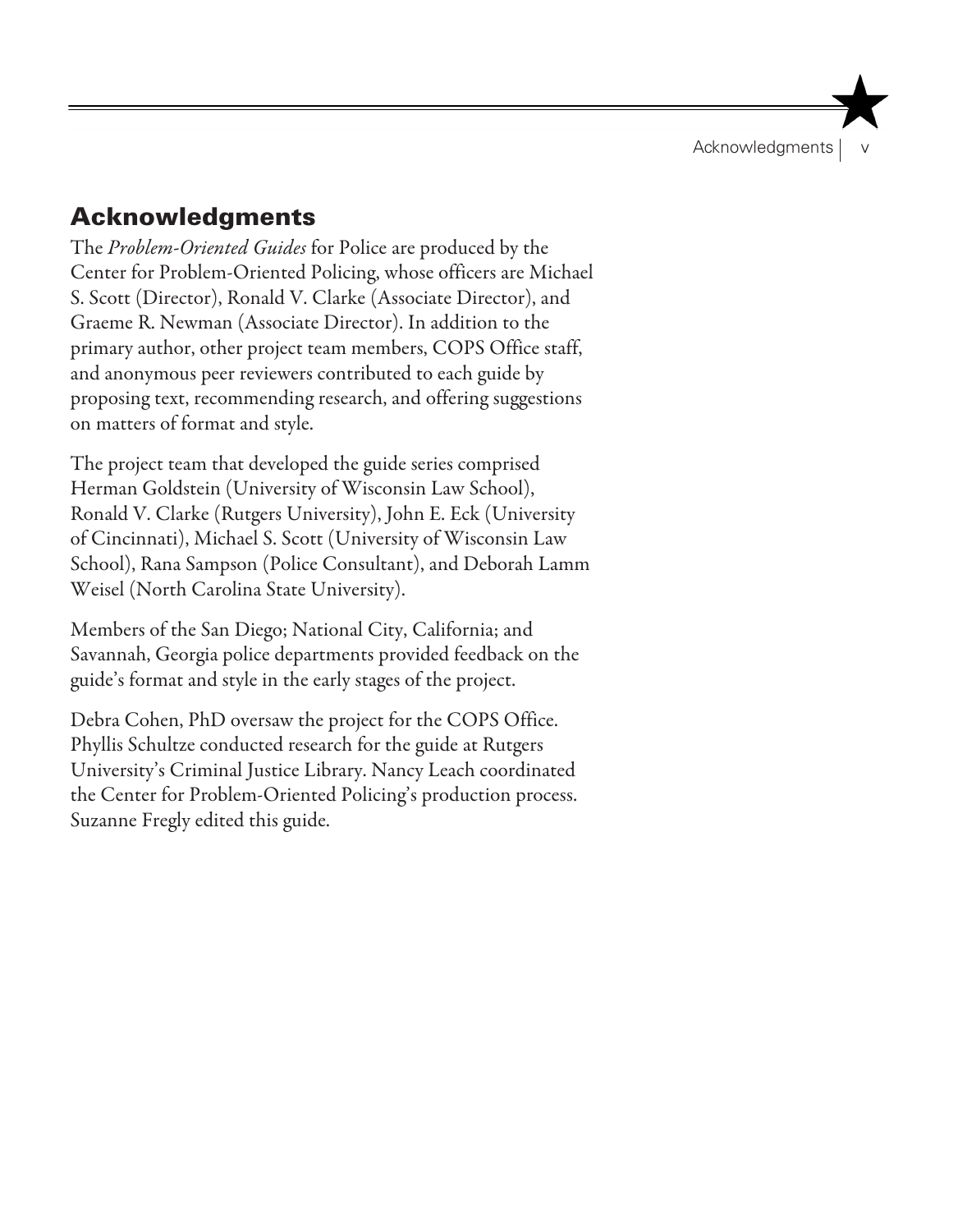## Acknowledgments

The *Problem-Oriented Guides* for Police are produced by the Center for Problem-Oriented Policing, whose officers are Michael S. Scott (Director), Ronald V. Clarke (Associate Director), and Graeme R. Newman (Associate Director). In addition to the primary author, other project team members, COPS Office staff, and anonymous peer reviewers contributed to each guide by proposing text, recommending research, and offering suggestions on matters of format and style.

The project team that developed the guide series comprised Herman Goldstein (University of Wisconsin Law School), Ronald V. Clarke (Rutgers University), John E. Eck (University of Cincinnati), Michael S. Scott (University of Wisconsin Law School), Rana Sampson (Police Consultant), and Deborah Lamm Weisel (North Carolina State University).

Members of the San Diego; National City, California; and Savannah, Georgia police departments provided feedback on the guide's format and style in the early stages of the project.

Debra Cohen, PhD oversaw the project for the COPS Office. Phyllis Schultze conducted research for the guide at Rutgers University's Criminal Justice Library. Nancy Leach coordinated the Center for Problem-Oriented Policing's production process. Suzanne Fregly edited this guide.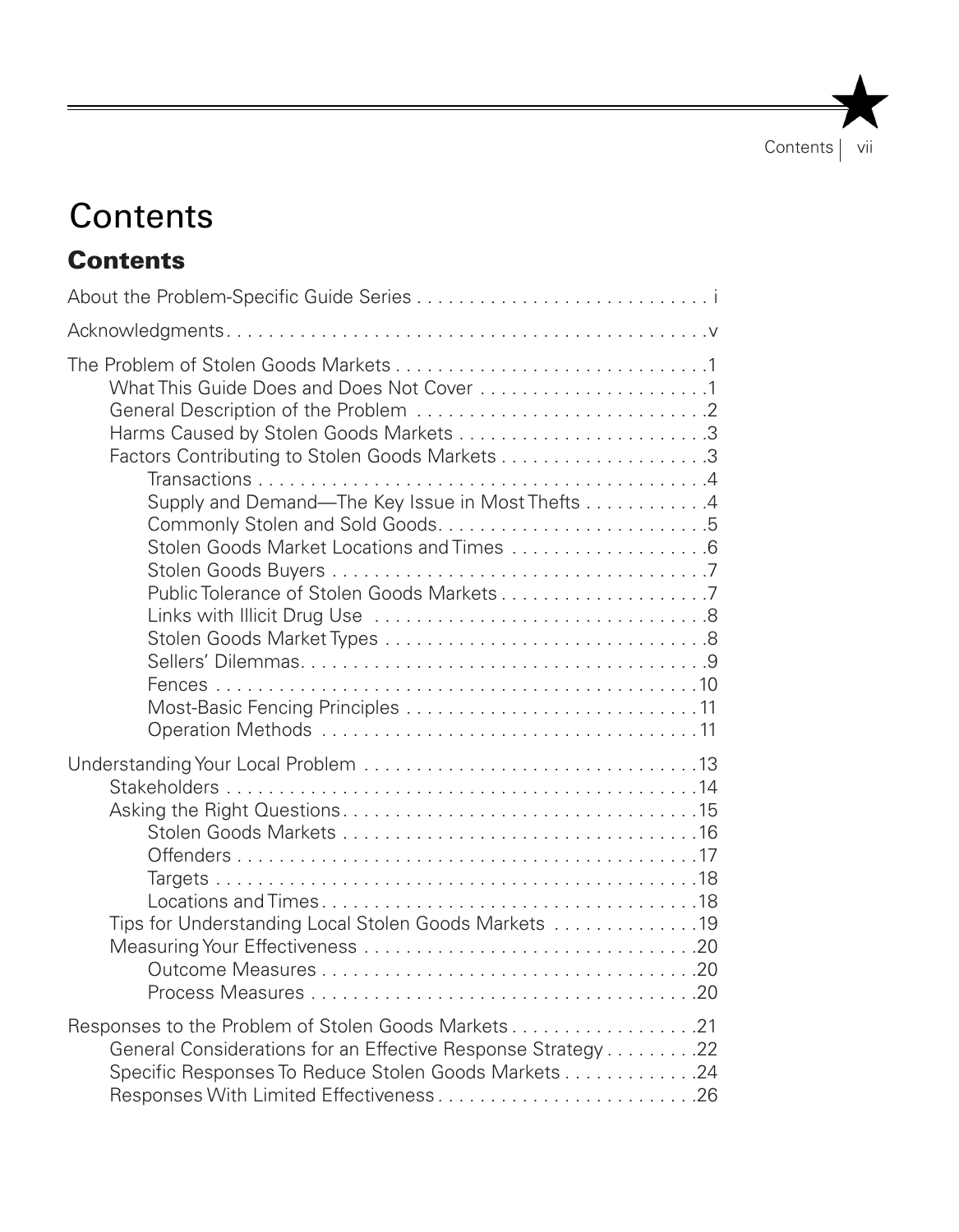# Contents

## Contents

About the Problem-Specific Guide Series . . . . . . . . . . . . . . . . . . . . . . . . . . . . i

Acknowledgments . . . . . . . . . . . . . . . . . . . . . . . . . . . . . . . . . . . . . . . . . . . . . v

The Problem of Stolen Goods Markets . . . . . . . . . . . . . . . . . . . . . . . . . . . . . 1
- What This Guide Does and Does Not Cover . . . . . . . . . . . . . . . . . . . . . . . 1
- General Description of the Problem . . . . . . . . . . . . . . . . . . . . . . . . . . . . 2
- Harms Caused by Stolen Goods Markets . . . . . . . . . . . . . . . . . . . . . . . . . 3
- Factors Contributing to Stolen Goods Markets . . . . . . . . . . . . . . . . . . . . . 3
  - Transactions . . . . . . . . . . . . . . . . . . . . . . . . . . . . . . . . . . . . . . . . . . . 4
  - Supply and Demand—The Key Issue in Most Thefts . . . . . . . . . . . . 4
  - Commonly Stolen and Sold Goods . . . . . . . . . . . . . . . . . . . . . . . . . . 5
  - Stolen Goods Market Locations and Times . . . . . . . . . . . . . . . . . . . 6
  - Stolen Goods Buyers . . . . . . . . . . . . . . . . . . . . . . . . . . . . . . . . . . . . 7
  - Public Tolerance of Stolen Goods Markets . . . . . . . . . . . . . . . . . . . . 7
  - Links with Illicit Drug Use . . . . . . . . . . . . . . . . . . . . . . . . . . . . . . . . 8
  - Stolen Goods Market Types . . . . . . . . . . . . . . . . . . . . . . . . . . . . . . . 8
  - Sellers' Dilemmas . . . . . . . . . . . . . . . . . . . . . . . . . . . . . . . . . . . . . . 9
  - Fences . . . . . . . . . . . . . . . . . . . . . . . . . . . . . . . . . . . . . . . . . . . . . . 10
  - Most-Basic Fencing Principles . . . . . . . . . . . . . . . . . . . . . . . . . . . . 11
  - Operation Methods . . . . . . . . . . . . . . . . . . . . . . . . . . . . . . . . . . . . 11

Understanding Your Local Problem . . . . . . . . . . . . . . . . . . . . . . . . . . . . . . . 13
- Stakeholders . . . . . . . . . . . . . . . . . . . . . . . . . . . . . . . . . . . . . . . . . . . . 14
- Asking the Right Questions . . . . . . . . . . . . . . . . . . . . . . . . . . . . . . . . . 15
  - Stolen Goods Markets . . . . . . . . . . . . . . . . . . . . . . . . . . . . . . . . . . 16
  - Offenders . . . . . . . . . . . . . . . . . . . . . . . . . . . . . . . . . . . . . . . . . . . 17
  - Targets . . . . . . . . . . . . . . . . . . . . . . . . . . . . . . . . . . . . . . . . . . . . . 18
  - Locations and Times . . . . . . . . . . . . . . . . . . . . . . . . . . . . . . . . . . . 18
- Tips for Understanding Local Stolen Goods Markets . . . . . . . . . . . . . . 19
- Measuring Your Effectiveness . . . . . . . . . . . . . . . . . . . . . . . . . . . . . . . 20
  - Outcome Measures . . . . . . . . . . . . . . . . . . . . . . . . . . . . . . . . . . . . 20
  - Process Measures . . . . . . . . . . . . . . . . . . . . . . . . . . . . . . . . . . . . . 20

Responses to the Problem of Stolen Goods Markets . . . . . . . . . . . . . . . . . . 21
- General Considerations for an Effective Response Strategy . . . . . . . . . 22
- Specific Responses To Reduce Stolen Goods Markets . . . . . . . . . . . . . 24
- Responses With Limited Effectiveness . . . . . . . . . . . . . . . . . . . . . . . . . 26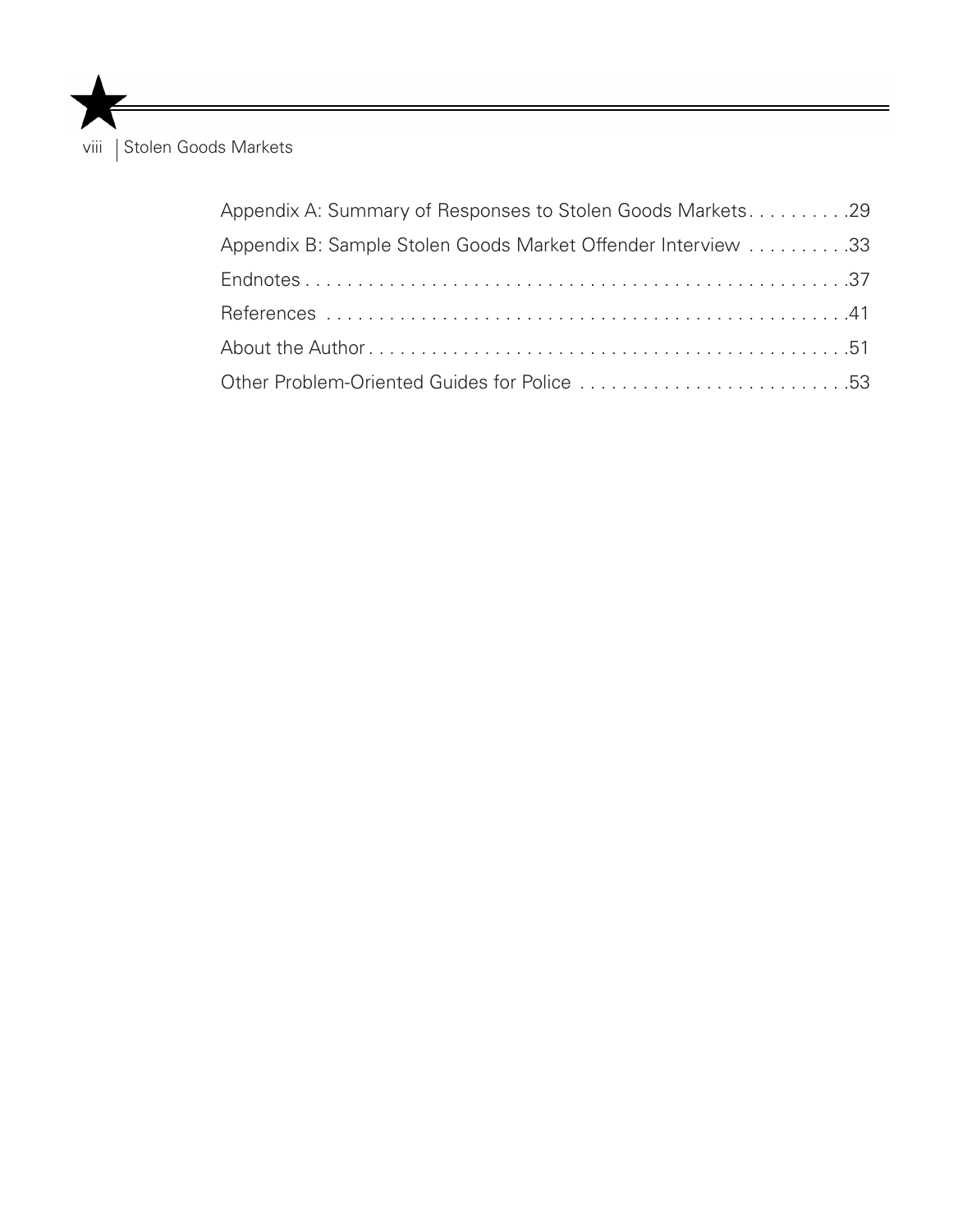Appendix A: Summary of Responses to Stolen Goods Markets. . . . . . . . . .29

Appendix B: Sample Stolen Goods Market Offender Interview . . . . . . . . . .33

Endnotes . . . . . . . . . . . . . . . . . . . . . . . . . . . . . . . . . . . . . . . . . . . . . . . . . .37

References . . . . . . . . . . . . . . . . . . . . . . . . . . . . . . . . . . . . . . . . . . . . . . . .41

About the Author . . . . . . . . . . . . . . . . . . . . . . . . . . . . . . . . . . . . . . . . . . . . .51

Other Problem-Oriented Guides for Police . . . . . . . . . . . . . . . . . . . . . . . . . .53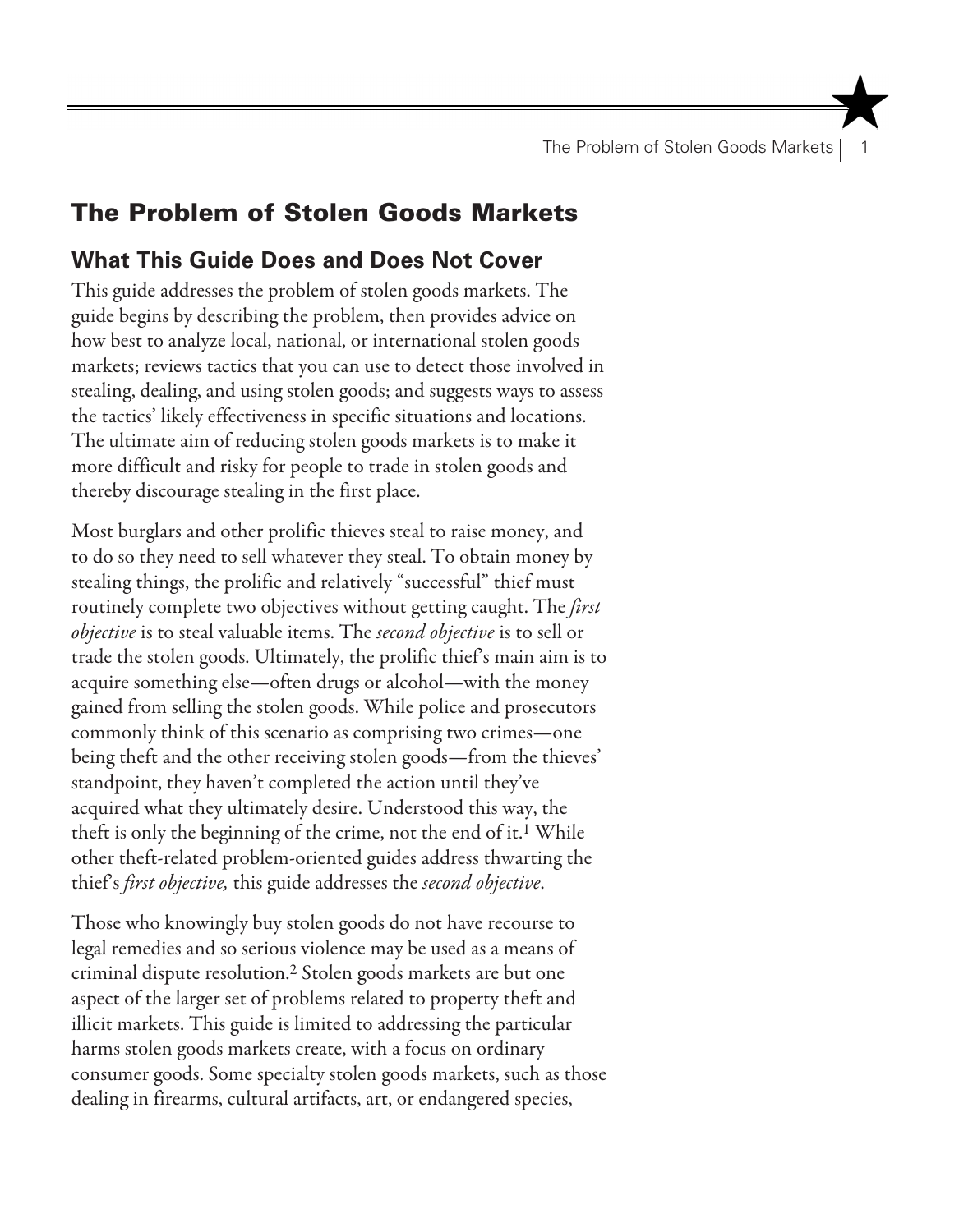# The Problem of Stolen Goods Markets

## What This Guide Does and Does Not Cover

This guide addresses the problem of stolen goods markets. The guide begins by describing the problem, then provides advice on how best to analyze local, national, or international stolen goods markets; reviews tactics that you can use to detect those involved in stealing, dealing, and using stolen goods; and suggests ways to assess the tactics' likely effectiveness in specific situations and locations. The ultimate aim of reducing stolen goods markets is to make it more difficult and risky for people to trade in stolen goods and thereby discourage stealing in the first place.

Most burglars and other prolific thieves steal to raise money, and to do so they need to sell whatever they steal. To obtain money by stealing things, the prolific and relatively "successful" thief must routinely complete two objectives without getting caught. The *first objective* is to steal valuable items. The *second objective* is to sell or trade the stolen goods. Ultimately, the prolific thief's main aim is to acquire something else—often drugs or alcohol—with the money gained from selling the stolen goods. While police and prosecutors commonly think of this scenario as comprising two crimes—one being theft and the other receiving stolen goods—from the thieves' standpoint, they haven't completed the action until they've acquired what they ultimately desire. Understood this way, the theft is only the beginning of the crime, not the end of it.[1] While other theft-related problem-oriented guides address thwarting the thief's *first objective,* this guide addresses the *second objective*.

Those who knowingly buy stolen goods do not have recourse to legal remedies and so serious violence may be used as a means of criminal dispute resolution.[2] Stolen goods markets are but one aspect of the larger set of problems related to property theft and illicit markets. This guide is limited to addressing the particular harms stolen goods markets create, with a focus on ordinary consumer goods. Some specialty stolen goods markets, such as those dealing in firearms, cultural artifacts, art, or endangered species,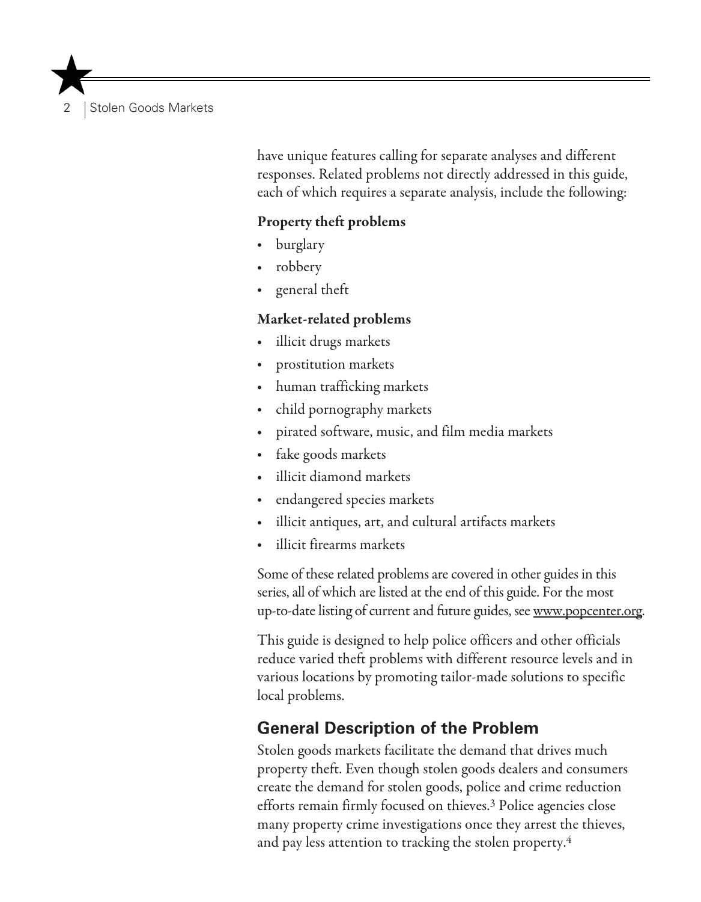have unique features calling for separate analyses and different responses. Related problems not directly addressed in this guide, each of which requires a separate analysis, include the following:

**Property theft problems**

- burglary
- robbery
- general theft

**Market-related problems**

- illicit drugs markets
- prostitution markets
- human trafficking markets
- child pornography markets
- pirated software, music, and film media markets
- fake goods markets
- illicit diamond markets
- endangered species markets
- illicit antiques, art, and cultural artifacts markets
- illicit firearms markets

Some of these related problems are covered in other guides in this series, all of which are listed at the end of this guide. For the most up-to-date listing of current and future guides, see www.popcenter.org.

This guide is designed to help police officers and other officials reduce varied theft problems with different resource levels and in various locations by promoting tailor-made solutions to specific local problems.

## General Description of the Problem

Stolen goods markets facilitate the demand that drives much property theft. Even though stolen goods dealers and consumers create the demand for stolen goods, police and crime reduction efforts remain firmly focused on thieves.[3] Police agencies close many property crime investigations once they arrest the thieves, and pay less attention to tracking the stolen property.[4]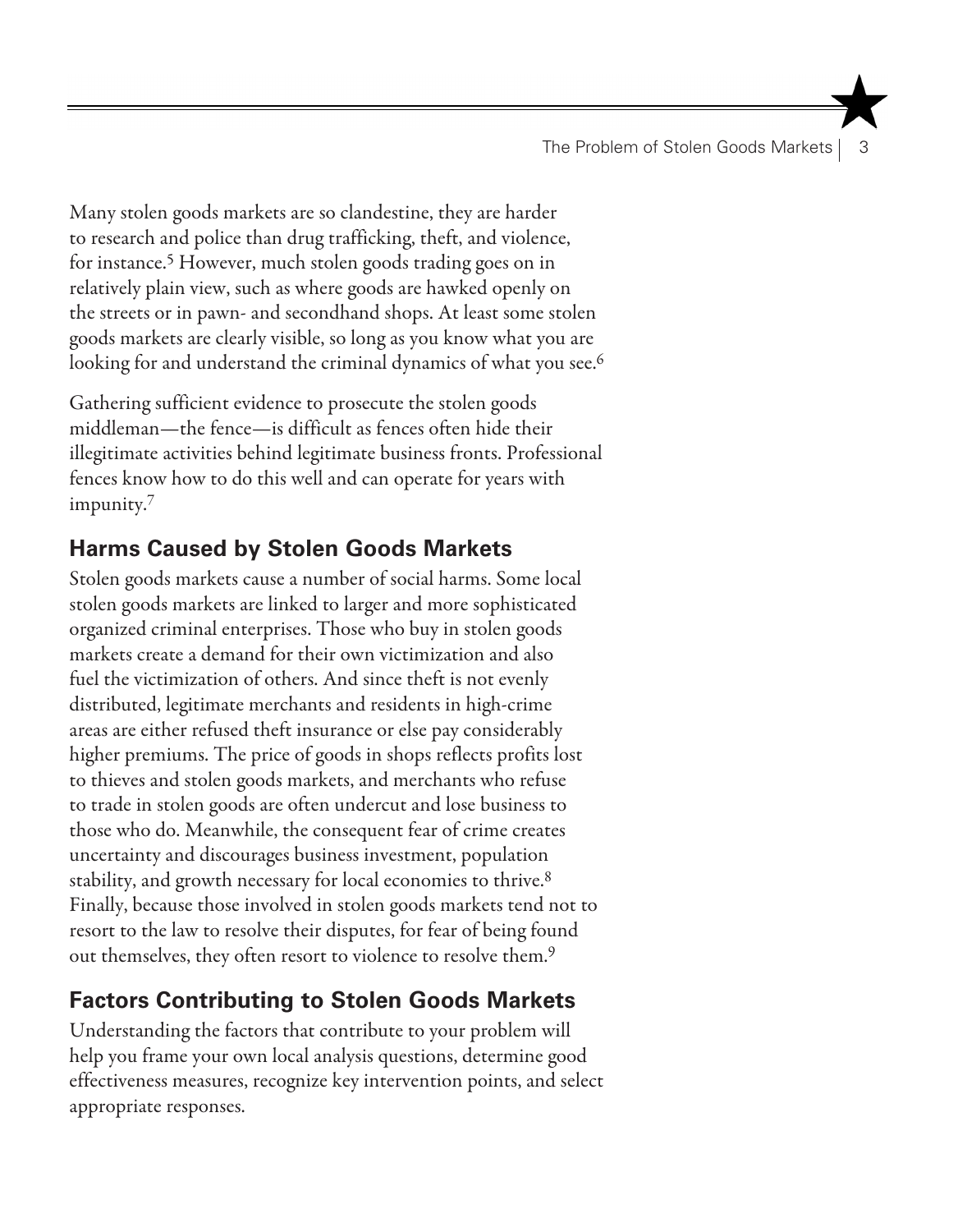Many stolen goods markets are so clandestine, they are harder to research and police than drug trafficking, theft, and violence, for instance.[5] However, much stolen goods trading goes on in relatively plain view, such as where goods are hawked openly on the streets or in pawn- and secondhand shops. At least some stolen goods markets are clearly visible, so long as you know what you are looking for and understand the criminal dynamics of what you see.[6]

Gathering sufficient evidence to prosecute the stolen goods middleman—the fence—is difficult as fences often hide their illegitimate activities behind legitimate business fronts. Professional fences know how to do this well and can operate for years with impunity.[7]

## Harms Caused by Stolen Goods Markets

Stolen goods markets cause a number of social harms. Some local stolen goods markets are linked to larger and more sophisticated organized criminal enterprises. Those who buy in stolen goods markets create a demand for their own victimization and also fuel the victimization of others. And since theft is not evenly distributed, legitimate merchants and residents in high-crime areas are either refused theft insurance or else pay considerably higher premiums. The price of goods in shops reflects profits lost to thieves and stolen goods markets, and merchants who refuse to trade in stolen goods are often undercut and lose business to those who do. Meanwhile, the consequent fear of crime creates uncertainty and discourages business investment, population stability, and growth necessary for local economies to thrive.[8] Finally, because those involved in stolen goods markets tend not to resort to the law to resolve their disputes, for fear of being found out themselves, they often resort to violence to resolve them.[9]

## Factors Contributing to Stolen Goods Markets

Understanding the factors that contribute to your problem will help you frame your own local analysis questions, determine good effectiveness measures, recognize key intervention points, and select appropriate responses.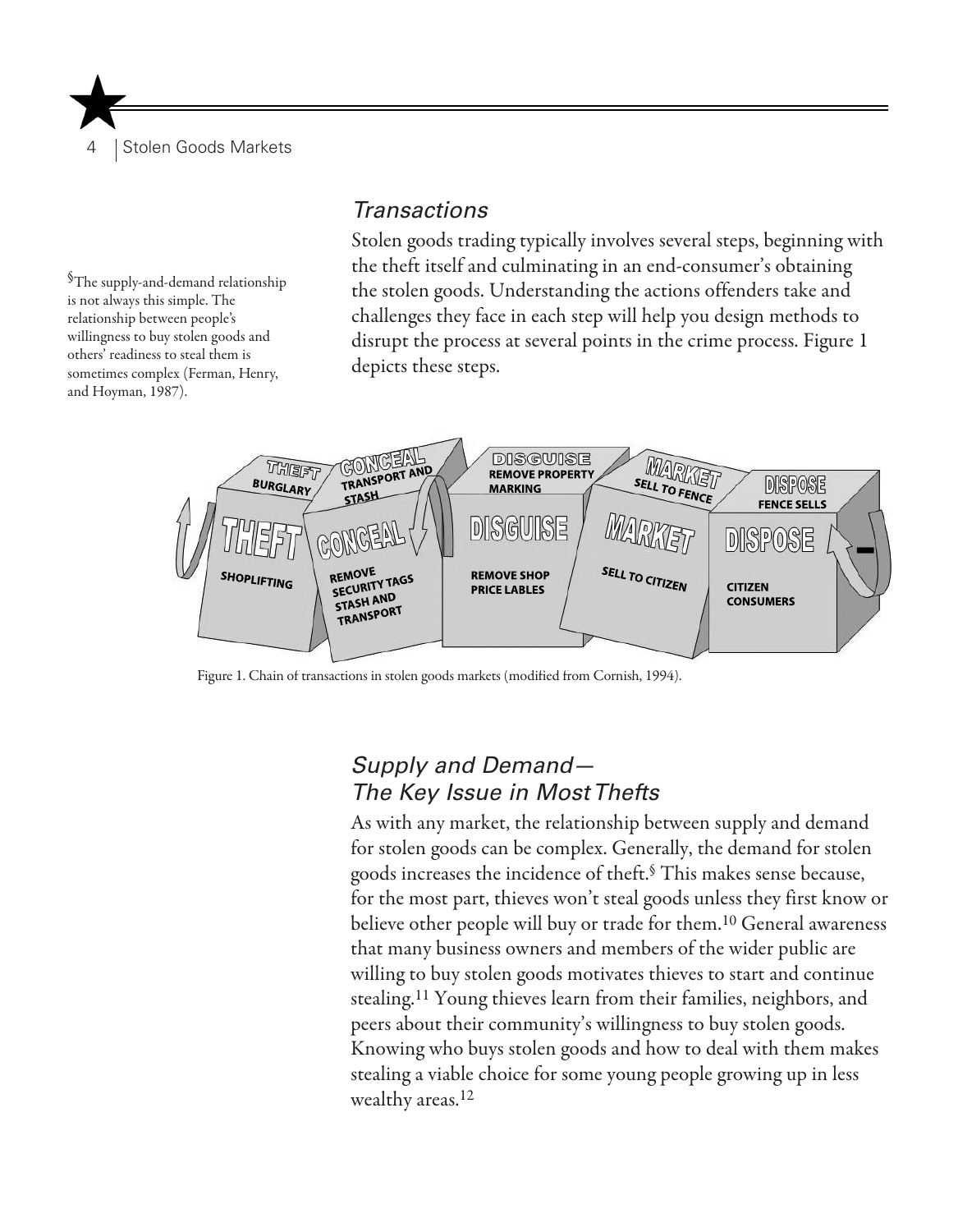## *Transactions*

Stolen goods trading typically involves several steps, beginning with the theft itself and culminating in an end-consumer's obtaining the stolen goods. Understanding the actions offenders take and challenges they face in each step will help you design methods to disrupt the process at several points in the crime process. Figure 1 depicts these steps.

| THEFT | CONCEAL | DISGUISE | MARKET | DISPOSE |
| --- | --- | --- | --- | --- |
| BURGLARY | TRANSPORT AND STASH | REMOVE PROPERTY MARKING | SELL TO FENCE | FENCE SELLS |
| SHOPLIFTING | REMOVE SECURITY TAGS STASH AND TRANSPORT | REMOVE SHOP PRICE LABLES | SELL TO CITIZEN | CITIZEN CONSUMERS |

Figure 1. Chain of transactions in stolen goods markets (modified from Cornish, 1994).

## *Supply and Demand—The Key Issue in Most Thefts*

As with any market, the relationship between supply and demand for stolen goods can be complex. Generally, the demand for stolen goods increases the incidence of theft.[§] This makes sense because, for the most part, thieves won't steal goods unless they first know or believe other people will buy or trade for them.[10] General awareness that many business owners and members of the wider public are willing to buy stolen goods motivates thieves to start and continue stealing.[11] Young thieves learn from their families, neighbors, and peers about their community's willingness to buy stolen goods. Knowing who buys stolen goods and how to deal with them makes stealing a viable choice for some young people growing up in less wealthy areas.[12]

[§] The supply-and-demand relationship is not always this simple. The relationship between people's willingness to buy stolen goods and others' readiness to steal them is sometimes complex (Ferman, Henry, and Hoyman, 1987).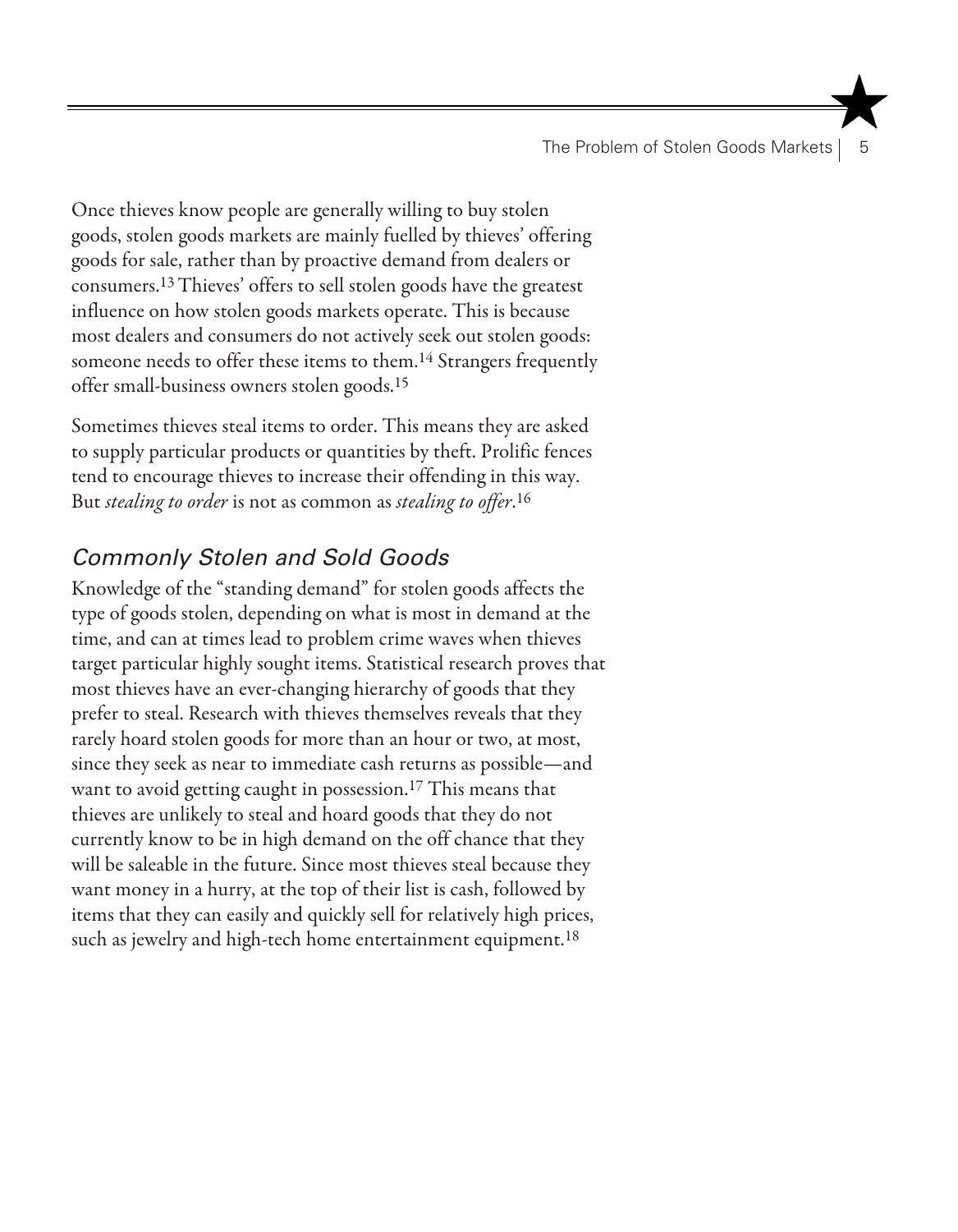Once thieves know people are generally willing to buy stolen goods, stolen goods markets are mainly fuelled by thieves' offering goods for sale, rather than by proactive demand from dealers or consumers.[13] Thieves' offers to sell stolen goods have the greatest influence on how stolen goods markets operate. This is because most dealers and consumers do not actively seek out stolen goods: someone needs to offer these items to them.[14] Strangers frequently offer small-business owners stolen goods.[15]

Sometimes thieves steal items to order. This means they are asked to supply particular products or quantities by theft. Prolific fences tend to encourage thieves to increase their offending in this way. But *stealing to order* is not as common as *stealing to offer*.[16]

## *Commonly Stolen and Sold Goods*

Knowledge of the "standing demand" for stolen goods affects the type of goods stolen, depending on what is most in demand at the time, and can at times lead to problem crime waves when thieves target particular highly sought items. Statistical research proves that most thieves have an ever-changing hierarchy of goods that they prefer to steal. Research with thieves themselves reveals that they rarely hoard stolen goods for more than an hour or two, at most, since they seek as near to immediate cash returns as possible—and want to avoid getting caught in possession.[17] This means that thieves are unlikely to steal and hoard goods that they do not currently know to be in high demand on the off chance that they will be saleable in the future. Since most thieves steal because they want money in a hurry, at the top of their list is cash, followed by items that they can easily and quickly sell for relatively high prices, such as jewelry and high-tech home entertainment equipment.[18]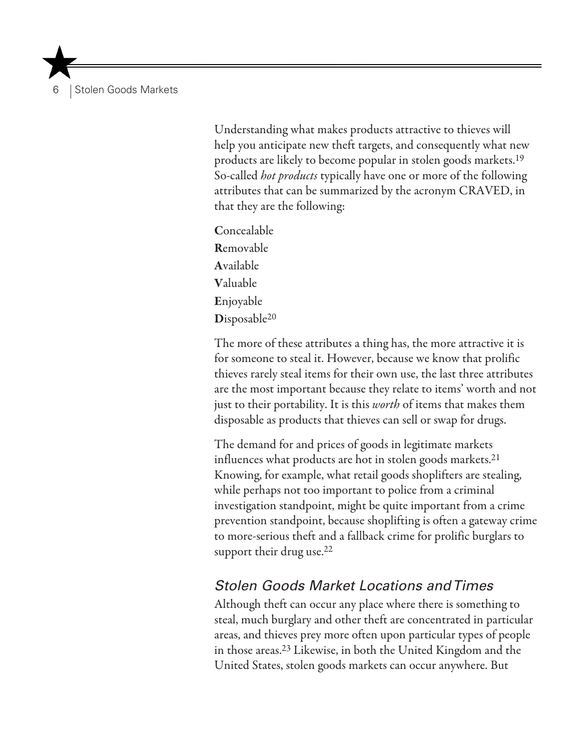Understanding what makes products attractive to thieves will help you anticipate new theft targets, and consequently what new products are likely to become popular in stolen goods markets.[19] So-called *hot products* typically have one or more of the following attributes that can be summarized by the acronym CRAVED, in that they are the following:

**C**oncealable
**R**emovable
**A**vailable
**V**aluable
**E**njoyable
**D**isposable[20]

The more of these attributes a thing has, the more attractive it is for someone to steal it. However, because we know that prolific thieves rarely steal items for their own use, the last three attributes are the most important because they relate to items' worth and not just to their portability. It is this *worth* of items that makes them disposable as products that thieves can sell or swap for drugs.

The demand for and prices of goods in legitimate markets influences what products are hot in stolen goods markets.[21] Knowing, for example, what retail goods shoplifters are stealing, while perhaps not too important to police from a criminal investigation standpoint, might be quite important from a crime prevention standpoint, because shoplifting is often a gateway crime to more-serious theft and a fallback crime for prolific burglars to support their drug use.[22]

## *Stolen Goods Market Locations and Times*

Although theft can occur any place where there is something to steal, much burglary and other theft are concentrated in particular areas, and thieves prey more often upon particular types of people in those areas.[23] Likewise, in both the United Kingdom and the United States, stolen goods markets can occur anywhere. But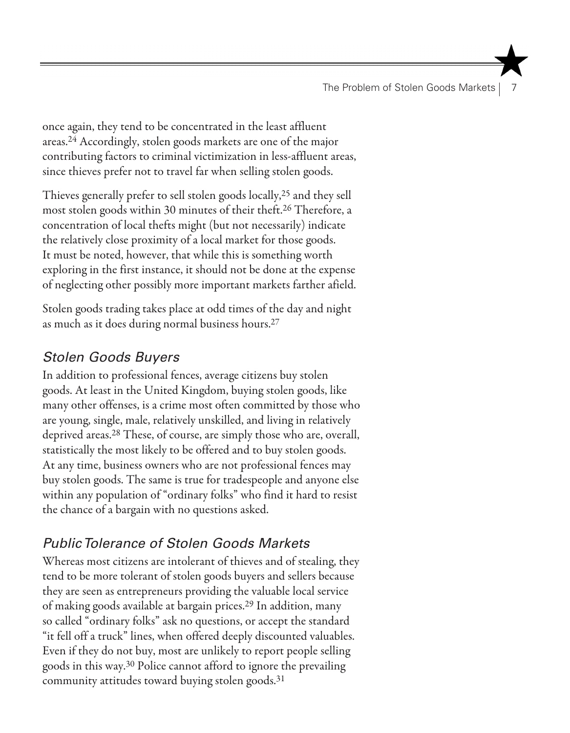once again, they tend to be concentrated in the least affluent areas.[24] Accordingly, stolen goods markets are one of the major contributing factors to criminal victimization in less-affluent areas, since thieves prefer not to travel far when selling stolen goods.

Thieves generally prefer to sell stolen goods locally,[25] and they sell most stolen goods within 30 minutes of their theft.[26] Therefore, a concentration of local thefts might (but not necessarily) indicate the relatively close proximity of a local market for those goods. It must be noted, however, that while this is something worth exploring in the first instance, it should not be done at the expense of neglecting other possibly more important markets farther afield.

Stolen goods trading takes place at odd times of the day and night as much as it does during normal business hours.[27]

## *Stolen Goods Buyers*

In addition to professional fences, average citizens buy stolen goods. At least in the United Kingdom, buying stolen goods, like many other offenses, is a crime most often committed by those who are young, single, male, relatively unskilled, and living in relatively deprived areas.[28] These, of course, are simply those who are, overall, statistically the most likely to be offered and to buy stolen goods. At any time, business owners who are not professional fences may buy stolen goods. The same is true for tradespeople and anyone else within any population of "ordinary folks" who find it hard to resist the chance of a bargain with no questions asked.

## *Public Tolerance of Stolen Goods Markets*

Whereas most citizens are intolerant of thieves and of stealing, they tend to be more tolerant of stolen goods buyers and sellers because they are seen as entrepreneurs providing the valuable local service of making goods available at bargain prices.[29] In addition, many so called "ordinary folks" ask no questions, or accept the standard "it fell off a truck" lines, when offered deeply discounted valuables. Even if they do not buy, most are unlikely to report people selling goods in this way.[30] Police cannot afford to ignore the prevailing community attitudes toward buying stolen goods.[31]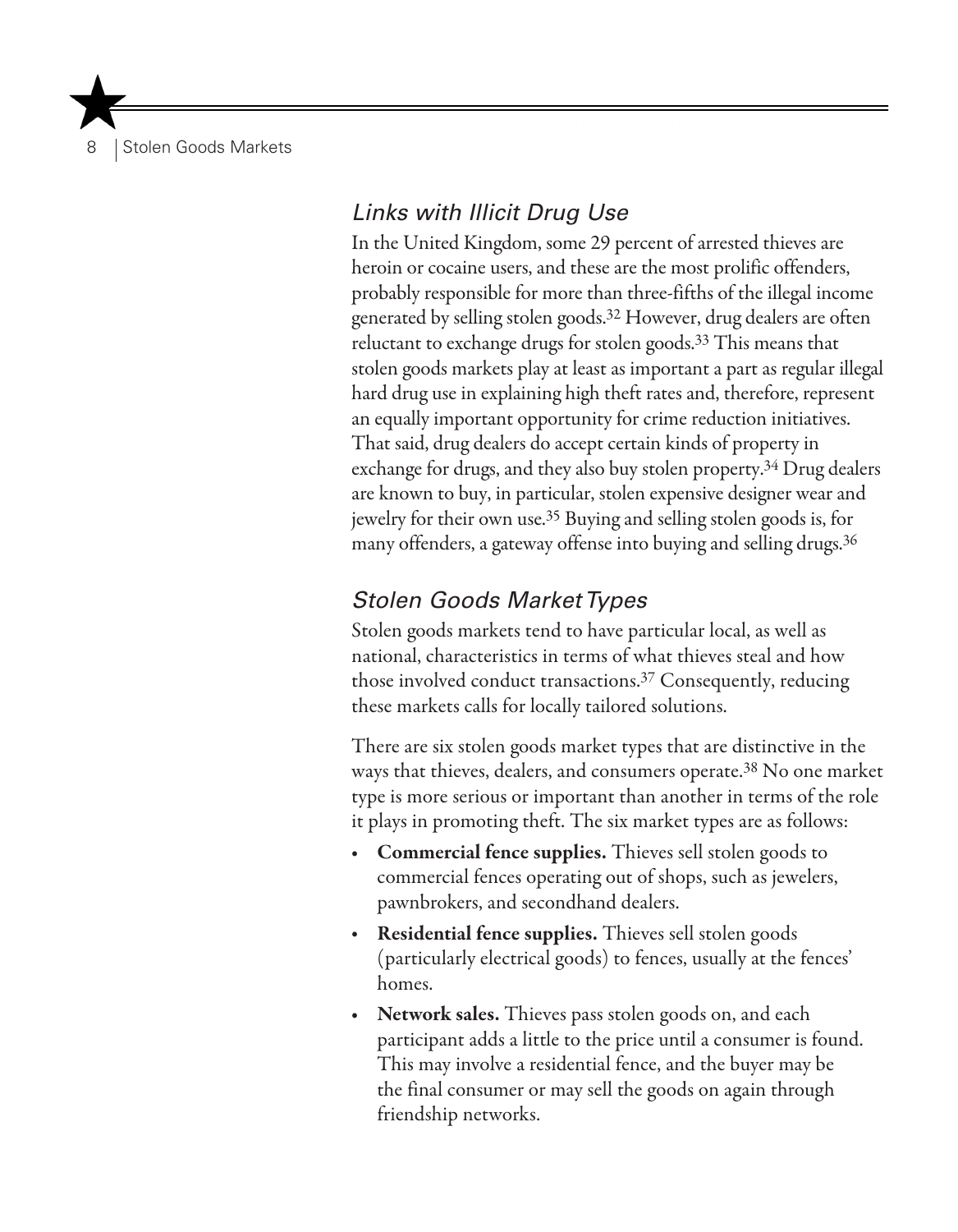## *Links with Illicit Drug Use*

In the United Kingdom, some 29 percent of arrested thieves are heroin or cocaine users, and these are the most prolific offenders, probably responsible for more than three-fifths of the illegal income generated by selling stolen goods.[32] However, drug dealers are often reluctant to exchange drugs for stolen goods.[33] This means that stolen goods markets play at least as important a part as regular illegal hard drug use in explaining high theft rates and, therefore, represent an equally important opportunity for crime reduction initiatives. That said, drug dealers do accept certain kinds of property in exchange for drugs, and they also buy stolen property.[34] Drug dealers are known to buy, in particular, stolen expensive designer wear and jewelry for their own use.[35] Buying and selling stolen goods is, for many offenders, a gateway offense into buying and selling drugs.[36]

## *Stolen Goods Market Types*

Stolen goods markets tend to have particular local, as well as national, characteristics in terms of what thieves steal and how those involved conduct transactions.[37] Consequently, reducing these markets calls for locally tailored solutions.

There are six stolen goods market types that are distinctive in the ways that thieves, dealers, and consumers operate.[38] No one market type is more serious or important than another in terms of the role it plays in promoting theft. The six market types are as follows:

- **Commercial fence supplies.** Thieves sell stolen goods to commercial fences operating out of shops, such as jewelers, pawnbrokers, and secondhand dealers.
- **Residential fence supplies.** Thieves sell stolen goods (particularly electrical goods) to fences, usually at the fences' homes.
- **Network sales.** Thieves pass stolen goods on, and each participant adds a little to the price until a consumer is found. This may involve a residential fence, and the buyer may be the final consumer or may sell the goods on again through friendship networks.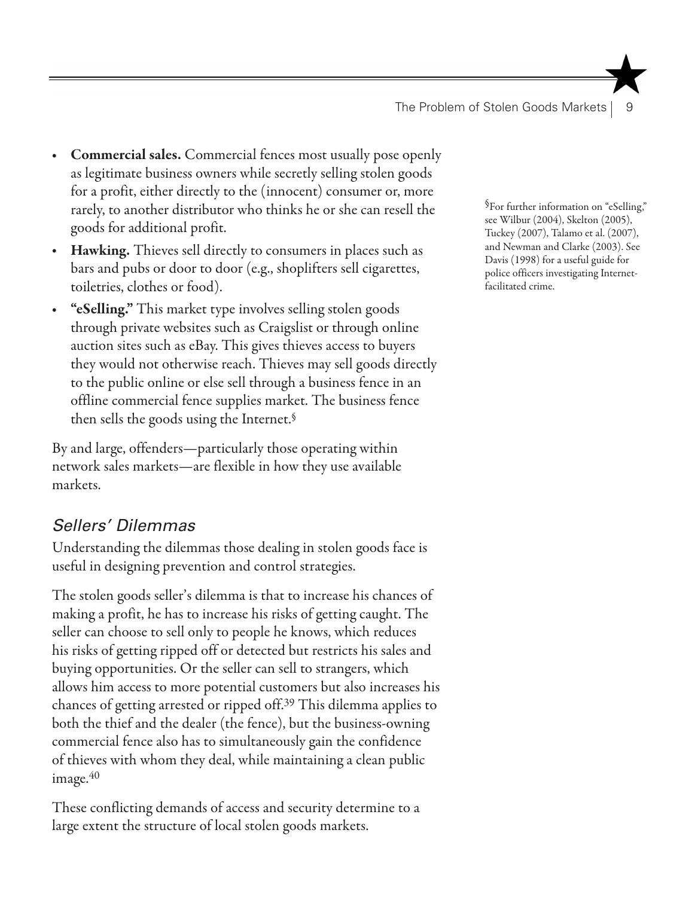- **Commercial sales.** Commercial fences most usually pose openly as legitimate business owners while secretly selling stolen goods for a profit, either directly to the (innocent) consumer or, more rarely, to another distributor who thinks he or she can resell the goods for additional profit.
- **Hawking.** Thieves sell directly to consumers in places such as bars and pubs or door to door (e.g., shoplifters sell cigarettes, toiletries, clothes or food).
- **"eSelling."** This market type involves selling stolen goods through private websites such as Craigslist or through online auction sites such as eBay. This gives thieves access to buyers they would not otherwise reach. Thieves may sell goods directly to the public online or else sell through a business fence in an offline commercial fence supplies market. The business fence then sells the goods using the Internet.[§]

[§]For further information on "eSelling," see Wilbur (2004), Skelton (2005), Tuckey (2007), Talamo et al. (2007), and Newman and Clarke (2003). See Davis (1998) for a useful guide for police officers investigating Internet-facilitated crime.

By and large, offenders—particularly those operating within network sales markets—are flexible in how they use available markets.

## *Sellers' Dilemmas*

Understanding the dilemmas those dealing in stolen goods face is useful in designing prevention and control strategies.

The stolen goods seller's dilemma is that to increase his chances of making a profit, he has to increase his risks of getting caught. The seller can choose to sell only to people he knows, which reduces his risks of getting ripped off or detected but restricts his sales and buying opportunities. Or the seller can sell to strangers, which allows him access to more potential customers but also increases his chances of getting arrested or ripped off.[39] This dilemma applies to both the thief and the dealer (the fence), but the business-owning commercial fence also has to simultaneously gain the confidence of thieves with whom they deal, while maintaining a clean public image.[40]

These conflicting demands of access and security determine to a large extent the structure of local stolen goods markets.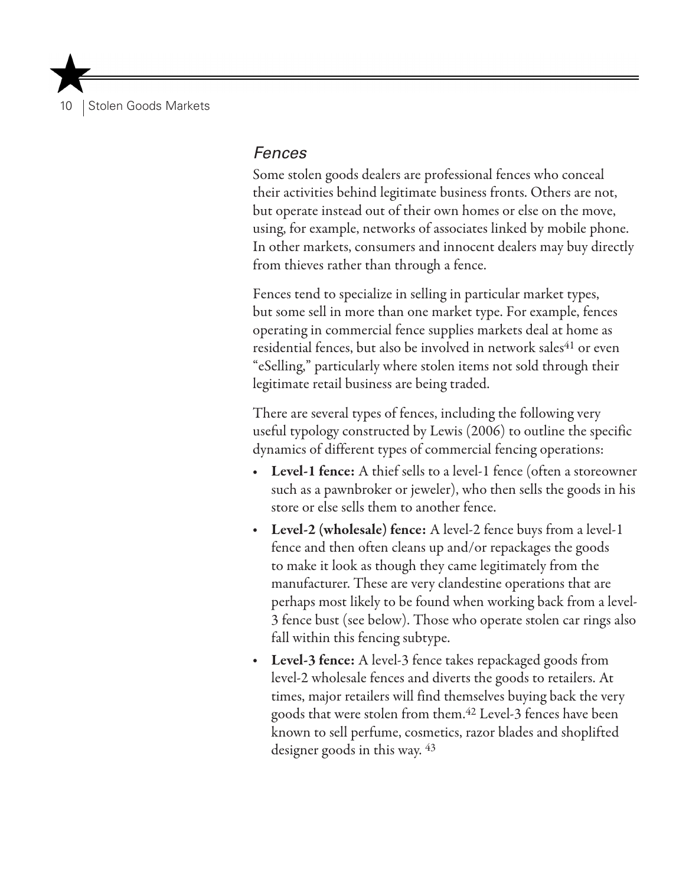### *Fences*

Some stolen goods dealers are professional fences who conceal their activities behind legitimate business fronts. Others are not, but operate instead out of their own homes or else on the move, using, for example, networks of associates linked by mobile phone. In other markets, consumers and innocent dealers may buy directly from thieves rather than through a fence.

Fences tend to specialize in selling in particular market types, but some sell in more than one market type. For example, fences operating in commercial fence supplies markets deal at home as residential fences, but also be involved in network sales[41] or even "eSelling," particularly where stolen items not sold through their legitimate retail business are being traded.

There are several types of fences, including the following very useful typology constructed by Lewis (2006) to outline the specific dynamics of different types of commercial fencing operations:

- **Level-1 fence:** A thief sells to a level-1 fence (often a storeowner such as a pawnbroker or jeweler), who then sells the goods in his store or else sells them to another fence.
- **Level-2 (wholesale) fence:** A level-2 fence buys from a level-1 fence and then often cleans up and/or repackages the goods to make it look as though they came legitimately from the manufacturer. These are very clandestine operations that are perhaps most likely to be found when working back from a level-3 fence bust (see below). Those who operate stolen car rings also fall within this fencing subtype.
- **Level-3 fence:** A level-3 fence takes repackaged goods from level-2 wholesale fences and diverts the goods to retailers. At times, major retailers will find themselves buying back the very goods that were stolen from them.[42] Level-3 fences have been known to sell perfume, cosmetics, razor blades and shoplifted designer goods in this way. [43]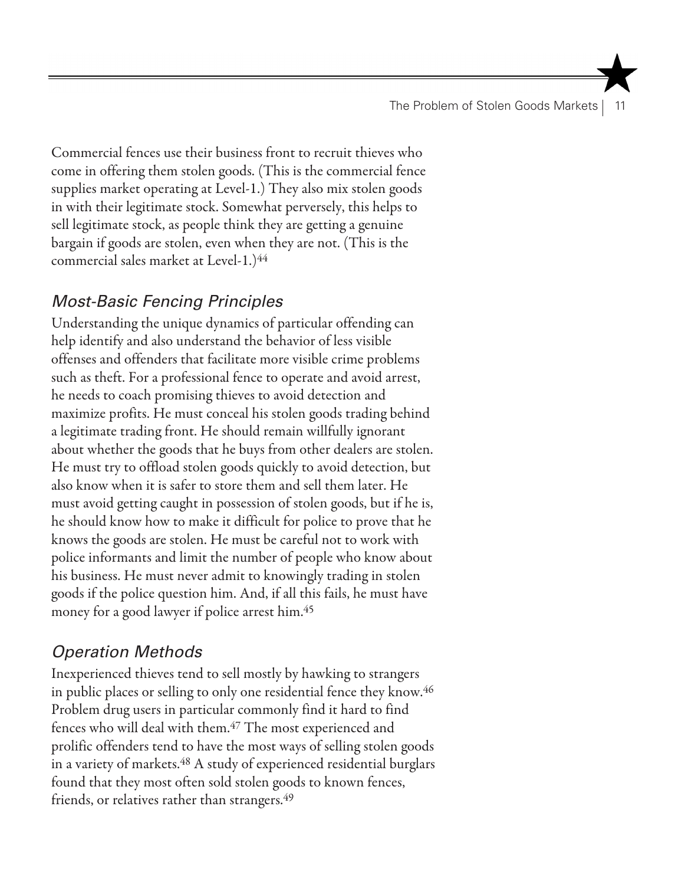Commercial fences use their business front to recruit thieves who come in offering them stolen goods. (This is the commercial fence supplies market operating at Level-1.) They also mix stolen goods in with their legitimate stock. Somewhat perversely, this helps to sell legitimate stock, as people think they are getting a genuine bargain if goods are stolen, even when they are not. (This is the commercial sales market at Level-1.)[44]

## *Most-Basic Fencing Principles*

Understanding the unique dynamics of particular offending can help identify and also understand the behavior of less visible offenses and offenders that facilitate more visible crime problems such as theft. For a professional fence to operate and avoid arrest, he needs to coach promising thieves to avoid detection and maximize profits. He must conceal his stolen goods trading behind a legitimate trading front. He should remain willfully ignorant about whether the goods that he buys from other dealers are stolen. He must try to offload stolen goods quickly to avoid detection, but also know when it is safer to store them and sell them later. He must avoid getting caught in possession of stolen goods, but if he is, he should know how to make it difficult for police to prove that he knows the goods are stolen. He must be careful not to work with police informants and limit the number of people who know about his business. He must never admit to knowingly trading in stolen goods if the police question him. And, if all this fails, he must have money for a good lawyer if police arrest him.[45]

## *Operation Methods*

Inexperienced thieves tend to sell mostly by hawking to strangers in public places or selling to only one residential fence they know.[46] Problem drug users in particular commonly find it hard to find fences who will deal with them.[47] The most experienced and prolific offenders tend to have the most ways of selling stolen goods in a variety of markets.[48] A study of experienced residential burglars found that they most often sold stolen goods to known fences, friends, or relatives rather than strangers.[49]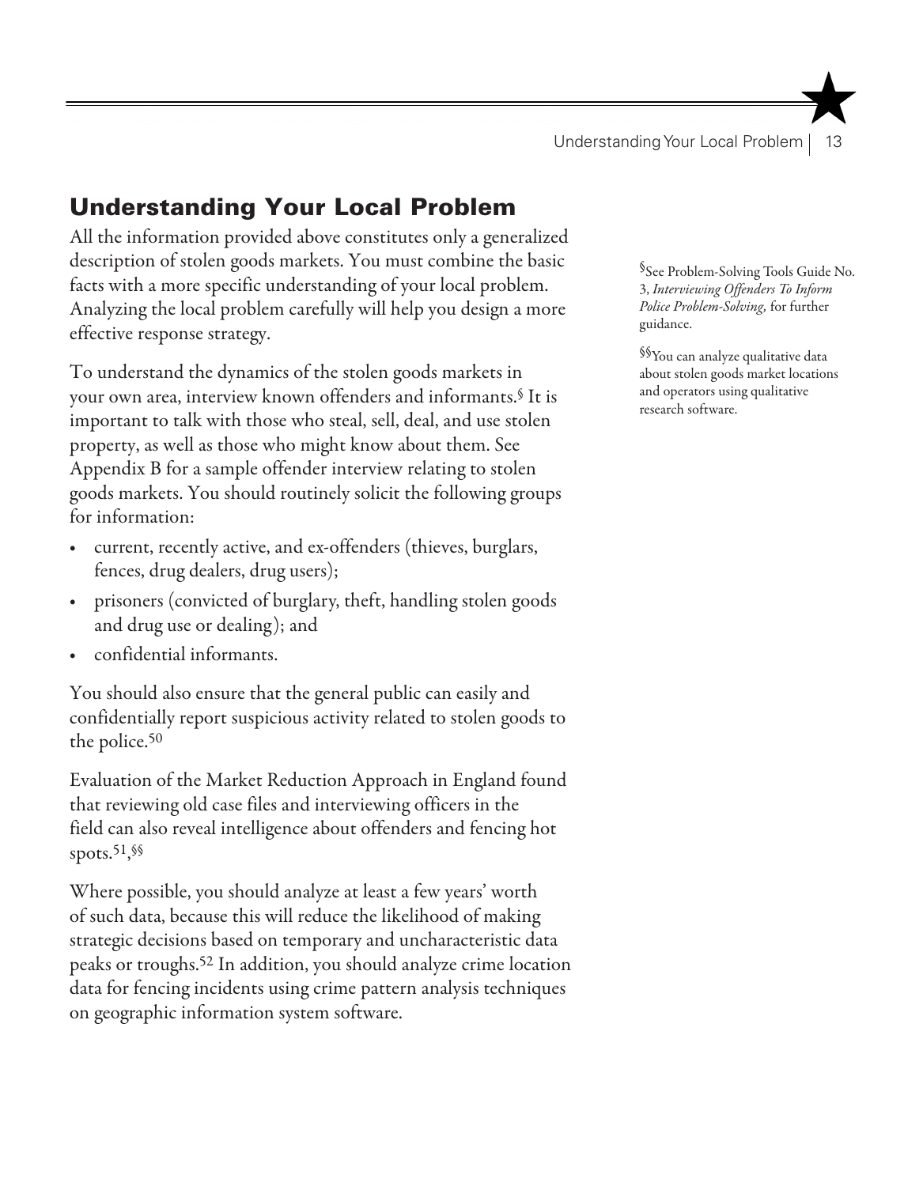## Understanding Your Local Problem

All the information provided above constitutes only a generalized description of stolen goods markets. You must combine the basic facts with a more specific understanding of your local problem. Analyzing the local problem carefully will help you design a more effective response strategy.

To understand the dynamics of the stolen goods markets in your own area, interview known offenders and informants.§ It is important to talk with those who steal, sell, deal, and use stolen property, as well as those who might know about them. See Appendix B for a sample offender interview relating to stolen goods markets. You should routinely solicit the following groups for information:

- current, recently active, and ex-offenders (thieves, burglars, fences, drug dealers, drug users);
- prisoners (convicted of burglary, theft, handling stolen goods and drug use or dealing); and
- confidential informants.

You should also ensure that the general public can easily and confidentially report suspicious activity related to stolen goods to the police.[50]

Evaluation of the Market Reduction Approach in England found that reviewing old case files and interviewing officers in the field can also reveal intelligence about offenders and fencing hot spots.[51],§§

Where possible, you should analyze at least a few years' worth of such data, because this will reduce the likelihood of making strategic decisions based on temporary and uncharacteristic data peaks or troughs.[52] In addition, you should analyze crime location data for fencing incidents using crime pattern analysis techniques on geographic information system software.

§See Problem-Solving Tools Guide No. 3, *Interviewing Offenders To Inform Police Problem-Solving,* for further guidance.

§§You can analyze qualitative data about stolen goods market locations and operators using qualitative research software.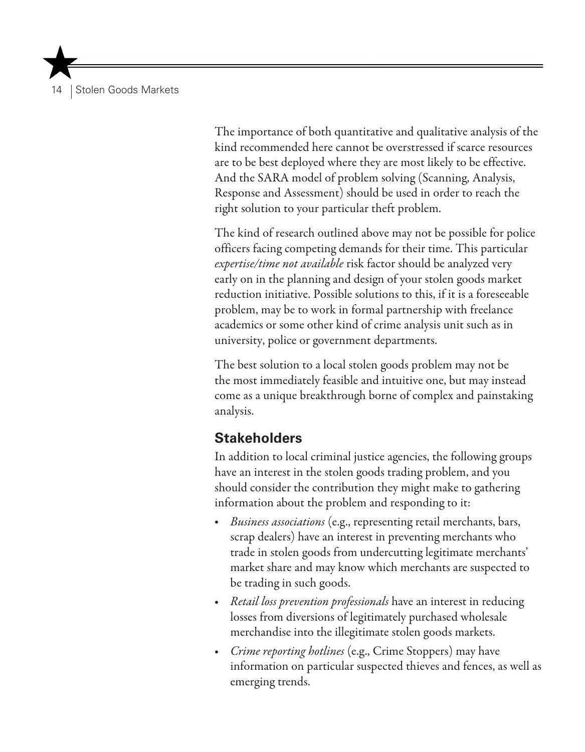The importance of both quantitative and qualitative analysis of the kind recommended here cannot be overstressed if scarce resources are to be best deployed where they are most likely to be effective. And the SARA model of problem solving (Scanning, Analysis, Response and Assessment) should be used in order to reach the right solution to your particular theft problem.

The kind of research outlined above may not be possible for police officers facing competing demands for their time. This particular *expertise/time not available* risk factor should be analyzed very early on in the planning and design of your stolen goods market reduction initiative. Possible solutions to this, if it is a foreseeable problem, may be to work in formal partnership with freelance academics or some other kind of crime analysis unit such as in university, police or government departments.

The best solution to a local stolen goods problem may not be the most immediately feasible and intuitive one, but may instead come as a unique breakthrough borne of complex and painstaking analysis.

## Stakeholders

In addition to local criminal justice agencies, the following groups have an interest in the stolen goods trading problem, and you should consider the contribution they might make to gathering information about the problem and responding to it:

- *Business associations* (e.g., representing retail merchants, bars, scrap dealers) have an interest in preventing merchants who trade in stolen goods from undercutting legitimate merchants' market share and may know which merchants are suspected to be trading in such goods.
- *Retail loss prevention professionals* have an interest in reducing losses from diversions of legitimately purchased wholesale merchandise into the illegitimate stolen goods markets.
- *Crime reporting hotlines* (e.g., Crime Stoppers) may have information on particular suspected thieves and fences, as well as emerging trends.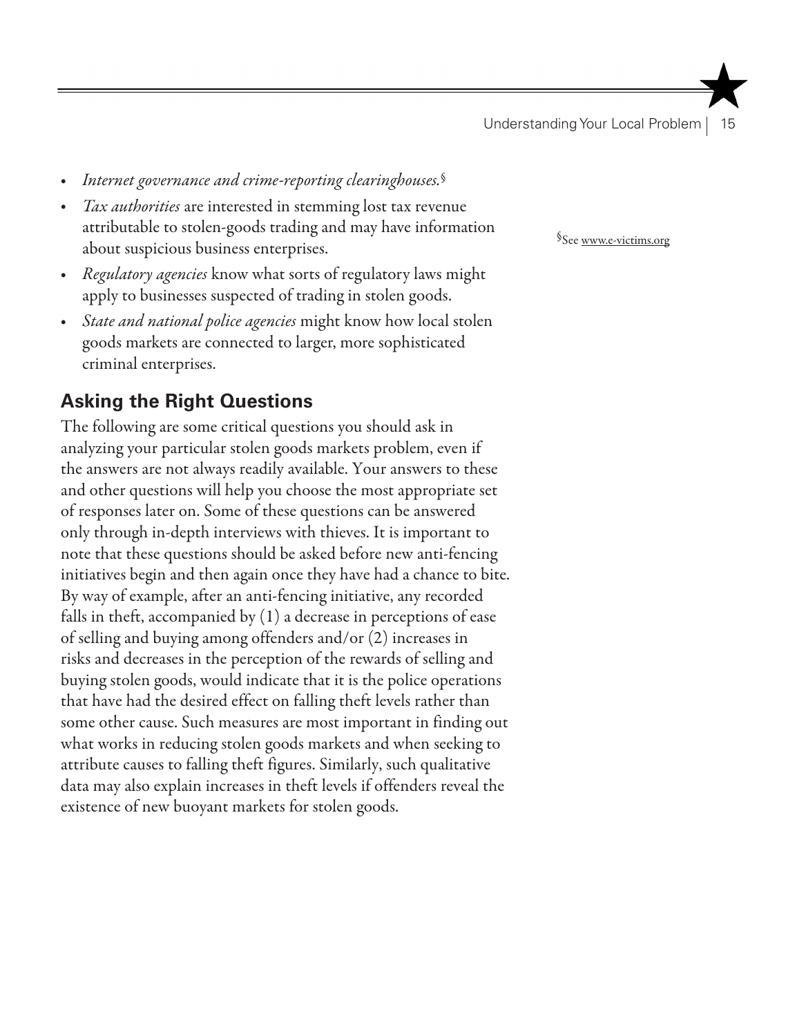- *Internet governance and crime-reporting clearinghouses.*§
- *Tax authorities* are interested in stemming lost tax revenue attributable to stolen-goods trading and may have information about suspicious business enterprises.
- *Regulatory agencies* know what sorts of regulatory laws might apply to businesses suspected of trading in stolen goods.
- *State and national police agencies* might know how local stolen goods markets are connected to larger, more sophisticated criminal enterprises.

§See www.e-victims.org

## Asking the Right Questions

The following are some critical questions you should ask in analyzing your particular stolen goods markets problem, even if the answers are not always readily available. Your answers to these and other questions will help you choose the most appropriate set of responses later on. Some of these questions can be answered only through in-depth interviews with thieves. It is important to note that these questions should be asked before new anti-fencing initiatives begin and then again once they have had a chance to bite. By way of example, after an anti-fencing initiative, any recorded falls in theft, accompanied by (1) a decrease in perceptions of ease of selling and buying among offenders and/or (2) increases in risks and decreases in the perception of the rewards of selling and buying stolen goods, would indicate that it is the police operations that have had the desired effect on falling theft levels rather than some other cause. Such measures are most important in finding out what works in reducing stolen goods markets and when seeking to attribute causes to falling theft figures. Similarly, such qualitative data may also explain increases in theft levels if offenders reveal the existence of new buoyant markets for stolen goods.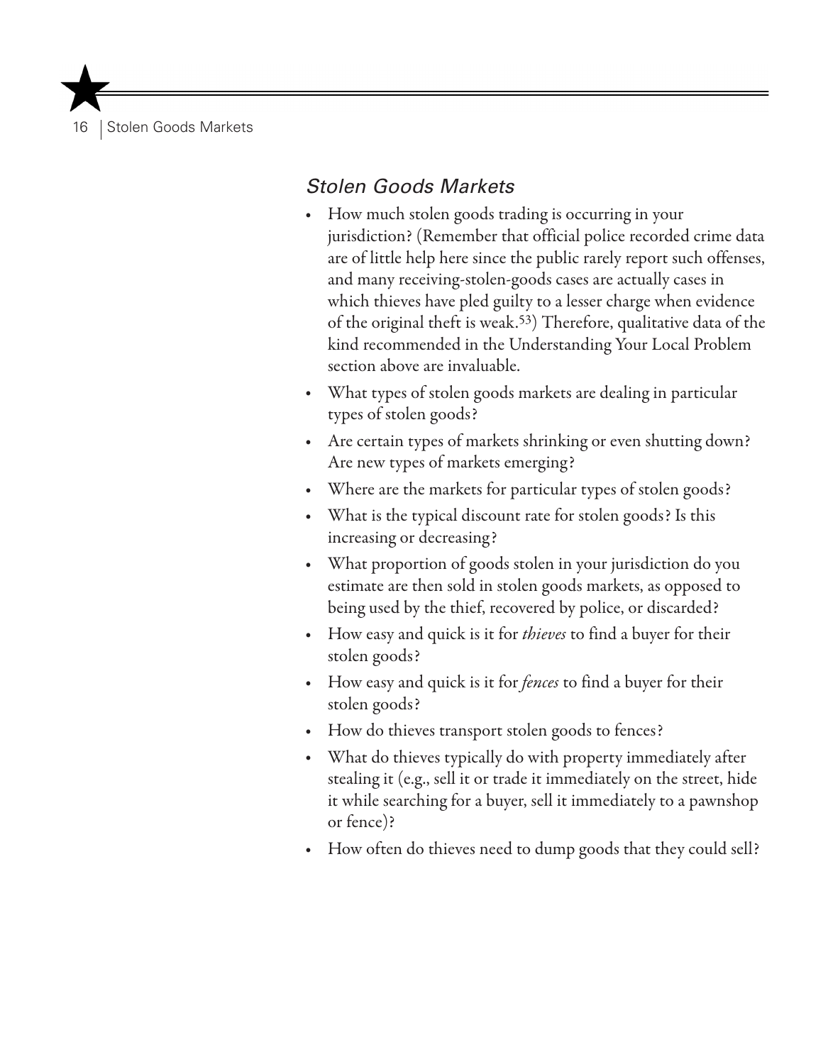### *Stolen Goods Markets*

- How much stolen goods trading is occurring in your jurisdiction? (Remember that official police recorded crime data are of little help here since the public rarely report such offenses, and many receiving-stolen-goods cases are actually cases in which thieves have pled guilty to a lesser charge when evidence of the original theft is weak.[53]) Therefore, qualitative data of the kind recommended in the Understanding Your Local Problem section above are invaluable.
- What types of stolen goods markets are dealing in particular types of stolen goods?
- Are certain types of markets shrinking or even shutting down? Are new types of markets emerging?
- Where are the markets for particular types of stolen goods?
- What is the typical discount rate for stolen goods? Is this increasing or decreasing?
- What proportion of goods stolen in your jurisdiction do you estimate are then sold in stolen goods markets, as opposed to being used by the thief, recovered by police, or discarded?
- How easy and quick is it for *thieves* to find a buyer for their stolen goods?
- How easy and quick is it for *fences* to find a buyer for their stolen goods?
- How do thieves transport stolen goods to fences?
- What do thieves typically do with property immediately after stealing it (e.g., sell it or trade it immediately on the street, hide it while searching for a buyer, sell it immediately to a pawnshop or fence)?
- How often do thieves need to dump goods that they could sell?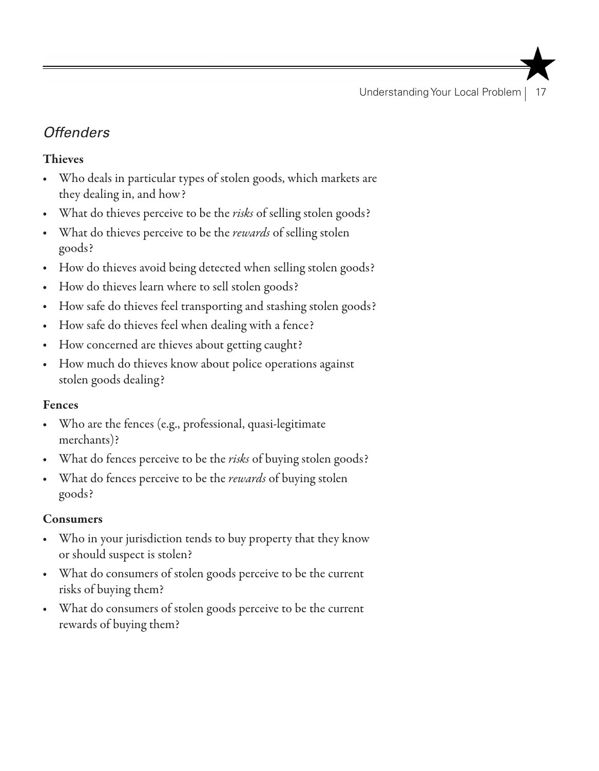## *Offenders*

### Thieves

- Who deals in particular types of stolen goods, which markets are they dealing in, and how?
- What do thieves perceive to be the *risks* of selling stolen goods?
- What do thieves perceive to be the *rewards* of selling stolen goods?
- How do thieves avoid being detected when selling stolen goods?
- How do thieves learn where to sell stolen goods?
- How safe do thieves feel transporting and stashing stolen goods?
- How safe do thieves feel when dealing with a fence?
- How concerned are thieves about getting caught?
- How much do thieves know about police operations against stolen goods dealing?

### Fences

- Who are the fences (e.g., professional, quasi-legitimate merchants)?
- What do fences perceive to be the *risks* of buying stolen goods?
- What do fences perceive to be the *rewards* of buying stolen goods?

### Consumers

- Who in your jurisdiction tends to buy property that they know or should suspect is stolen?
- What do consumers of stolen goods perceive to be the current risks of buying them?
- What do consumers of stolen goods perceive to be the current rewards of buying them?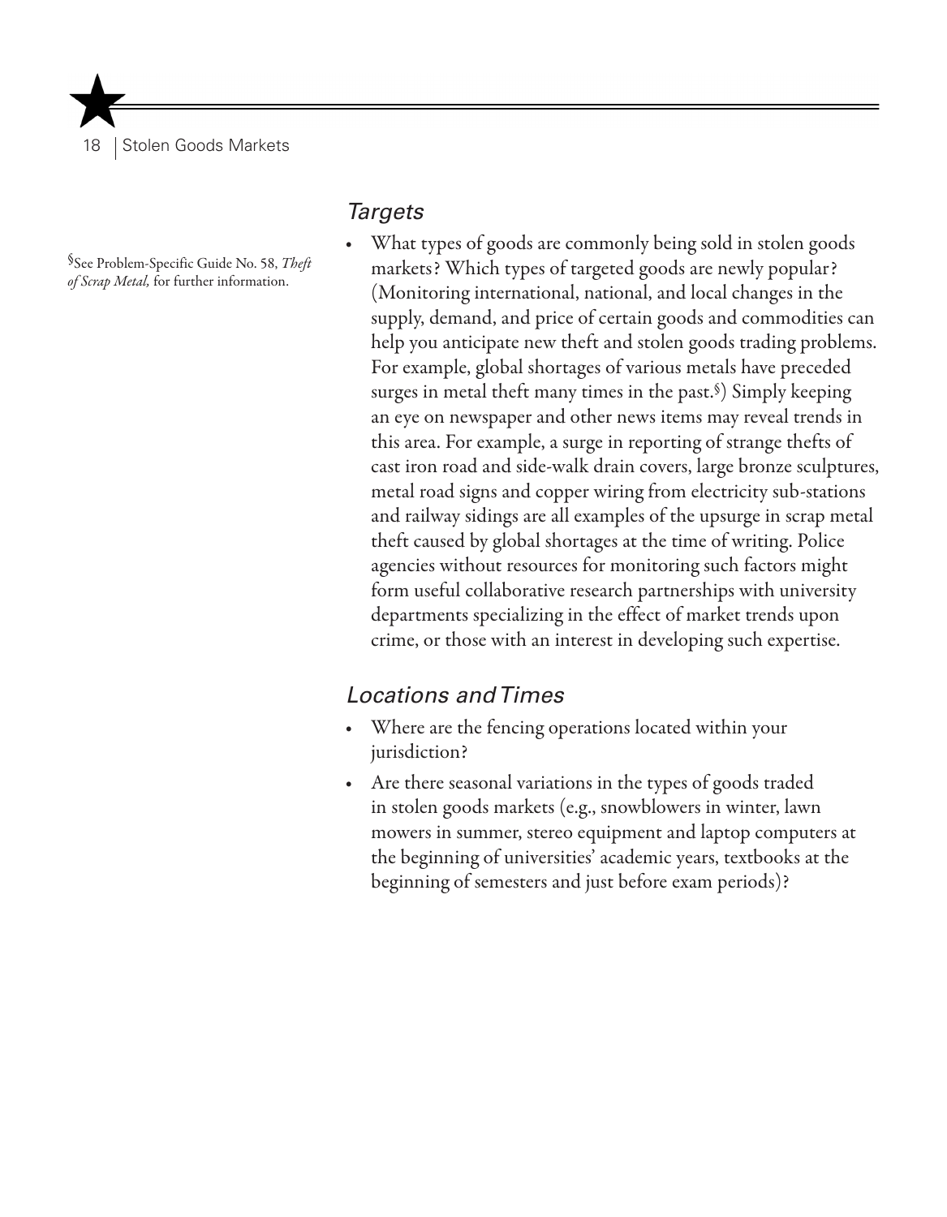### Targets

- What types of goods are commonly being sold in stolen goods markets? Which types of targeted goods are newly popular? (Monitoring international, national, and local changes in the supply, demand, and price of certain goods and commodities can help you anticipate new theft and stolen goods trading problems. For example, global shortages of various metals have preceded surges in metal theft many times in the past.[§]) Simply keeping an eye on newspaper and other news items may reveal trends in this area. For example, a surge in reporting of strange thefts of cast iron road and side-walk drain covers, large bronze sculptures, metal road signs and copper wiring from electricity sub-stations and railway sidings are all examples of the upsurge in scrap metal theft caused by global shortages at the time of writing. Police agencies without resources for monitoring such factors might form useful collaborative research partnerships with university departments specializing in the effect of market trends upon crime, or those with an interest in developing such expertise.

[§] See Problem-Specific Guide No. 58, *Theft of Scrap Metal,* for further information.

### Locations and Times

- Where are the fencing operations located within your jurisdiction?
- Are there seasonal variations in the types of goods traded in stolen goods markets (e.g., snowblowers in winter, lawn mowers in summer, stereo equipment and laptop computers at the beginning of universities' academic years, textbooks at the beginning of semesters and just before exam periods)?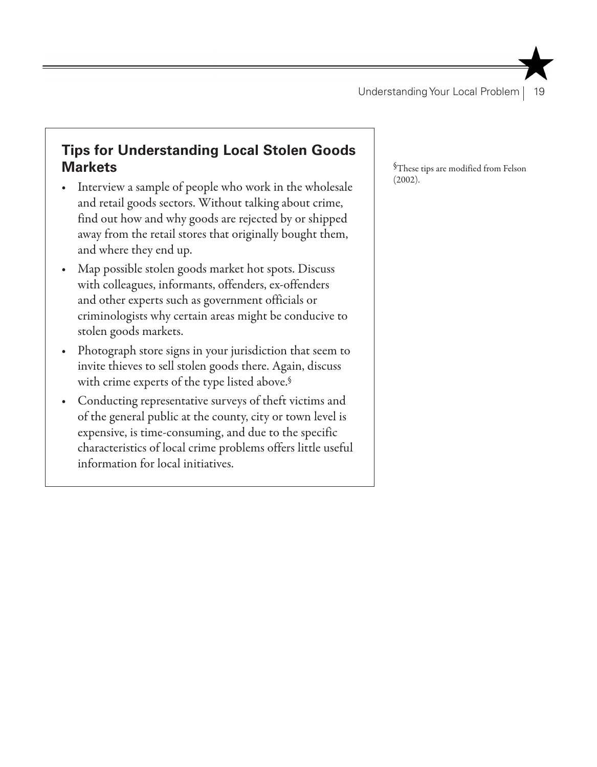## Tips for Understanding Local Stolen Goods Markets

- Interview a sample of people who work in the wholesale and retail goods sectors. Without talking about crime, find out how and why goods are rejected by or shipped away from the retail stores that originally bought them, and where they end up.
- Map possible stolen goods market hot spots. Discuss with colleagues, informants, offenders, ex-offenders and other experts such as government officials or criminologists why certain areas might be conducive to stolen goods markets.
- Photograph store signs in your jurisdiction that seem to invite thieves to sell stolen goods there. Again, discuss with crime experts of the type listed above.[§]
- Conducting representative surveys of theft victims and of the general public at the county, city or town level is expensive, is time-consuming, and due to the specific characteristics of local crime problems offers little useful information for local initiatives.

[§] These tips are modified from Felson (2002).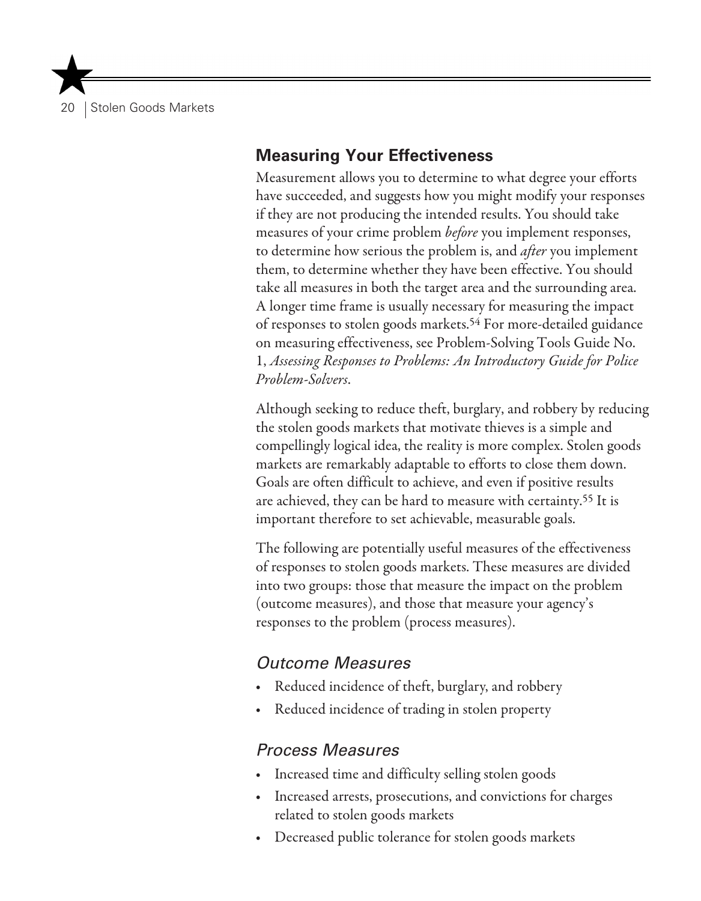## Measuring Your Effectiveness

Measurement allows you to determine to what degree your efforts have succeeded, and suggests how you might modify your responses if they are not producing the intended results. You should take measures of your crime problem *before* you implement responses, to determine how serious the problem is, and *after* you implement them, to determine whether they have been effective. You should take all measures in both the target area and the surrounding area. A longer time frame is usually necessary for measuring the impact of responses to stolen goods markets.[54] For more-detailed guidance on measuring effectiveness, see Problem-Solving Tools Guide No. 1, *Assessing Responses to Problems: An Introductory Guide for Police Problem-Solvers*.

Although seeking to reduce theft, burglary, and robbery by reducing the stolen goods markets that motivate thieves is a simple and compellingly logical idea, the reality is more complex. Stolen goods markets are remarkably adaptable to efforts to close them down. Goals are often difficult to achieve, and even if positive results are achieved, they can be hard to measure with certainty.[55] It is important therefore to set achievable, measurable goals.

The following are potentially useful measures of the effectiveness of responses to stolen goods markets. These measures are divided into two groups: those that measure the impact on the problem (outcome measures), and those that measure your agency's responses to the problem (process measures).

### *Outcome Measures*

- Reduced incidence of theft, burglary, and robbery
- Reduced incidence of trading in stolen property

### *Process Measures*

- Increased time and difficulty selling stolen goods
- Increased arrests, prosecutions, and convictions for charges related to stolen goods markets
- Decreased public tolerance for stolen goods markets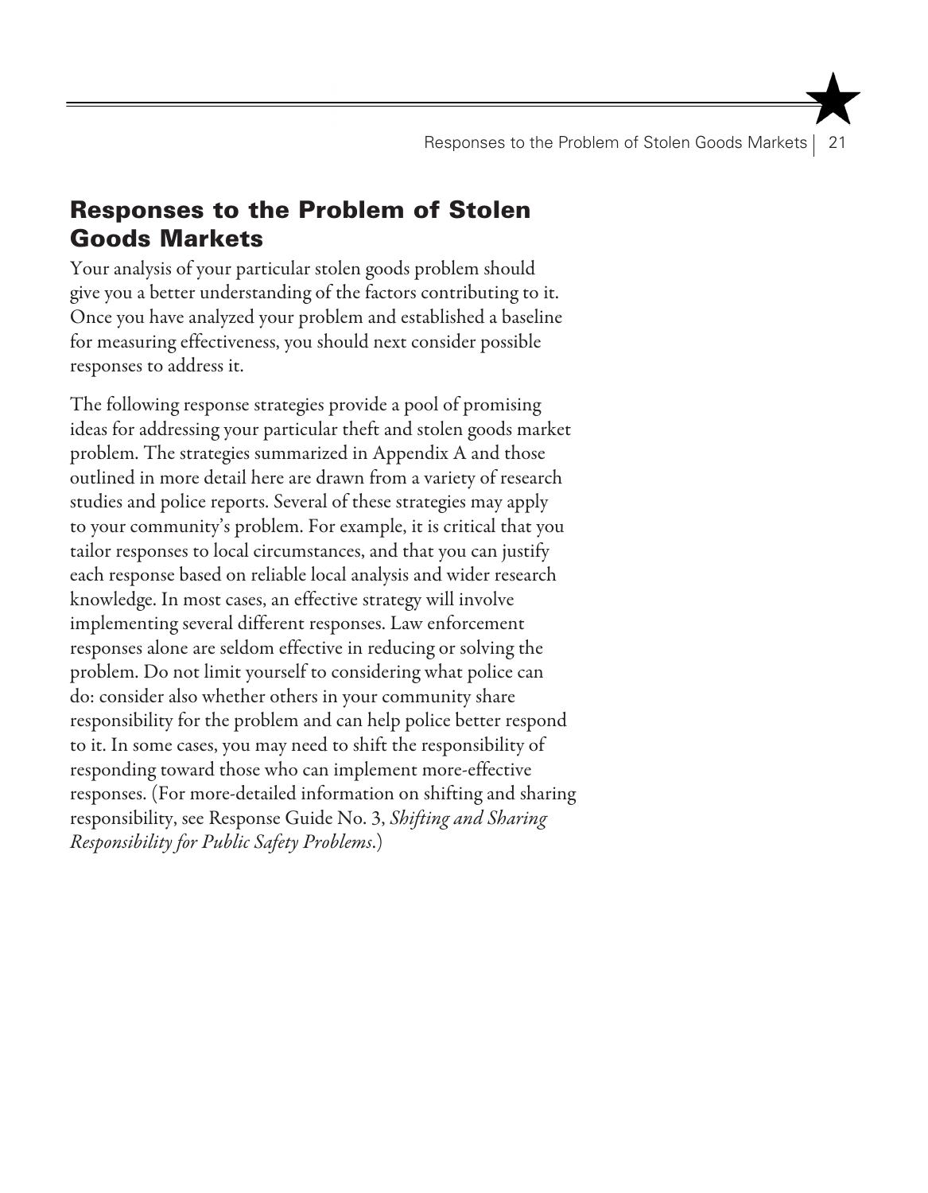## Responses to the Problem of Stolen Goods Markets

Your analysis of your particular stolen goods problem should give you a better understanding of the factors contributing to it. Once you have analyzed your problem and established a baseline for measuring effectiveness, you should next consider possible responses to address it.

The following response strategies provide a pool of promising ideas for addressing your particular theft and stolen goods market problem. The strategies summarized in Appendix A and those outlined in more detail here are drawn from a variety of research studies and police reports. Several of these strategies may apply to your community's problem. For example, it is critical that you tailor responses to local circumstances, and that you can justify each response based on reliable local analysis and wider research knowledge. In most cases, an effective strategy will involve implementing several different responses. Law enforcement responses alone are seldom effective in reducing or solving the problem. Do not limit yourself to considering what police can do: consider also whether others in your community share responsibility for the problem and can help police better respond to it. In some cases, you may need to shift the responsibility of responding toward those who can implement more-effective responses. (For more-detailed information on shifting and sharing responsibility, see Response Guide No. 3, *Shifting and Sharing Responsibility for Public Safety Problems*.)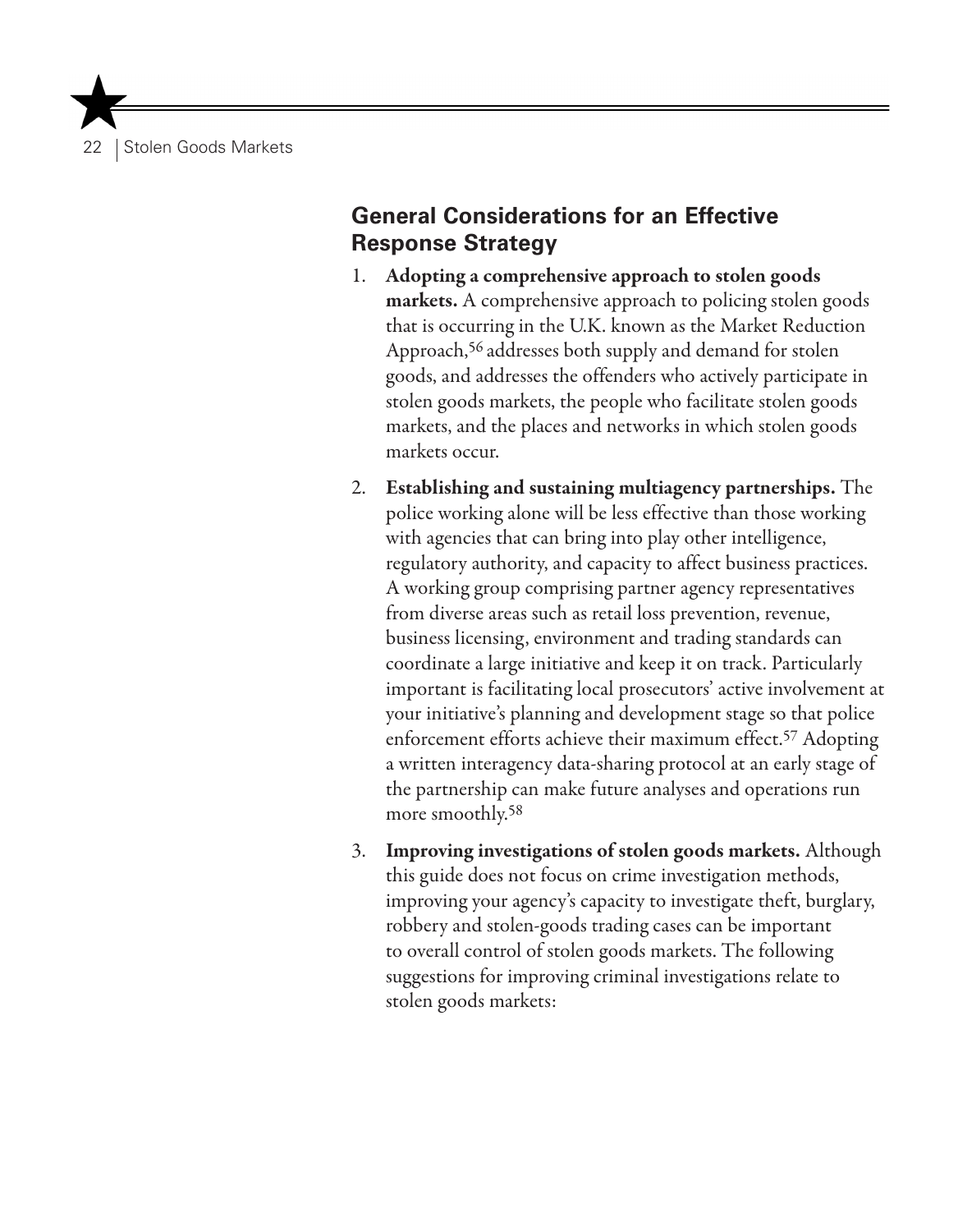## General Considerations for an Effective Response Strategy

1. **Adopting a comprehensive approach to stolen goods markets.** A comprehensive approach to policing stolen goods that is occurring in the U.K. known as the Market Reduction Approach,[56] addresses both supply and demand for stolen goods, and addresses the offenders who actively participate in stolen goods markets, the people who facilitate stolen goods markets, and the places and networks in which stolen goods markets occur.

2. **Establishing and sustaining multiagency partnerships.** The police working alone will be less effective than those working with agencies that can bring into play other intelligence, regulatory authority, and capacity to affect business practices. A working group comprising partner agency representatives from diverse areas such as retail loss prevention, revenue, business licensing, environment and trading standards can coordinate a large initiative and keep it on track. Particularly important is facilitating local prosecutors' active involvement at your initiative's planning and development stage so that police enforcement efforts achieve their maximum effect.[57] Adopting a written interagency data-sharing protocol at an early stage of the partnership can make future analyses and operations run more smoothly.[58]

3. **Improving investigations of stolen goods markets.** Although this guide does not focus on crime investigation methods, improving your agency's capacity to investigate theft, burglary, robbery and stolen-goods trading cases can be important to overall control of stolen goods markets. The following suggestions for improving criminal investigations relate to stolen goods markets: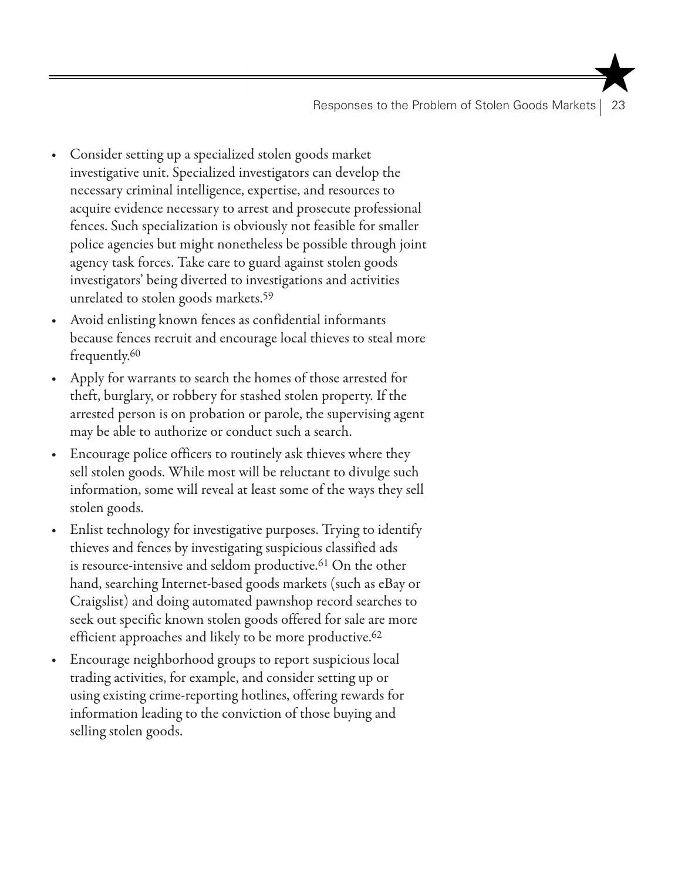- Consider setting up a specialized stolen goods market investigative unit. Specialized investigators can develop the necessary criminal intelligence, expertise, and resources to acquire evidence necessary to arrest and prosecute professional fences. Such specialization is obviously not feasible for smaller police agencies but might nonetheless be possible through joint agency task forces. Take care to guard against stolen goods investigators' being diverted to investigations and activities unrelated to stolen goods markets.[59]
- Avoid enlisting known fences as confidential informants because fences recruit and encourage local thieves to steal more frequently.[60]
- Apply for warrants to search the homes of those arrested for theft, burglary, or robbery for stashed stolen property. If the arrested person is on probation or parole, the supervising agent may be able to authorize or conduct such a search.
- Encourage police officers to routinely ask thieves where they sell stolen goods. While most will be reluctant to divulge such information, some will reveal at least some of the ways they sell stolen goods.
- Enlist technology for investigative purposes. Trying to identify thieves and fences by investigating suspicious classified ads is resource-intensive and seldom productive.[61] On the other hand, searching Internet-based goods markets (such as eBay or Craigslist) and doing automated pawnshop record searches to seek out specific known stolen goods offered for sale are more efficient approaches and likely to be more productive.[62]
- Encourage neighborhood groups to report suspicious local trading activities, for example, and consider setting up or using existing crime-reporting hotlines, offering rewards for information leading to the conviction of those buying and selling stolen goods.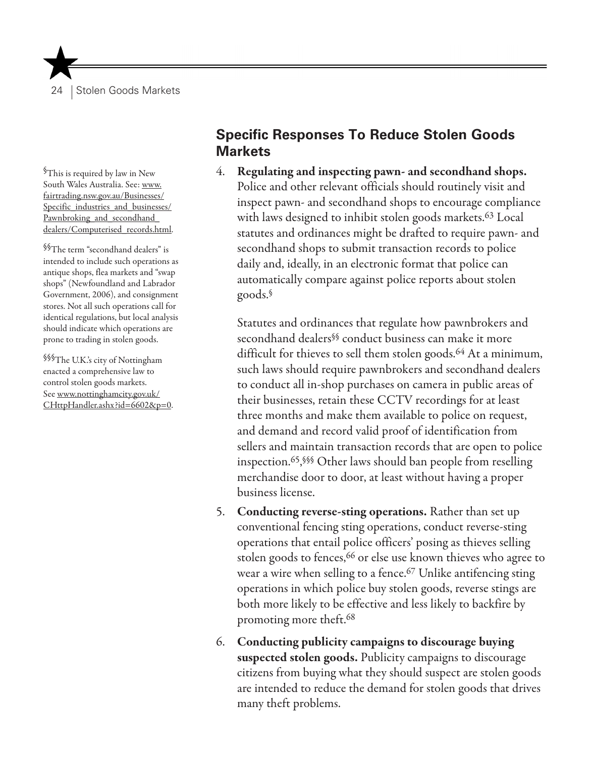## Specific Responses To Reduce Stolen Goods Markets

4. **Regulating and inspecting pawn- and secondhand shops.** Police and other relevant officials should routinely visit and inspect pawn- and secondhand shops to encourage compliance with laws designed to inhibit stolen goods markets.[63] Local statutes and ordinances might be drafted to require pawn- and secondhand shops to submit transaction records to police daily and, ideally, in an electronic format that police can automatically compare against police reports about stolen goods.[§]

   Statutes and ordinances that regulate how pawnbrokers and secondhand dealers[§§] conduct business can make it more difficult for thieves to sell them stolen goods.[64] At a minimum, such laws should require pawnbrokers and secondhand dealers to conduct all in-shop purchases on camera in public areas of their businesses, retain these CCTV recordings for at least three months and make them available to police on request, and demand and record valid proof of identification from sellers and maintain transaction records that are open to police inspection.[65,§§§] Other laws should ban people from reselling merchandise door to door, at least without having a proper business license.

5. **Conducting reverse-sting operations.** Rather than set up conventional fencing sting operations, conduct reverse-sting operations that entail police officers' posing as thieves selling stolen goods to fences,[66] or else use known thieves who agree to wear a wire when selling to a fence.[67] Unlike antifencing sting operations in which police buy stolen goods, reverse stings are both more likely to be effective and less likely to backfire by promoting more theft.[68]

6. **Conducting publicity campaigns to discourage buying suspected stolen goods.** Publicity campaigns to discourage citizens from buying what they should suspect are stolen goods are intended to reduce the demand for stolen goods that drives many theft problems.

---

[§] This is required by law in New South Wales Australia. See: www.fairtrading.nsw.gov.au/Businesses/Specific_industries_and_businesses/Pawnbroking_and_secondhand_dealers/Computerised_records.html.

[§§] The term "secondhand dealers" is intended to include such operations as antique shops, flea markets and "swap shops" (Newfoundland and Labrador Government, 2006), and consignment stores. Not all such operations call for identical regulations, but local analysis should indicate which operations are prone to trading in stolen goods.

[§§§] The U.K.'s city of Nottingham enacted a comprehensive law to control stolen goods markets. See www.nottinghamcity.gov.uk/CHttpHandler.ashx?id=6602&p=0.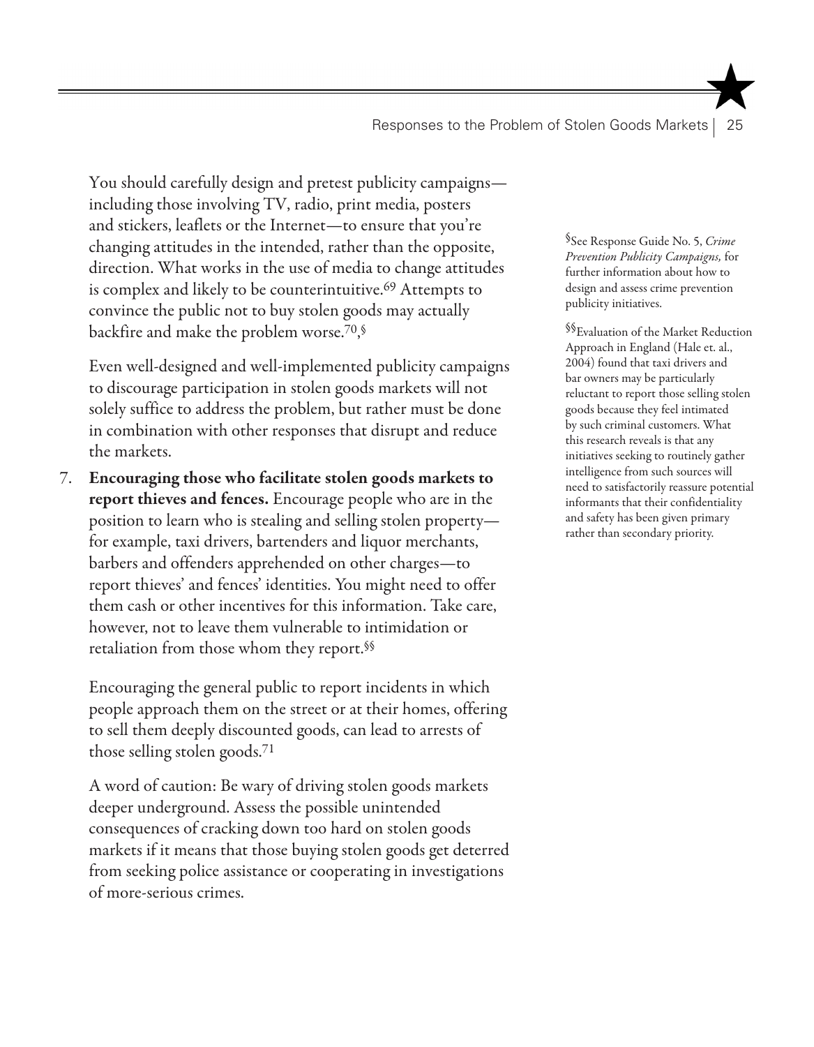You should carefully design and pretest publicity campaigns—including those involving TV, radio, print media, posters and stickers, leaflets or the Internet—to ensure that you're changing attitudes in the intended, rather than the opposite, direction. What works in the use of media to change attitudes is complex and likely to be counterintuitive.[69] Attempts to convince the public not to buy stolen goods may actually backfire and make the problem worse.[70,§]

Even well-designed and well-implemented publicity campaigns to discourage participation in stolen goods markets will not solely suffice to address the problem, but rather must be done in combination with other responses that disrupt and reduce the markets.

7. **Encouraging those who facilitate stolen goods markets to report thieves and fences.** Encourage people who are in the position to learn who is stealing and selling stolen property—for example, taxi drivers, bartenders and liquor merchants, barbers and offenders apprehended on other charges—to report thieves' and fences' identities. You might need to offer them cash or other incentives for this information. Take care, however, not to leave them vulnerable to intimidation or retaliation from those whom they report.[§§]

   Encouraging the general public to report incidents in which people approach them on the street or at their homes, offering to sell them deeply discounted goods, can lead to arrests of those selling stolen goods.[71]

   A word of caution: Be wary of driving stolen goods markets deeper underground. Assess the possible unintended consequences of cracking down too hard on stolen goods markets if it means that those buying stolen goods get deterred from seeking police assistance or cooperating in investigations of more-serious crimes.

[§] See Response Guide No. 5, *Crime Prevention Publicity Campaigns,* for further information about how to design and assess crime prevention publicity initiatives.

[§§] Evaluation of the Market Reduction Approach in England (Hale et. al., 2004) found that taxi drivers and bar owners may be particularly reluctant to report those selling stolen goods because they feel intimated by such criminal customers. What this research reveals is that any initiatives seeking to routinely gather intelligence from such sources will need to satisfactorily reassure potential informants that their confidentiality and safety has been given primary rather than secondary priority.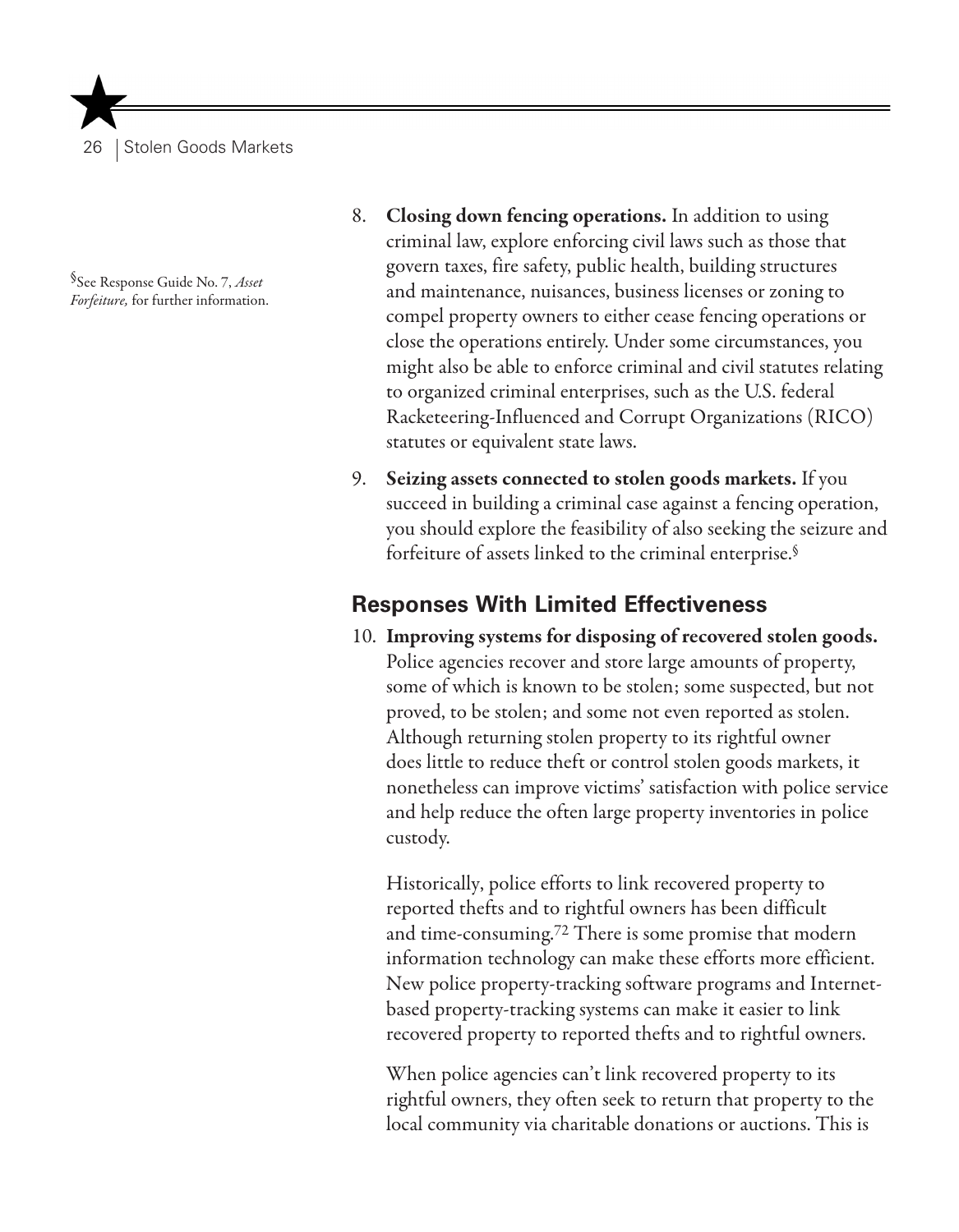8. **Closing down fencing operations.** In addition to using criminal law, explore enforcing civil laws such as those that govern taxes, fire safety, public health, building structures and maintenance, nuisances, business licenses or zoning to compel property owners to either cease fencing operations or close the operations entirely. Under some circumstances, you might also be able to enforce criminal and civil statutes relating to organized criminal enterprises, such as the U.S. federal Racketeering-Influenced and Corrupt Organizations (RICO) statutes or equivalent state laws.

9. **Seizing assets connected to stolen goods markets.** If you succeed in building a criminal case against a fencing operation, you should explore the feasibility of also seeking the seizure and forfeiture of assets linked to the criminal enterprise.[§]

[§] See Response Guide No. 7, *Asset Forfeiture,* for further information.

## Responses With Limited Effectiveness

10. **Improving systems for disposing of recovered stolen goods.** Police agencies recover and store large amounts of property, some of which is known to be stolen; some suspected, but not proved, to be stolen; and some not even reported as stolen. Although returning stolen property to its rightful owner does little to reduce theft or control stolen goods markets, it nonetheless can improve victims' satisfaction with police service and help reduce the often large property inventories in police custody.

    Historically, police efforts to link recovered property to reported thefts and to rightful owners has been difficult and time-consuming.[72] There is some promise that modern information technology can make these efforts more efficient. New police property-tracking software programs and Internet-based property-tracking systems can make it easier to link recovered property to reported thefts and to rightful owners.

    When police agencies can't link recovered property to its rightful owners, they often seek to return that property to the local community via charitable donations or auctions. This is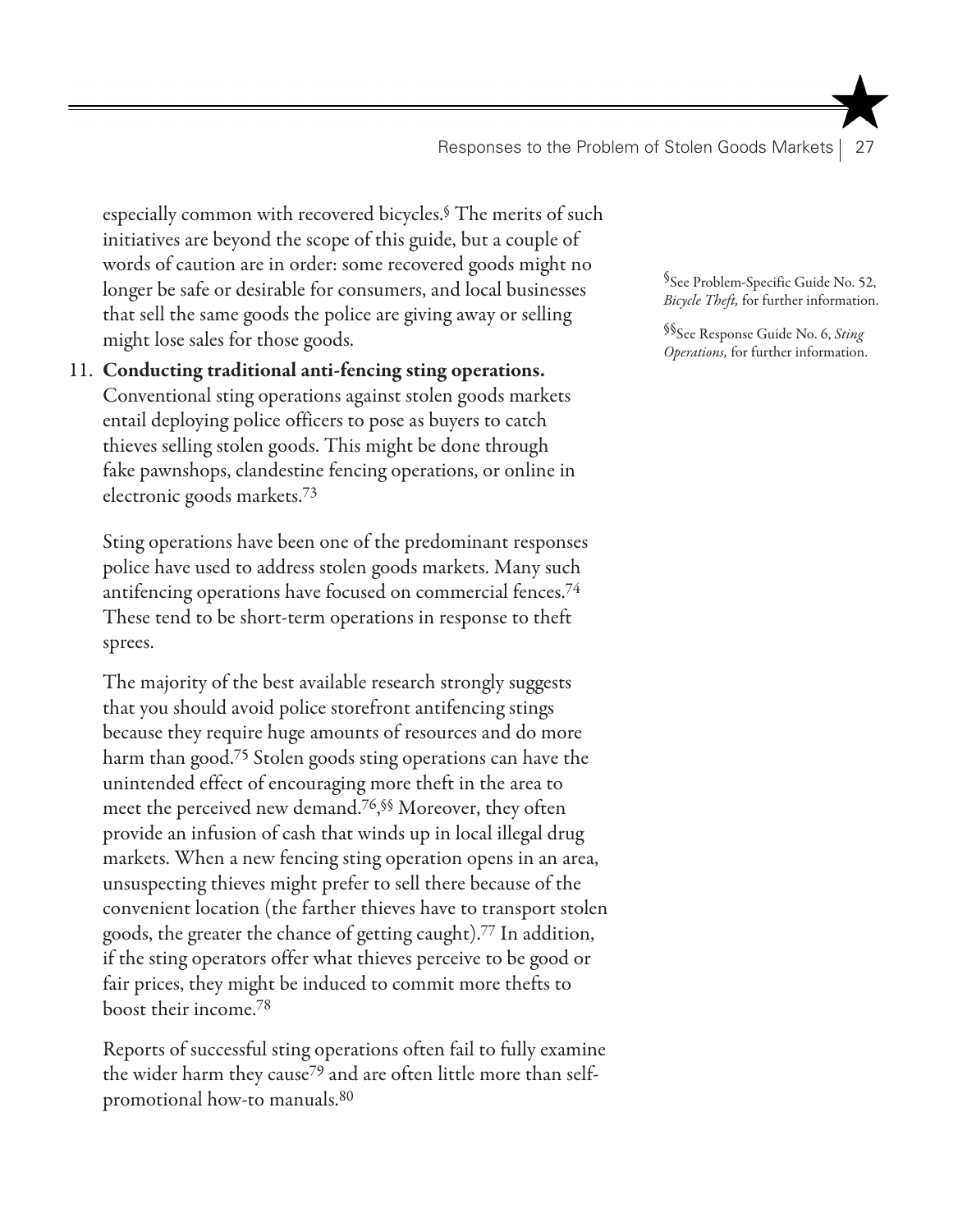especially common with recovered bicycles.[§] The merits of such initiatives are beyond the scope of this guide, but a couple of words of caution are in order: some recovered goods might no longer be safe or desirable for consumers, and local businesses that sell the same goods the police are giving away or selling might lose sales for those goods.

11. **Conducting traditional anti-fencing sting operations.** Conventional sting operations against stolen goods markets entail deploying police officers to pose as buyers to catch thieves selling stolen goods. This might be done through fake pawnshops, clandestine fencing operations, or online in electronic goods markets.[73]

    Sting operations have been one of the predominant responses police have used to address stolen goods markets. Many such antifencing operations have focused on commercial fences.[74] These tend to be short-term operations in response to theft sprees.

    The majority of the best available research strongly suggests that you should avoid police storefront antifencing stings because they require huge amounts of resources and do more harm than good.[75] Stolen goods sting operations can have the unintended effect of encouraging more theft in the area to meet the perceived new demand.[76,§§] Moreover, they often provide an infusion of cash that winds up in local illegal drug markets. When a new fencing sting operation opens in an area, unsuspecting thieves might prefer to sell there because of the convenient location (the farther thieves have to transport stolen goods, the greater the chance of getting caught).[77] In addition, if the sting operators offer what thieves perceive to be good or fair prices, they might be induced to commit more thefts to boost their income.[78]

    Reports of successful sting operations often fail to fully examine the wider harm they cause[79] and are often little more than self-promotional how-to manuals.[80]

[§] See Problem-Specific Guide No. 52, *Bicycle Theft,* for further information.

[§§] See Response Guide No. 6, *Sting Operations,* for further information.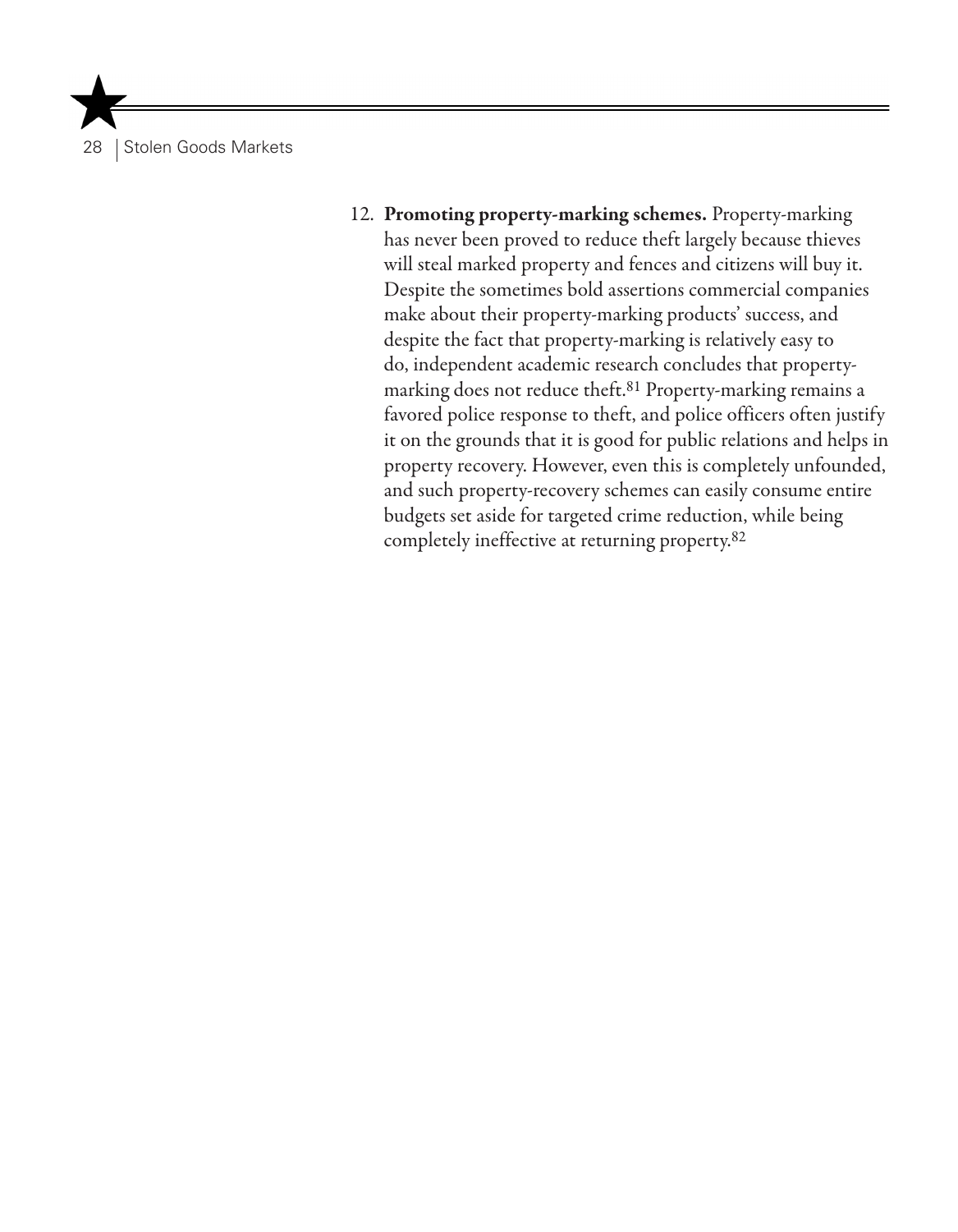12. **Promoting property-marking schemes.** Property-marking has never been proved to reduce theft largely because thieves will steal marked property and fences and citizens will buy it. Despite the sometimes bold assertions commercial companies make about their property-marking products' success, and despite the fact that property-marking is relatively easy to do, independent academic research concludes that property-marking does not reduce theft.[81] Property-marking remains a favored police response to theft, and police officers often justify it on the grounds that it is good for public relations and helps in property recovery. However, even this is completely unfounded, and such property-recovery schemes can easily consume entire budgets set aside for targeted crime reduction, while being completely ineffective at returning property.[82]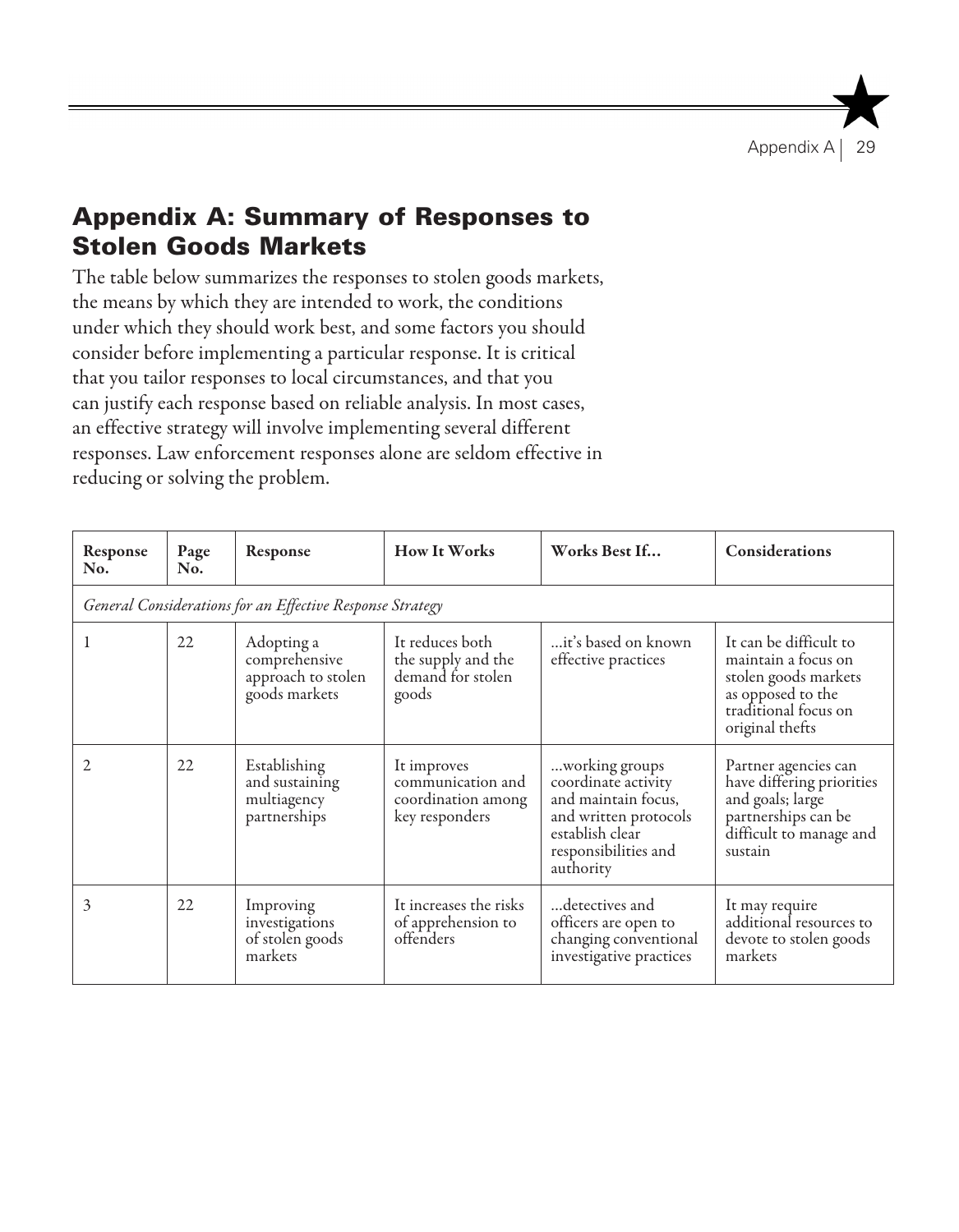## Appendix A: Summary of Responses to Stolen Goods Markets

The table below summarizes the responses to stolen goods markets, the means by which they are intended to work, the conditions under which they should work best, and some factors you should consider before implementing a particular response. It is critical that you tailor responses to local circumstances, and that you can justify each response based on reliable analysis. In most cases, an effective strategy will involve implementing several different responses. Law enforcement responses alone are seldom effective in reducing or solving the problem.

| Response No. | Page No. | Response | How It Works | Works Best If… | Considerations |
|---|---|---|---|---|---|
| *General Considerations for an Effective Response Strategy* | | | | | |
| 1 | 22 | Adopting a comprehensive approach to stolen goods markets | It reduces both the supply and the demand for stolen goods | …it's based on known effective practices | It can be difficult to maintain a focus on stolen goods markets as opposed to the traditional focus on original thefts |
| 2 | 22 | Establishing and sustaining multiagency partnerships | It improves communication and coordination among key responders | …working groups coordinate activity and maintain focus, and written protocols establish clear responsibilities and authority | Partner agencies can have differing priorities and goals; large partnerships can be difficult to manage and sustain |
| 3 | 22 | Improving investigations of stolen goods markets | It increases the risks of apprehension to offenders | …detectives and officers are open to changing conventional investigative practices | It may require additional resources to devote to stolen goods markets |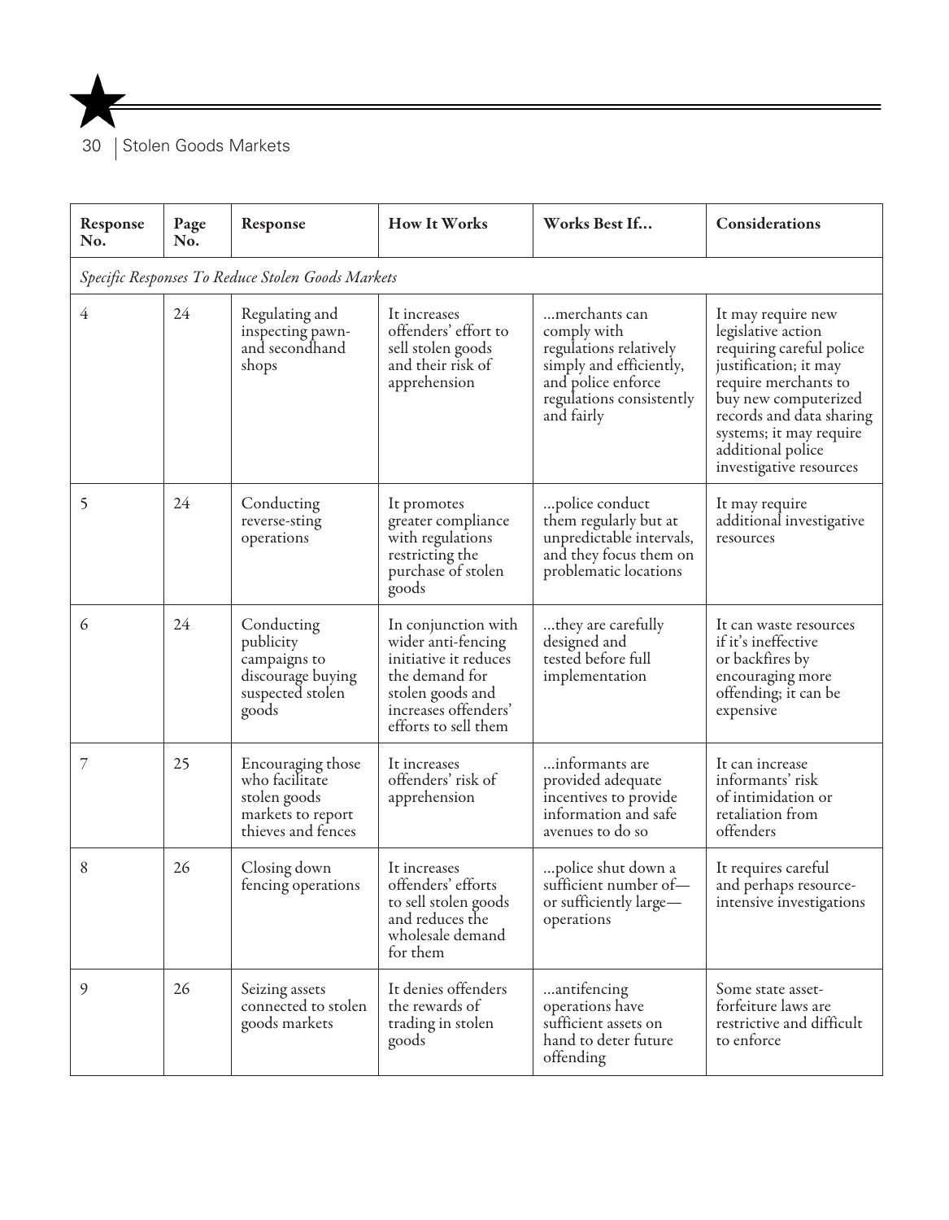| Response No. | Page No. | Response | How It Works | Works Best If... | Considerations |
|---|---|---|---|---|---|
| *Specific Responses To Reduce Stolen Goods Markets* | | | | | |
| 4 | 24 | Regulating and inspecting pawn- and secondhand shops | It increases offenders' effort to sell stolen goods and their risk of apprehension | ...merchants can comply with regulations relatively simply and efficiently, and police enforce regulations consistently and fairly | It may require new legislative action requiring careful police justification; it may require merchants to buy new computerized records and data sharing systems; it may require additional police investigative resources |
| 5 | 24 | Conducting reverse-sting operations | It promotes greater compliance with regulations restricting the purchase of stolen goods | ...police conduct them regularly but at unpredictable intervals, and they focus them on problematic locations | It may require additional investigative resources |
| 6 | 24 | Conducting publicity campaigns to discourage buying suspected stolen goods | In conjunction with wider anti-fencing initiative it reduces the demand for stolen goods and increases offenders' efforts to sell them | ...they are carefully designed and tested before full implementation | It can waste resources if it's ineffective or backfires by encouraging more offending; it can be expensive |
| 7 | 25 | Encouraging those who facilitate stolen goods markets to report thieves and fences | It increases offenders' risk of apprehension | ...informants are provided adequate incentives to provide information and safe avenues to do so | It can increase informants' risk of intimidation or retaliation from offenders |
| 8 | 26 | Closing down fencing operations | It increases offenders' efforts to sell stolen goods and reduces the wholesale demand for them | ...police shut down a sufficient number of—or sufficiently large—operations | It requires careful and perhaps resource-intensive investigations |
| 9 | 26 | Seizing assets connected to stolen goods markets | It denies offenders the rewards of trading in stolen goods | ...antifencing operations have sufficient assets on hand to deter future offending | Some state asset-forfeiture laws are restrictive and difficult to enforce |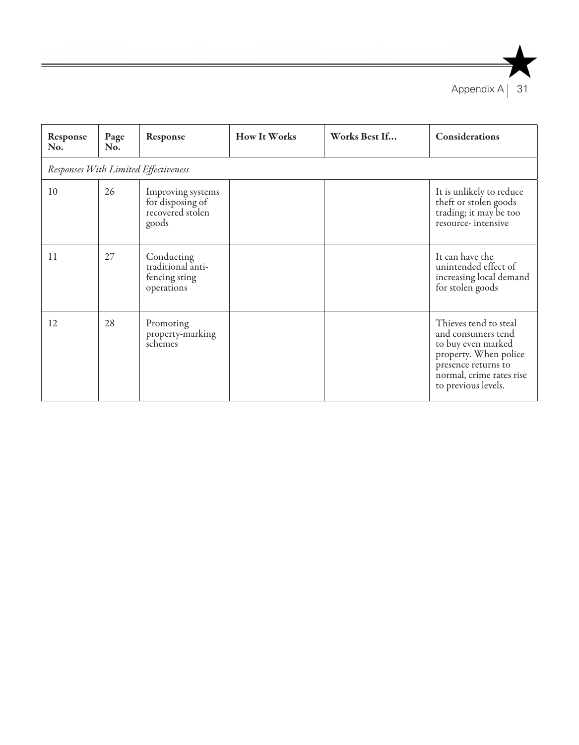| Response No. | Page No. | Response | How It Works | Works Best If... | Considerations |
|---|---|---|---|---|---|
| *Responses With Limited Effectiveness* | | | | | |
| 10 | 26 | Improving systems for disposing of recovered stolen goods | | | It is unlikely to reduce theft or stolen goods trading; it may be too resource- intensive |
| 11 | 27 | Conducting traditional anti-fencing sting operations | | | It can have the unintended effect of increasing local demand for stolen goods |
| 12 | 28 | Promoting property-marking schemes | | | Thieves tend to steal and consumers tend to buy even marked property. When police presence returns to normal, crime rates rise to previous levels. |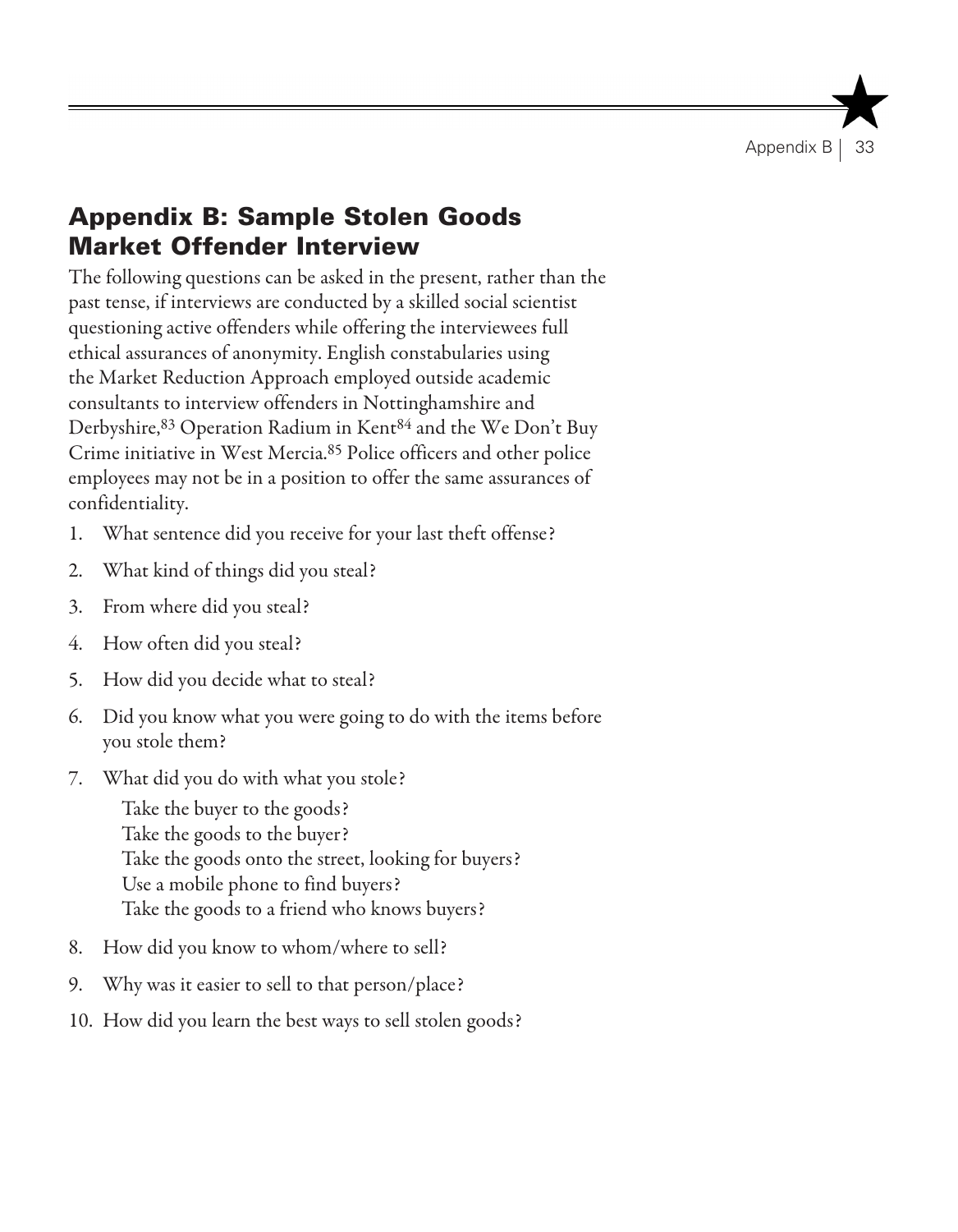## Appendix B: Sample Stolen Goods Market Offender Interview

The following questions can be asked in the present, rather than the past tense, if interviews are conducted by a skilled social scientist questioning active offenders while offering the interviewees full ethical assurances of anonymity. English constabularies using the Market Reduction Approach employed outside academic consultants to interview offenders in Nottinghamshire and Derbyshire,[83] Operation Radium in Kent[84] and the We Don't Buy Crime initiative in West Mercia.[85] Police officers and other police employees may not be in a position to offer the same assurances of confidentiality.

1. What sentence did you receive for your last theft offense?
2. What kind of things did you steal?
3. From where did you steal?
4. How often did you steal?
5. How did you decide what to steal?
6. Did you know what you were going to do with the items before you stole them?
7. What did you do with what you stole?
   Take the buyer to the goods?
   Take the goods to the buyer?
   Take the goods onto the street, looking for buyers?
   Use a mobile phone to find buyers?
   Take the goods to a friend who knows buyers?
8. How did you know to whom/where to sell?
9. Why was it easier to sell to that person/place?
10. How did you learn the best ways to sell stolen goods?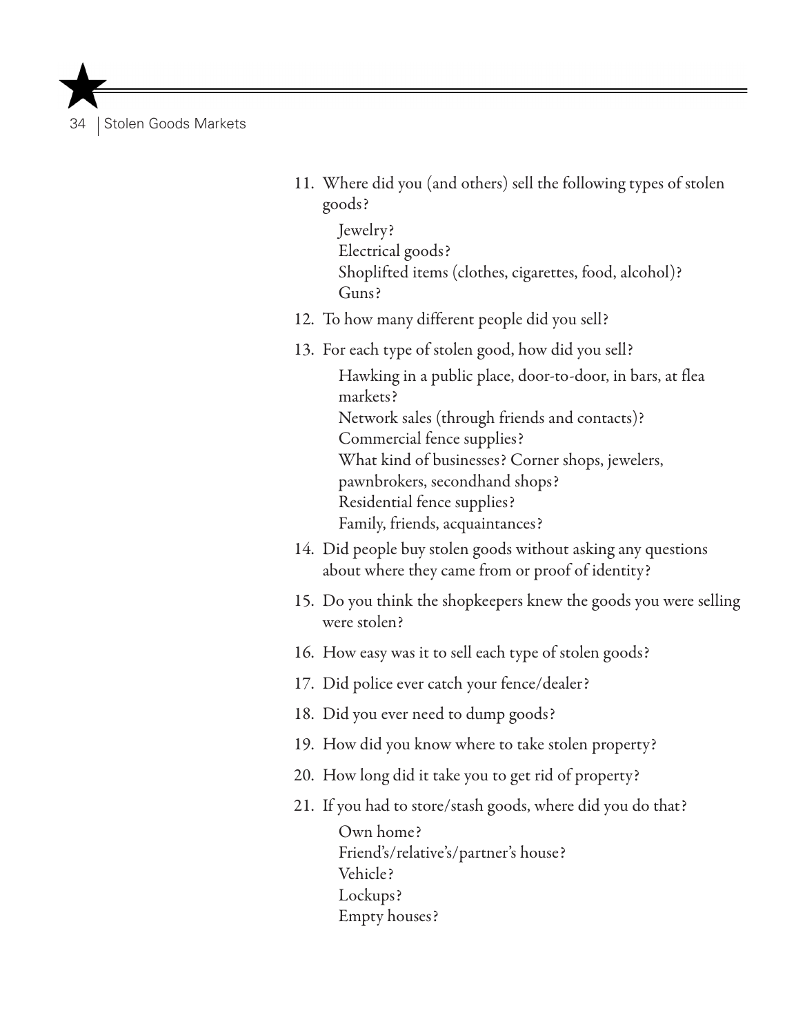11. Where did you (and others) sell the following types of stolen goods?

    Jewelry?
    Electrical goods?
    Shoplifted items (clothes, cigarettes, food, alcohol)?
    Guns?

12. To how many different people did you sell?
13. For each type of stolen good, how did you sell?

    Hawking in a public place, door-to-door, in bars, at flea markets?
    Network sales (through friends and contacts)?
    Commercial fence supplies?
    What kind of businesses? Corner shops, jewelers, pawnbrokers, secondhand shops?
    Residential fence supplies?
    Family, friends, acquaintances?

14. Did people buy stolen goods without asking any questions about where they came from or proof of identity?
15. Do you think the shopkeepers knew the goods you were selling were stolen?
16. How easy was it to sell each type of stolen goods?
17. Did police ever catch your fence/dealer?
18. Did you ever need to dump goods?
19. How did you know where to take stolen property?
20. How long did it take you to get rid of property?
21. If you had to store/stash goods, where did you do that?

    Own home?
    Friend's/relative's/partner's house?
    Vehicle?
    Lockups?
    Empty houses?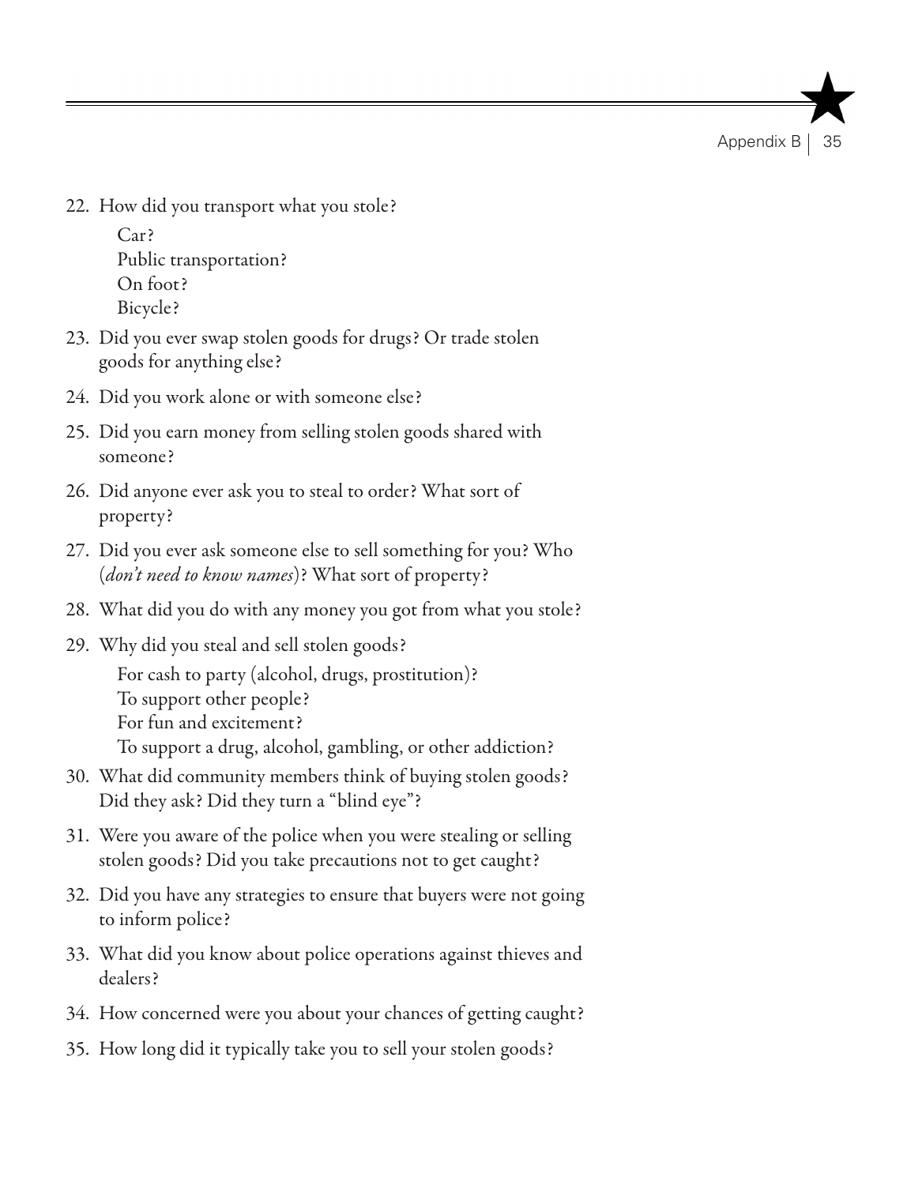22. How did you transport what you stole?

    Car?
    Public transportation?
    On foot?
    Bicycle?

23. Did you ever swap stolen goods for drugs? Or trade stolen goods for anything else?
24. Did you work alone or with someone else?
25. Did you earn money from selling stolen goods shared with someone?
26. Did anyone ever ask you to steal to order? What sort of property?
27. Did you ever ask someone else to sell something for you? Who (*don't need to know names*)? What sort of property?
28. What did you do with any money you got from what you stole?
29. Why did you steal and sell stolen goods?

    For cash to party (alcohol, drugs, prostitution)?
    To support other people?
    For fun and excitement?
    To support a drug, alcohol, gambling, or other addiction?

30. What did community members think of buying stolen goods? Did they ask? Did they turn a "blind eye"?
31. Were you aware of the police when you were stealing or selling stolen goods? Did you take precautions not to get caught?
32. Did you have any strategies to ensure that buyers were not going to inform police?
33. What did you know about police operations against thieves and dealers?
34. How concerned were you about your chances of getting caught?
35. How long did it typically take you to sell your stolen goods?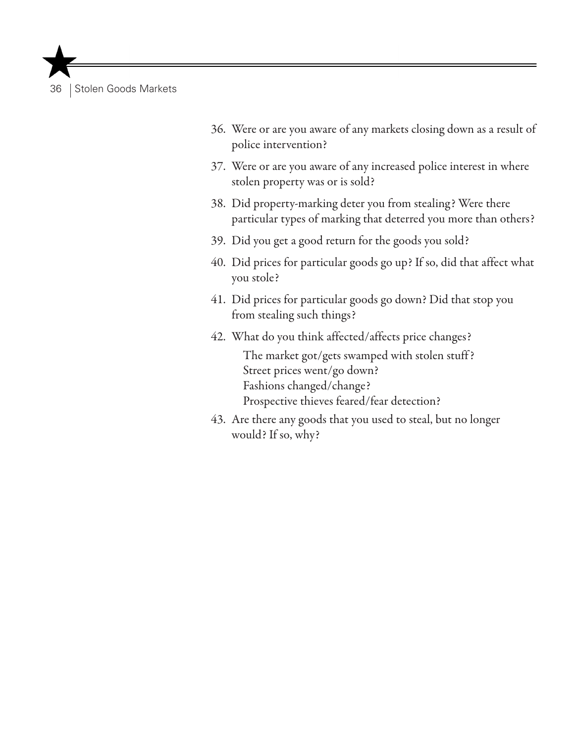36. Were or are you aware of any markets closing down as a result of police intervention?

37. Were or are you aware of any increased police interest in where stolen property was or is sold?

38. Did property-marking deter you from stealing? Were there particular types of marking that deterred you more than others?

39. Did you get a good return for the goods you sold?

40. Did prices for particular goods go up? If so, did that affect what you stole?

41. Did prices for particular goods go down? Did that stop you from stealing such things?

42. What do you think affected/affects price changes?

    The market got/gets swamped with stolen stuff?
    Street prices went/go down?
    Fashions changed/change?
    Prospective thieves feared/fear detection?

43. Are there any goods that you used to steal, but no longer would? If so, why?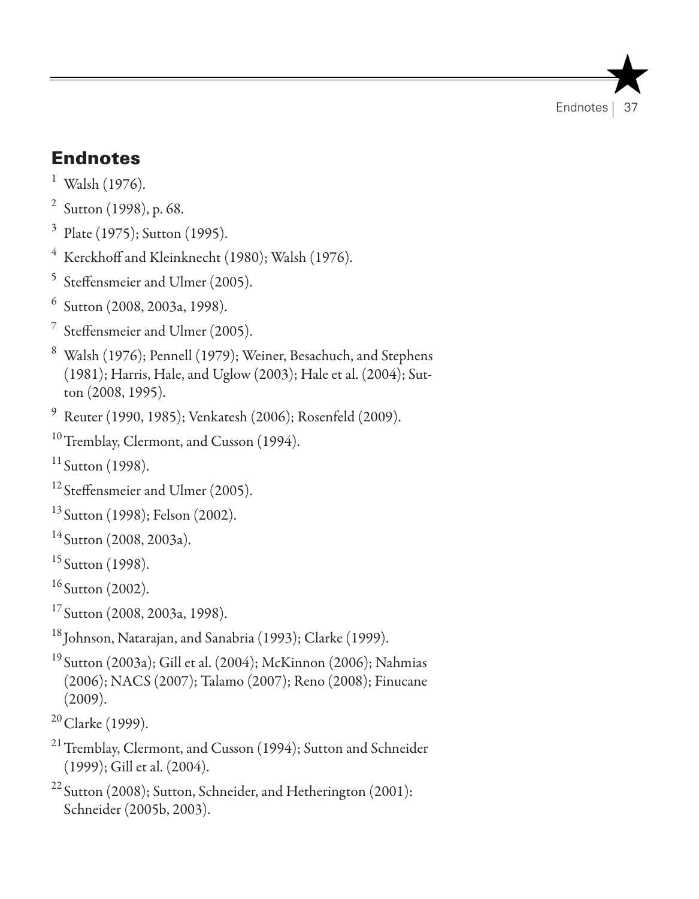## Endnotes

[1] Walsh (1976).

[2] Sutton (1998), p. 68.

[3] Plate (1975); Sutton (1995).

[4] Kerckhoff and Kleinknecht (1980); Walsh (1976).

[5] Steffensmeier and Ulmer (2005).

[6] Sutton (2008, 2003a, 1998).

[7] Steffensmeier and Ulmer (2005).

[8] Walsh (1976); Pennell (1979); Weiner, Besachuch, and Stephens (1981); Harris, Hale, and Uglow (2003); Hale et al. (2004); Sutton (2008, 1995).

[9] Reuter (1990, 1985); Venkatesh (2006); Rosenfeld (2009).

[10] Tremblay, Clermont, and Cusson (1994).

[11] Sutton (1998).

[12] Steffensmeier and Ulmer (2005).

[13] Sutton (1998); Felson (2002).

[14] Sutton (2008, 2003a).

[15] Sutton (1998).

[16] Sutton (2002).

[17] Sutton (2008, 2003a, 1998).

[18] Johnson, Natarajan, and Sanabria (1993); Clarke (1999).

[19] Sutton (2003a); Gill et al. (2004); McKinnon (2006); Nahmias (2006); NACS (2007); Talamo (2007); Reno (2008); Finucane (2009).

[20] Clarke (1999).

[21] Tremblay, Clermont, and Cusson (1994); Sutton and Schneider (1999); Gill et al. (2004).

[22] Sutton (2008); Sutton, Schneider, and Hetherington (2001): Schneider (2005b, 2003).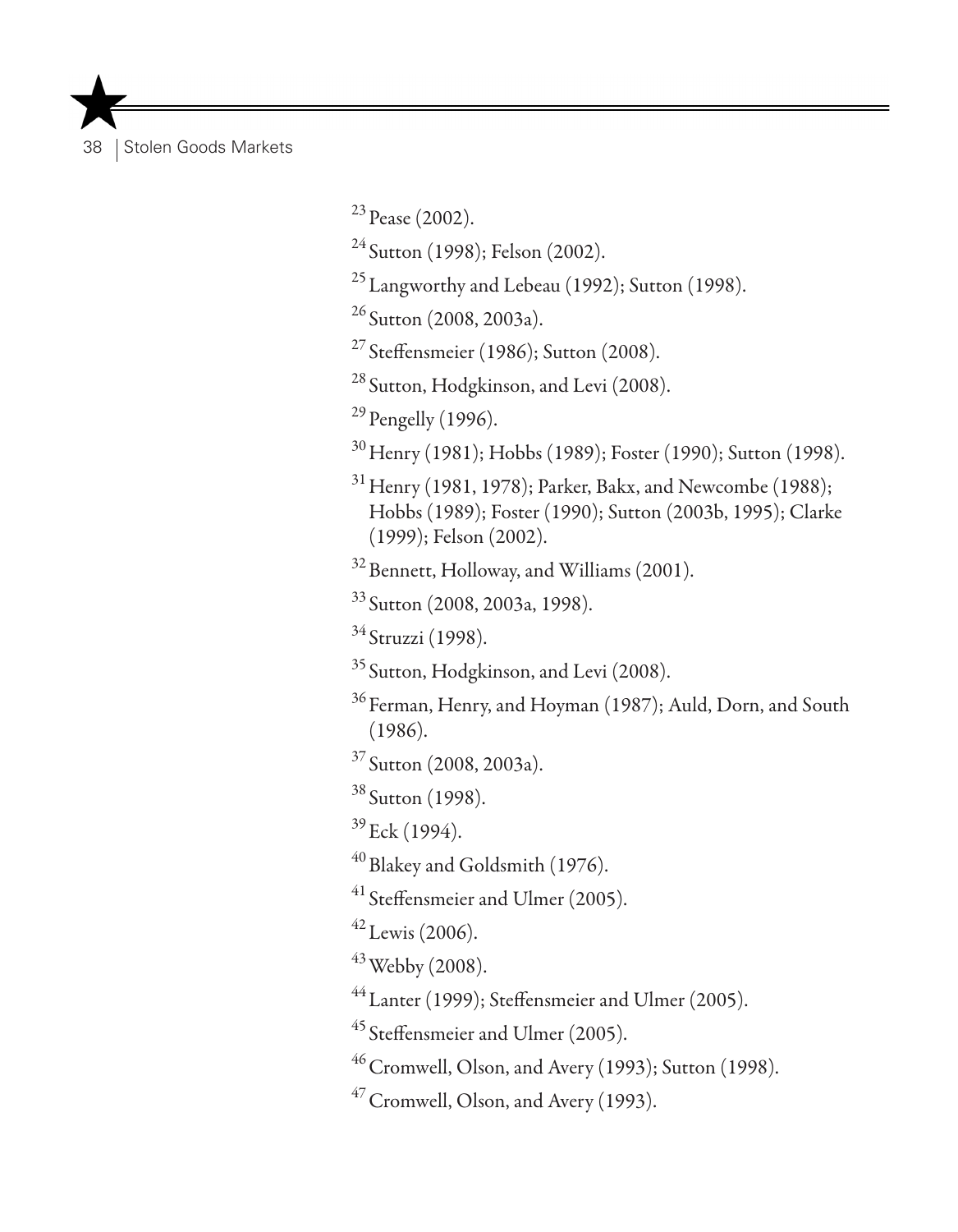[23] Pease (2002).

[24] Sutton (1998); Felson (2002).

[25] Langworthy and Lebeau (1992); Sutton (1998).

[26] Sutton (2008, 2003a).

[27] Steffensmeier (1986); Sutton (2008).

[28] Sutton, Hodgkinson, and Levi (2008).

[29] Pengelly (1996).

[30] Henry (1981); Hobbs (1989); Foster (1990); Sutton (1998).

[31] Henry (1981, 1978); Parker, Bakx, and Newcombe (1988); Hobbs (1989); Foster (1990); Sutton (2003b, 1995); Clarke (1999); Felson (2002).

[32] Bennett, Holloway, and Williams (2001).

[33] Sutton (2008, 2003a, 1998).

[34] Struzzi (1998).

[35] Sutton, Hodgkinson, and Levi (2008).

[36] Ferman, Henry, and Hoyman (1987); Auld, Dorn, and South (1986).

[37] Sutton (2008, 2003a).

[38] Sutton (1998).

[39] Eck (1994).

[40] Blakey and Goldsmith (1976).

[41] Steffensmeier and Ulmer (2005).

[42] Lewis (2006).

[43] Webby (2008).

[44] Lanter (1999); Steffensmeier and Ulmer (2005).

[45] Steffensmeier and Ulmer (2005).

[46] Cromwell, Olson, and Avery (1993); Sutton (1998).

[47] Cromwell, Olson, and Avery (1993).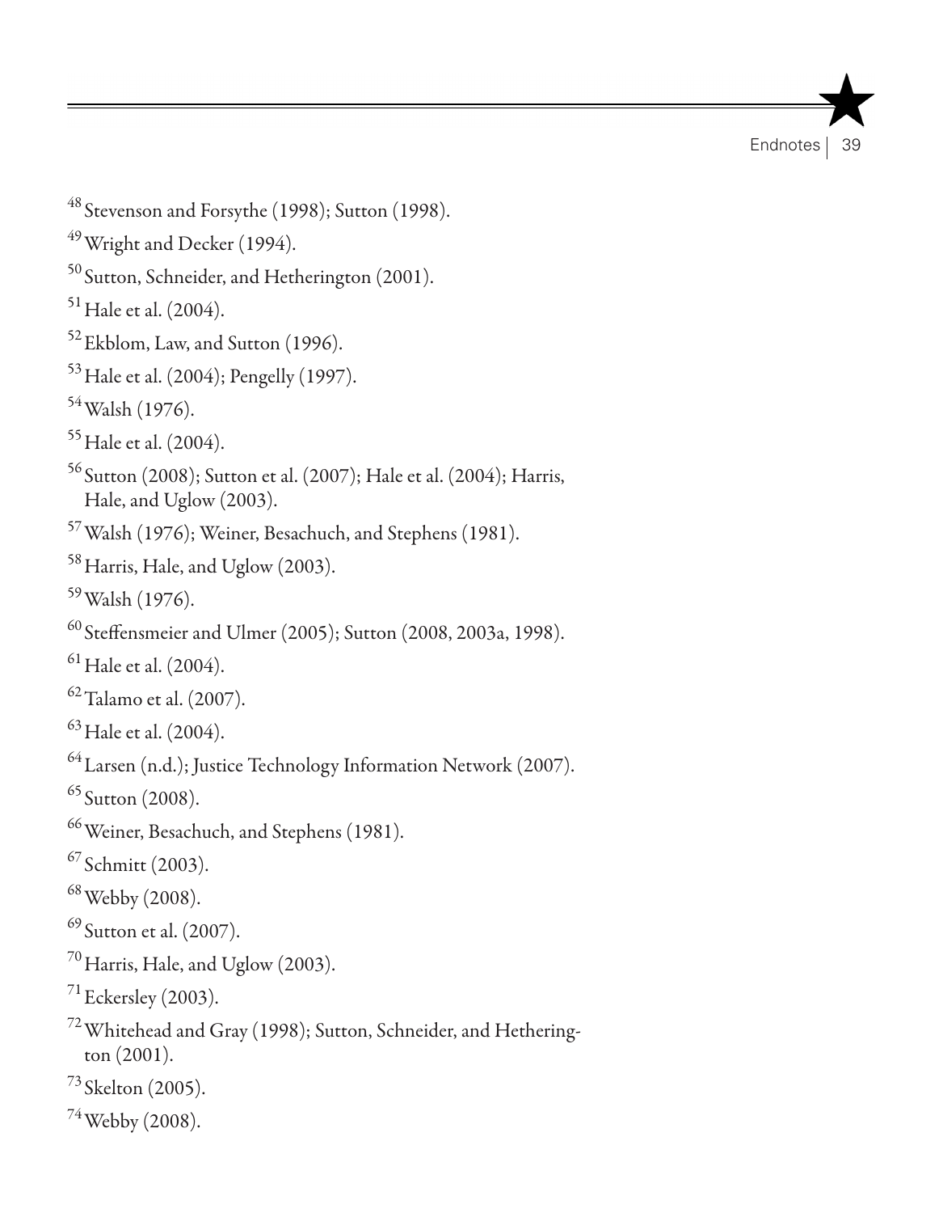[48] Stevenson and Forsythe (1998); Sutton (1998).

[49] Wright and Decker (1994).

[50] Sutton, Schneider, and Hetherington (2001).

[51] Hale et al. (2004).

[52] Ekblom, Law, and Sutton (1996).

[53] Hale et al. (2004); Pengelly (1997).

[54] Walsh (1976).

[55] Hale et al. (2004).

[56] Sutton (2008); Sutton et al. (2007); Hale et al. (2004); Harris, Hale, and Uglow (2003).

[57] Walsh (1976); Weiner, Besachuch, and Stephens (1981).

[58] Harris, Hale, and Uglow (2003).

[59] Walsh (1976).

[60] Steffensmeier and Ulmer (2005); Sutton (2008, 2003a, 1998).

[61] Hale et al. (2004).

[62] Talamo et al. (2007).

[63] Hale et al. (2004).

[64] Larsen (n.d.); Justice Technology Information Network (2007).

[65] Sutton (2008).

[66] Weiner, Besachuch, and Stephens (1981).

[67] Schmitt (2003).

[68] Webby (2008).

[69] Sutton et al. (2007).

[70] Harris, Hale, and Uglow (2003).

[71] Eckersley (2003).

[72] Whitehead and Gray (1998); Sutton, Schneider, and Hetherington (2001).

[73] Skelton (2005).

[74] Webby (2008).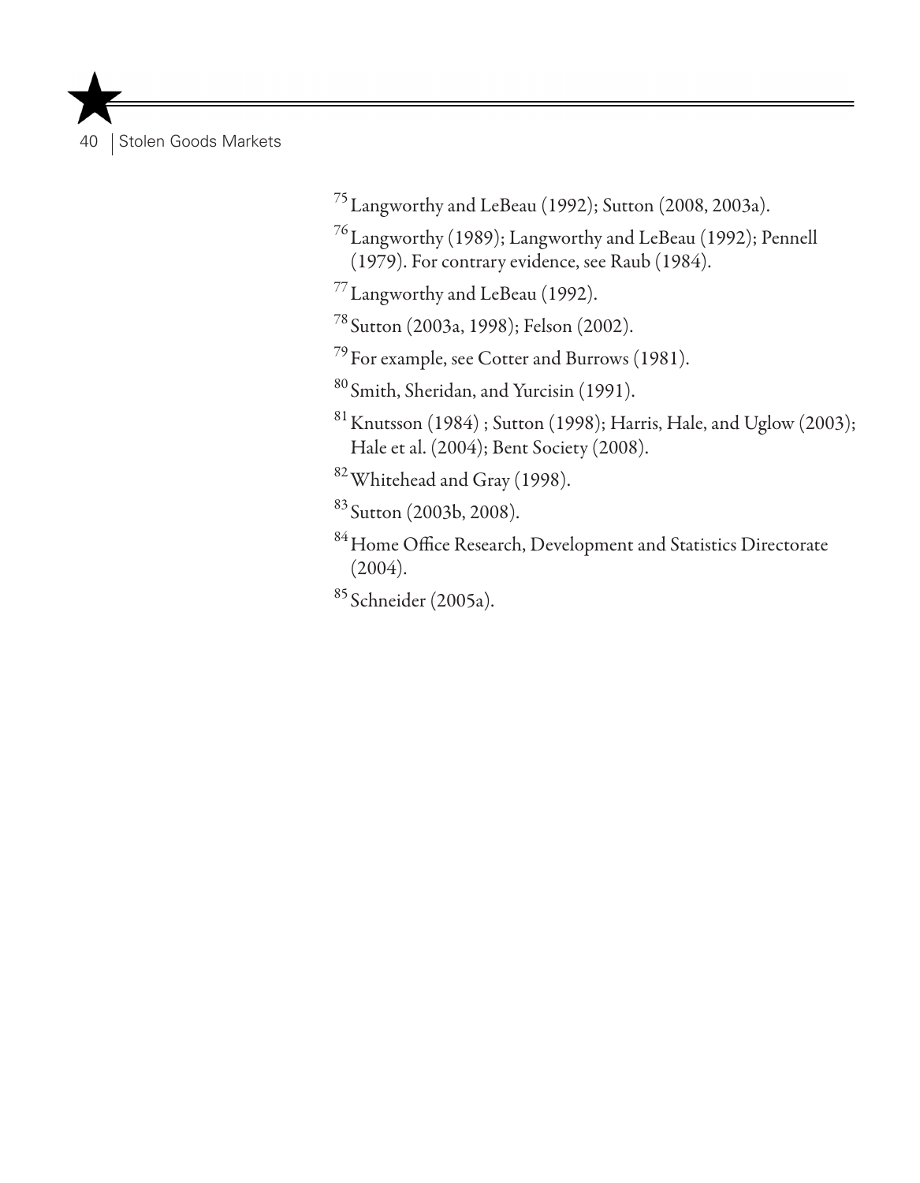[75] Langworthy and LeBeau (1992); Sutton (2008, 2003a).

[76] Langworthy (1989); Langworthy and LeBeau (1992); Pennell (1979). For contrary evidence, see Raub (1984).

[77] Langworthy and LeBeau (1992).

[78] Sutton (2003a, 1998); Felson (2002).

[79] For example, see Cotter and Burrows (1981).

[80] Smith, Sheridan, and Yurcisin (1991).

[81] Knutsson (1984) ; Sutton (1998); Harris, Hale, and Uglow (2003); Hale et al. (2004); Bent Society (2008).

[82] Whitehead and Gray (1998).

[83] Sutton (2003b, 2008).

[84] Home Office Research, Development and Statistics Directorate (2004).

[85] Schneider (2005a).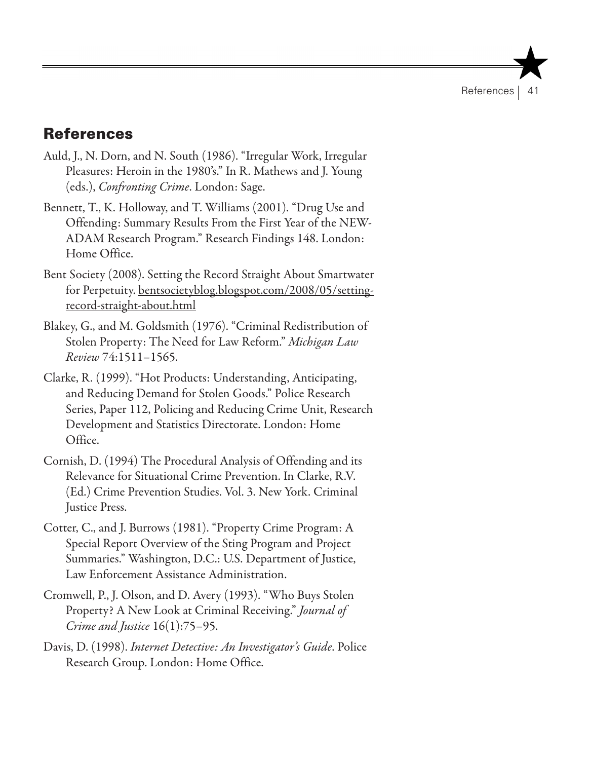## References

Auld, J., N. Dorn, and N. South (1986). "Irregular Work, Irregular Pleasures: Heroin in the 1980's." In R. Mathews and J. Young (eds.), *Confronting Crime*. London: Sage.

Bennett, T., K. Holloway, and T. Williams (2001). "Drug Use and Offending: Summary Results From the First Year of the NEW-ADAM Research Program." Research Findings 148. London: Home Office.

Bent Society (2008). Setting the Record Straight About Smartwater for Perpetuity. bentsocietyblog.blogspot.com/2008/05/setting-record-straight-about.html

Blakey, G., and M. Goldsmith (1976). "Criminal Redistribution of Stolen Property: The Need for Law Reform." *Michigan Law Review* 74:1511–1565.

Clarke, R. (1999). "Hot Products: Understanding, Anticipating, and Reducing Demand for Stolen Goods." Police Research Series, Paper 112, Policing and Reducing Crime Unit, Research Development and Statistics Directorate. London: Home Office.

Cornish, D. (1994) The Procedural Analysis of Offending and its Relevance for Situational Crime Prevention. In Clarke, R.V. (Ed.) Crime Prevention Studies. Vol. 3. New York. Criminal Justice Press.

Cotter, C., and J. Burrows (1981). "Property Crime Program: A Special Report Overview of the Sting Program and Project Summaries." Washington, D.C.: U.S. Department of Justice, Law Enforcement Assistance Administration.

Cromwell, P., J. Olson, and D. Avery (1993). "Who Buys Stolen Property? A New Look at Criminal Receiving." *Journal of Crime and Justice* 16(1):75–95.

Davis, D. (1998). *Internet Detective: An Investigator's Guide*. Police Research Group. London: Home Office.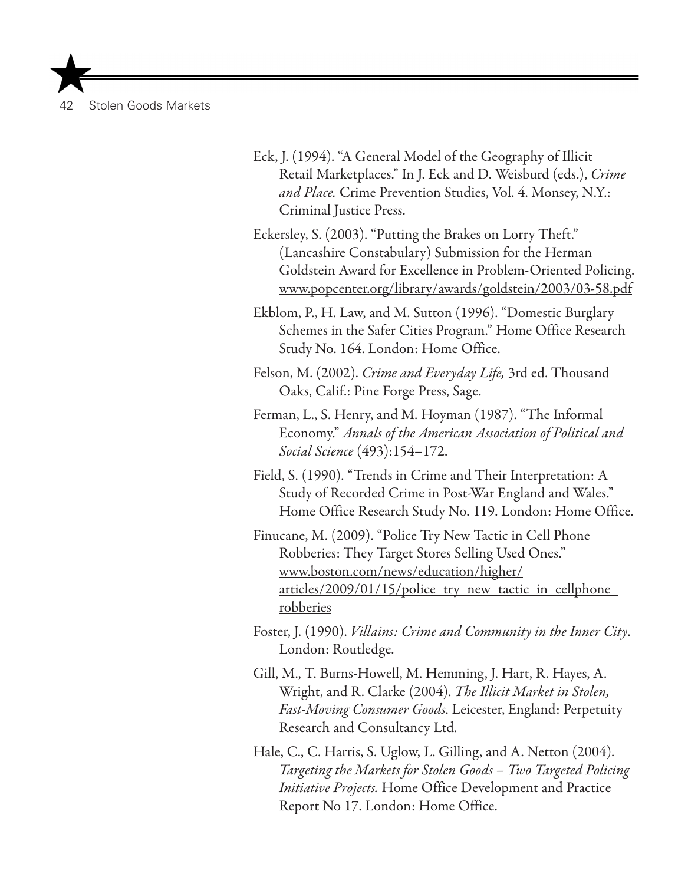Eck, J. (1994). "A General Model of the Geography of Illicit Retail Marketplaces." In J. Eck and D. Weisburd (eds.), *Crime and Place.* Crime Prevention Studies, Vol. 4. Monsey, N.Y.: Criminal Justice Press.

Eckersley, S. (2003). "Putting the Brakes on Lorry Theft." (Lancashire Constabulary) Submission for the Herman Goldstein Award for Excellence in Problem-Oriented Policing. www.popcenter.org/library/awards/goldstein/2003/03-58.pdf

Ekblom, P., H. Law, and M. Sutton (1996). "Domestic Burglary Schemes in the Safer Cities Program." Home Office Research Study No. 164. London: Home Office.

Felson, M. (2002). *Crime and Everyday Life,* 3rd ed. Thousand Oaks, Calif.: Pine Forge Press, Sage.

Ferman, L., S. Henry, and M. Hoyman (1987). "The Informal Economy." *Annals of the American Association of Political and Social Science* (493):154–172.

Field, S. (1990). "Trends in Crime and Their Interpretation: A Study of Recorded Crime in Post-War England and Wales." Home Office Research Study No. 119. London: Home Office.

Finucane, M. (2009). "Police Try New Tactic in Cell Phone Robberies: They Target Stores Selling Used Ones." www.boston.com/news/education/higher/articles/2009/01/15/police_try_new_tactic_in_cellphone_robberies

Foster, J. (1990). *Villains: Crime and Community in the Inner City*. London: Routledge.

Gill, M., T. Burns-Howell, M. Hemming, J. Hart, R. Hayes, A. Wright, and R. Clarke (2004). *The Illicit Market in Stolen, Fast-Moving Consumer Goods*. Leicester, England: Perpetuity Research and Consultancy Ltd.

Hale, C., C. Harris, S. Uglow, L. Gilling, and A. Netton (2004). *Targeting the Markets for Stolen Goods – Two Targeted Policing Initiative Projects.* Home Office Development and Practice Report No 17. London: Home Office.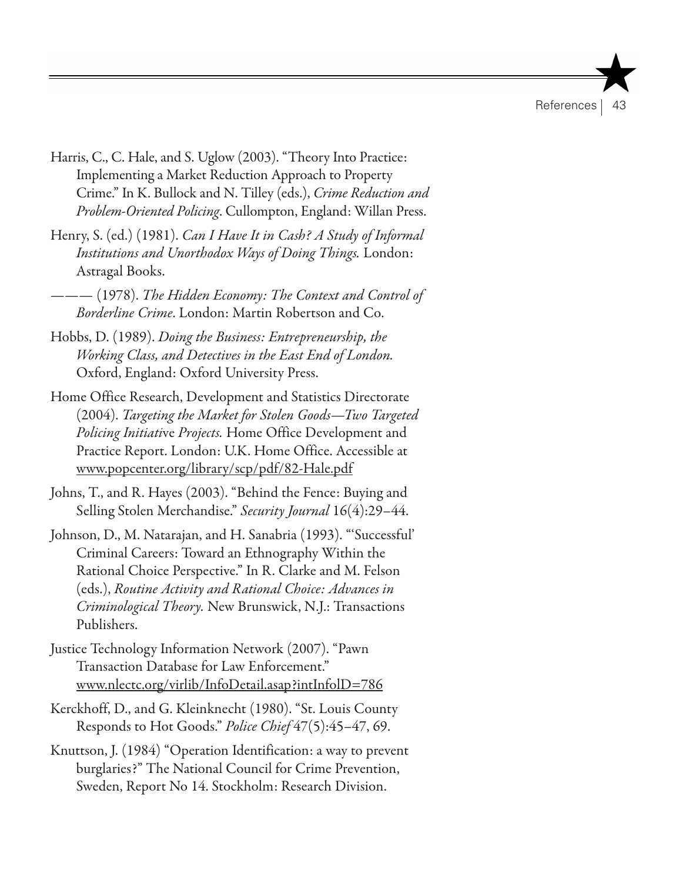Harris, C., C. Hale, and S. Uglow (2003). "Theory Into Practice: Implementing a Market Reduction Approach to Property Crime." In K. Bullock and N. Tilley (eds.), *Crime Reduction and Problem-Oriented Policing*. Cullompton, England: Willan Press.

Henry, S. (ed.) (1981). *Can I Have It in Cash? A Study of Informal Institutions and Unorthodox Ways of Doing Things.* London: Astragal Books.

——— (1978). *The Hidden Economy: The Context and Control of Borderline Crime*. London: Martin Robertson and Co.

Hobbs, D. (1989). *Doing the Business: Entrepreneurship, the Working Class, and Detectives in the East End of London.* Oxford, England: Oxford University Press.

Home Office Research, Development and Statistics Directorate (2004). *Targeting the Market for Stolen Goods—Two Targeted Policing Initiative Projects.* Home Office Development and Practice Report. London: U.K. Home Office. Accessible at www.popcenter.org/library/scp/pdf/82-Hale.pdf

Johns, T., and R. Hayes (2003). "Behind the Fence: Buying and Selling Stolen Merchandise." *Security Journal* 16(4):29–44.

Johnson, D., M. Natarajan, and H. Sanabria (1993). "'Successful' Criminal Careers: Toward an Ethnography Within the Rational Choice Perspective." In R. Clarke and M. Felson (eds.), *Routine Activity and Rational Choice: Advances in Criminological Theory.* New Brunswick, N.J.: Transactions Publishers.

Justice Technology Information Network (2007). "Pawn Transaction Database for Law Enforcement." www.nlectc.org/virlib/InfoDetail.asap?intInfolD=786

Kerckhoff, D., and G. Kleinknecht (1980). "St. Louis County Responds to Hot Goods." *Police Chief* 47(5):45–47, 69.

Knuttson, J. (1984) "Operation Identification: a way to prevent burglaries?" The National Council for Crime Prevention, Sweden, Report No 14. Stockholm: Research Division.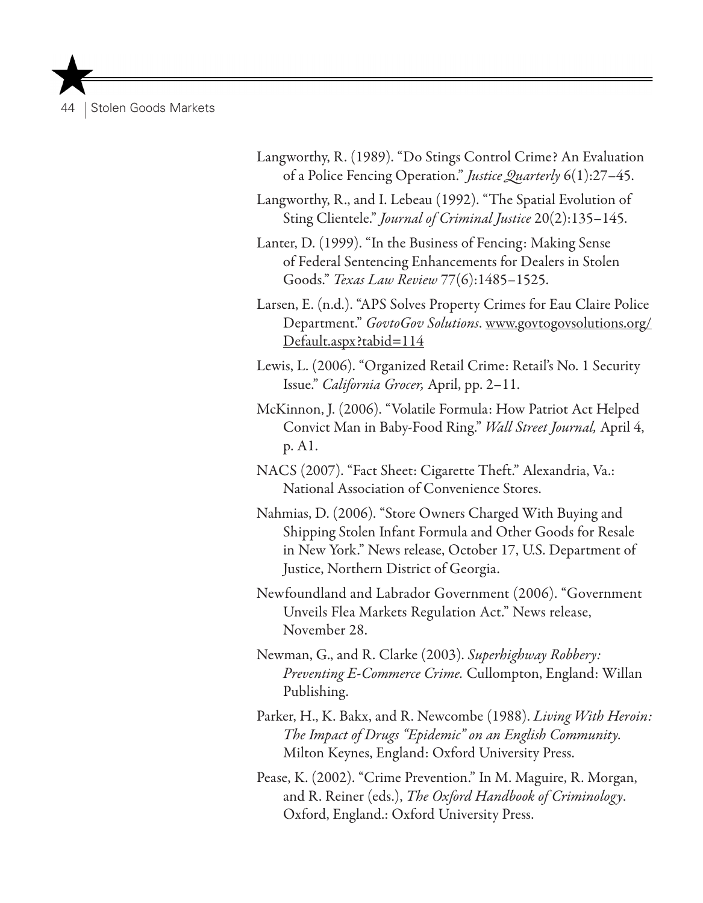Langworthy, R. (1989). "Do Stings Control Crime? An Evaluation of a Police Fencing Operation." *Justice Quarterly* 6(1):27–45.

Langworthy, R., and I. Lebeau (1992). "The Spatial Evolution of Sting Clientele." *Journal of Criminal Justice* 20(2):135–145.

Lanter, D. (1999). "In the Business of Fencing: Making Sense of Federal Sentencing Enhancements for Dealers in Stolen Goods." *Texas Law Review* 77(6):1485–1525.

Larsen, E. (n.d.). "APS Solves Property Crimes for Eau Claire Police Department." *GovtoGov Solutions*. www.govtogovsolutions.org/Default.aspx?tabid=114

Lewis, L. (2006). "Organized Retail Crime: Retail's No. 1 Security Issue." *California Grocer,* April, pp. 2–11.

McKinnon, J. (2006). "Volatile Formula: How Patriot Act Helped Convict Man in Baby-Food Ring." *Wall Street Journal,* April 4, p. A1.

NACS (2007). "Fact Sheet: Cigarette Theft." Alexandria, Va.: National Association of Convenience Stores.

Nahmias, D. (2006). "Store Owners Charged With Buying and Shipping Stolen Infant Formula and Other Goods for Resale in New York." News release, October 17, U.S. Department of Justice, Northern District of Georgia.

Newfoundland and Labrador Government (2006). "Government Unveils Flea Markets Regulation Act." News release, November 28.

Newman, G., and R. Clarke (2003). *Superhighway Robbery: Preventing E-Commerce Crime.* Cullompton, England: Willan Publishing.

Parker, H., K. Bakx, and R. Newcombe (1988). *Living With Heroin: The Impact of Drugs "Epidemic" on an English Community.* Milton Keynes, England: Oxford University Press.

Pease, K. (2002). "Crime Prevention." In M. Maguire, R. Morgan, and R. Reiner (eds.), *The Oxford Handbook of Criminology*. Oxford, England.: Oxford University Press.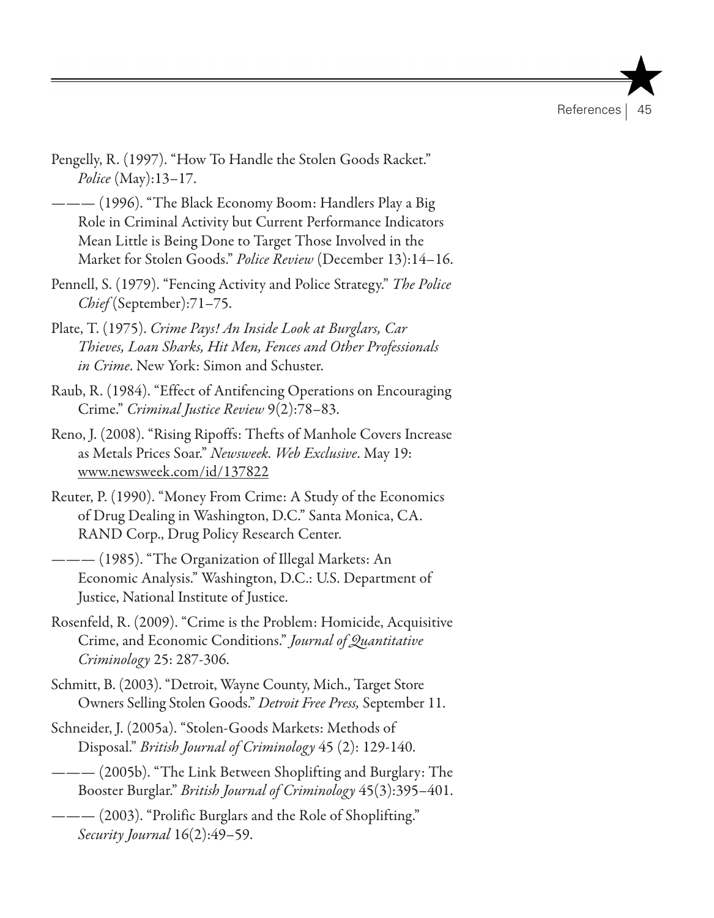Pengelly, R. (1997). "How To Handle the Stolen Goods Racket." *Police* (May):13–17.

——— (1996). "The Black Economy Boom: Handlers Play a Big Role in Criminal Activity but Current Performance Indicators Mean Little is Being Done to Target Those Involved in the Market for Stolen Goods." *Police Review* (December 13):14–16.

Pennell, S. (1979). "Fencing Activity and Police Strategy." *The Police Chief* (September):71–75.

Plate, T. (1975). *Crime Pays! An Inside Look at Burglars, Car Thieves, Loan Sharks, Hit Men, Fences and Other Professionals in Crime*. New York: Simon and Schuster.

Raub, R. (1984). "Effect of Antifencing Operations on Encouraging Crime." *Criminal Justice Review* 9(2):78–83.

Reno, J. (2008). "Rising Ripoffs: Thefts of Manhole Covers Increase as Metals Prices Soar." *Newsweek. Web Exclusive*. May 19: www.newsweek.com/id/137822

Reuter, P. (1990). "Money From Crime: A Study of the Economics of Drug Dealing in Washington, D.C." Santa Monica, CA. RAND Corp., Drug Policy Research Center.

——— (1985). "The Organization of Illegal Markets: An Economic Analysis." Washington, D.C.: U.S. Department of Justice, National Institute of Justice.

Rosenfeld, R. (2009). "Crime is the Problem: Homicide, Acquisitive Crime, and Economic Conditions." *Journal of Quantitative Criminology* 25: 287-306.

Schmitt, B. (2003). "Detroit, Wayne County, Mich., Target Store Owners Selling Stolen Goods." *Detroit Free Press,* September 11.

Schneider, J. (2005a). "Stolen-Goods Markets: Methods of Disposal." *British Journal of Criminology* 45 (2): 129-140.

——— (2005b). "The Link Between Shoplifting and Burglary: The Booster Burglar." *British Journal of Criminology* 45(3):395–401.

——— (2003). "Prolific Burglars and the Role of Shoplifting." *Security Journal* 16(2):49–59.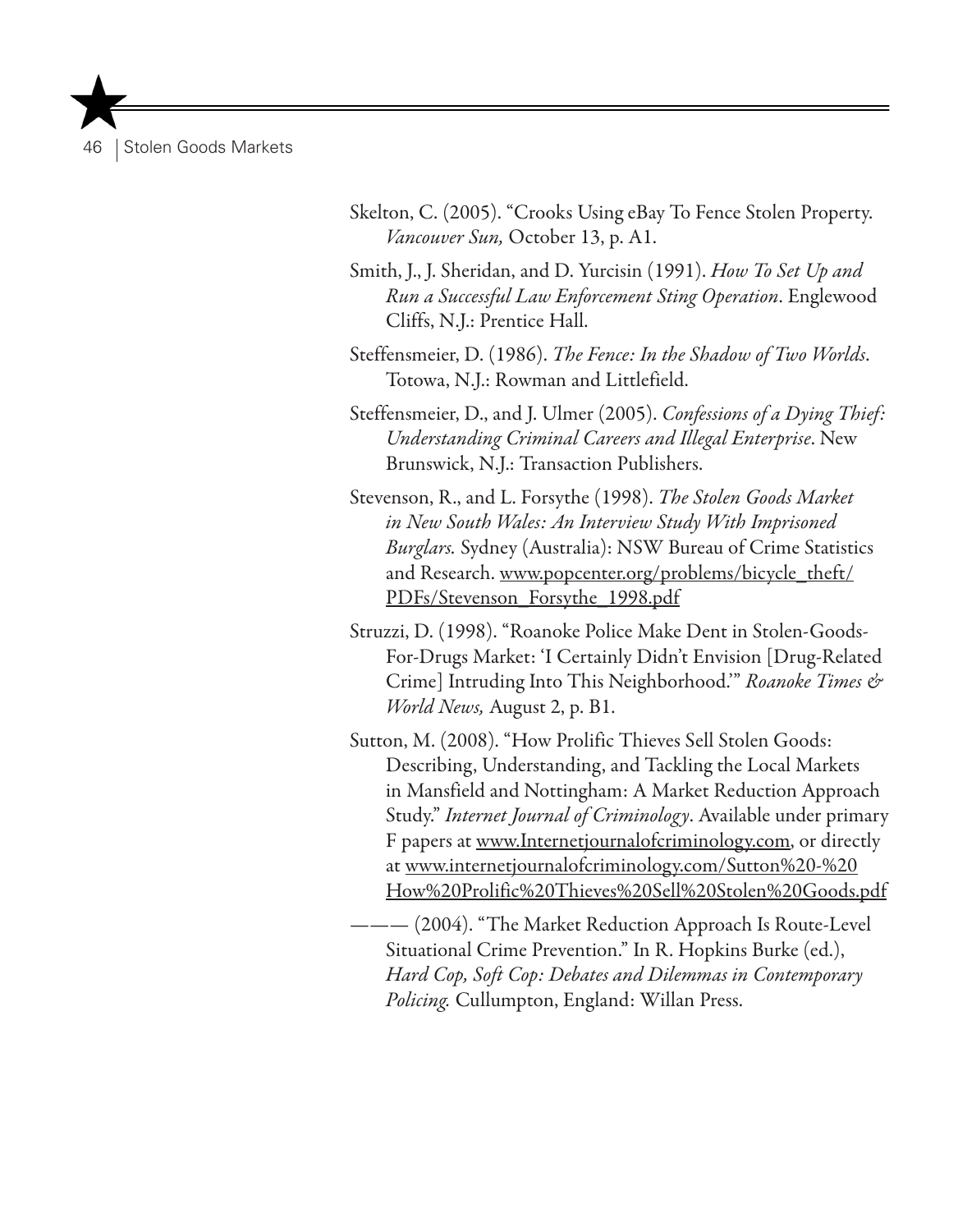Skelton, C. (2005). "Crooks Using eBay To Fence Stolen Property. *Vancouver Sun,* October 13, p. A1.

Smith, J., J. Sheridan, and D. Yurcisin (1991). *How To Set Up and Run a Successful Law Enforcement Sting Operation*. Englewood Cliffs, N.J.: Prentice Hall.

Steffensmeier, D. (1986). *The Fence: In the Shadow of Two Worlds*. Totowa, N.J.: Rowman and Littlefield.

Steffensmeier, D., and J. Ulmer (2005). *Confessions of a Dying Thief: Understanding Criminal Careers and Illegal Enterprise*. New Brunswick, N.J.: Transaction Publishers.

Stevenson, R., and L. Forsythe (1998). *The Stolen Goods Market in New South Wales: An Interview Study With Imprisoned Burglars.* Sydney (Australia): NSW Bureau of Crime Statistics and Research. www.popcenter.org/problems/bicycle_theft/PDFs/Stevenson_Forsythe_1998.pdf

Struzzi, D. (1998). "Roanoke Police Make Dent in Stolen-Goods-For-Drugs Market: 'I Certainly Didn't Envision [Drug-Related Crime] Intruding Into This Neighborhood.'" *Roanoke Times & World News,* August 2, p. B1.

Sutton, M. (2008). "How Prolific Thieves Sell Stolen Goods: Describing, Understanding, and Tackling the Local Markets in Mansfield and Nottingham: A Market Reduction Approach Study." *Internet Journal of Criminology*. Available under primary F papers at www.Internetjournalofcriminology.com, or directly at www.internetjournalofcriminology.com/Sutton%20-%20How%20Prolific%20Thieves%20Sell%20Stolen%20Goods.pdf

——— (2004). "The Market Reduction Approach Is Route-Level Situational Crime Prevention." In R. Hopkins Burke (ed.), *Hard Cop, Soft Cop: Debates and Dilemmas in Contemporary Policing.* Cullumpton, England: Willan Press.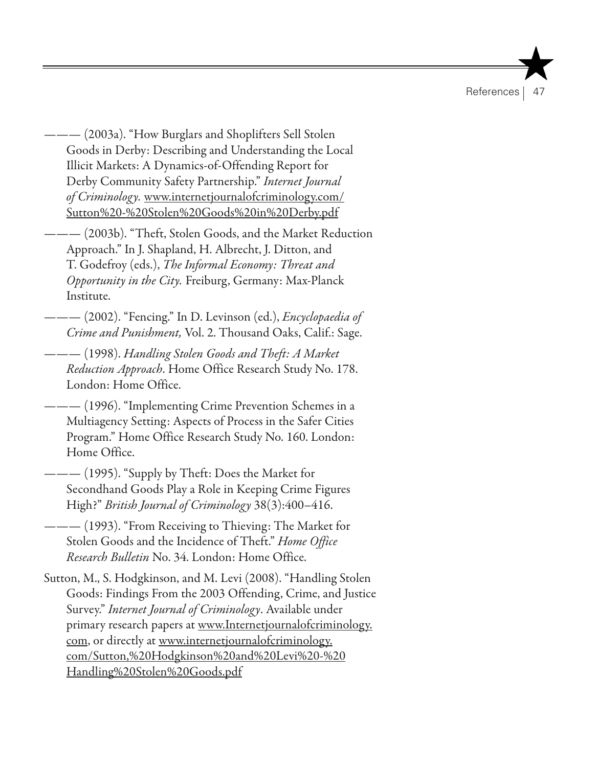——— (2003a). "How Burglars and Shoplifters Sell Stolen Goods in Derby: Describing and Understanding the Local Illicit Markets: A Dynamics-of-Offending Report for Derby Community Safety Partnership." *Internet Journal of Criminology.* www.internetjournalofcriminology.com/Sutton%20-%20Stolen%20Goods%20in%20Derby.pdf

——— (2003b). "Theft, Stolen Goods, and the Market Reduction Approach." In J. Shapland, H. Albrecht, J. Ditton, and T. Godefroy (eds.), *The Informal Economy: Threat and Opportunity in the City.* Freiburg, Germany: Max-Planck Institute.

——— (2002). "Fencing." In D. Levinson (ed.), *Encyclopaedia of Crime and Punishment,* Vol. 2. Thousand Oaks, Calif.: Sage.

——— (1998). *Handling Stolen Goods and Theft: A Market Reduction Approach*. Home Office Research Study No. 178. London: Home Office.

——— (1996). "Implementing Crime Prevention Schemes in a Multiagency Setting: Aspects of Process in the Safer Cities Program." Home Office Research Study No. 160. London: Home Office.

——— (1995). "Supply by Theft: Does the Market for Secondhand Goods Play a Role in Keeping Crime Figures High?" *British Journal of Criminology* 38(3):400–416.

——— (1993). "From Receiving to Thieving: The Market for Stolen Goods and the Incidence of Theft." *Home Office Research Bulletin* No. 34. London: Home Office.

Sutton, M., S. Hodgkinson, and M. Levi (2008). "Handling Stolen Goods: Findings From the 2003 Offending, Crime, and Justice Survey." *Internet Journal of Criminology*. Available under primary research papers at www.Internetjournalofcriminology.com, or directly at www.internetjournalofcriminology.com/Sutton,%20Hodgkinson%20and%20Levi%20-%20Handling%20Stolen%20Goods.pdf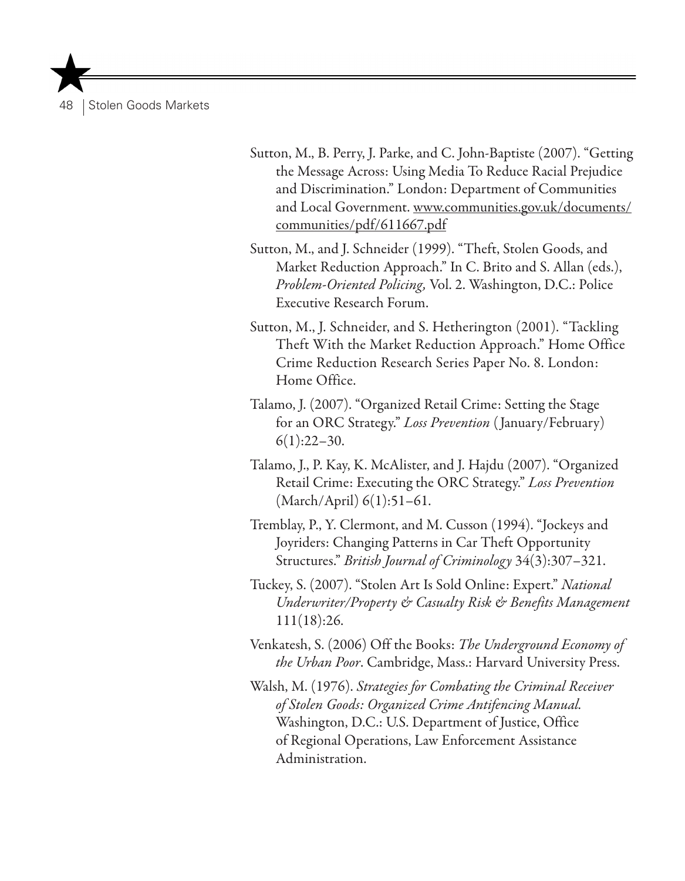Sutton, M., B. Perry, J. Parke, and C. John-Baptiste (2007). "Getting the Message Across: Using Media To Reduce Racial Prejudice and Discrimination." London: Department of Communities and Local Government. www.communities.gov.uk/documents/communities/pdf/611667.pdf

Sutton, M., and J. Schneider (1999). "Theft, Stolen Goods, and Market Reduction Approach." In C. Brito and S. Allan (eds.), *Problem-Oriented Policing,* Vol. 2. Washington, D.C.: Police Executive Research Forum.

Sutton, M., J. Schneider, and S. Hetherington (2001). "Tackling Theft With the Market Reduction Approach." Home Office Crime Reduction Research Series Paper No. 8. London: Home Office.

Talamo, J. (2007). "Organized Retail Crime: Setting the Stage for an ORC Strategy." *Loss Prevention* (January/February) 6(1):22–30.

Talamo, J., P. Kay, K. McAlister, and J. Hajdu (2007). "Organized Retail Crime: Executing the ORC Strategy." *Loss Prevention* (March/April) 6(1):51–61.

Tremblay, P., Y. Clermont, and M. Cusson (1994). "Jockeys and Joyriders: Changing Patterns in Car Theft Opportunity Structures." *British Journal of Criminology* 34(3):307–321.

Tuckey, S. (2007). "Stolen Art Is Sold Online: Expert." *National Underwriter/Property & Casualty Risk & Benefits Management* 111(18):26.

Venkatesh, S. (2006) Off the Books: *The Underground Economy of the Urban Poor*. Cambridge, Mass.: Harvard University Press.

Walsh, M. (1976). *Strategies for Combating the Criminal Receiver of Stolen Goods: Organized Crime Antifencing Manual.* Washington, D.C.: U.S. Department of Justice, Office of Regional Operations, Law Enforcement Assistance Administration.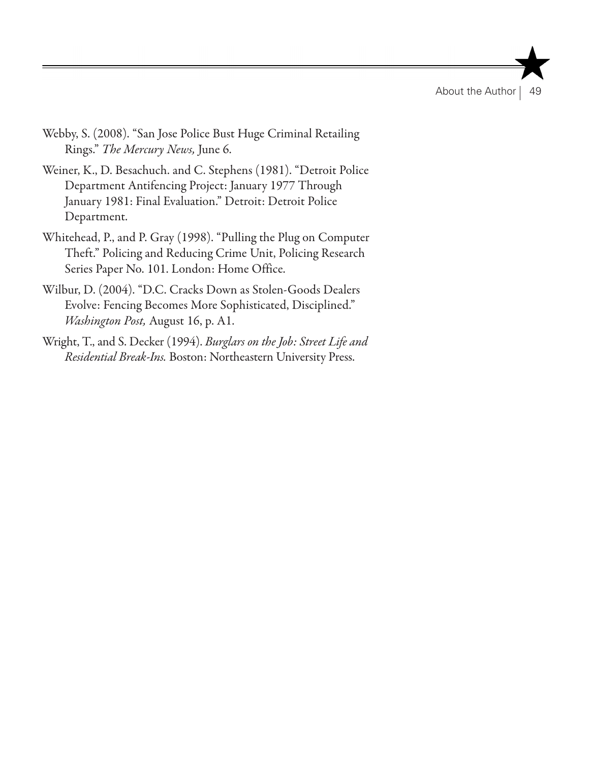Webby, S. (2008). "San Jose Police Bust Huge Criminal Retailing Rings." *The Mercury News,* June 6.

Weiner, K., D. Besachuch. and C. Stephens (1981). "Detroit Police Department Antifencing Project: January 1977 Through January 1981: Final Evaluation." Detroit: Detroit Police Department.

Whitehead, P., and P. Gray (1998). "Pulling the Plug on Computer Theft." Policing and Reducing Crime Unit, Policing Research Series Paper No. 101. London: Home Office.

Wilbur, D. (2004). "D.C. Cracks Down as Stolen-Goods Dealers Evolve: Fencing Becomes More Sophisticated, Disciplined." *Washington Post,* August 16, p. A1.

Wright, T., and S. Decker (1994). *Burglars on the Job: Street Life and Residential Break-Ins.* Boston: Northeastern University Press.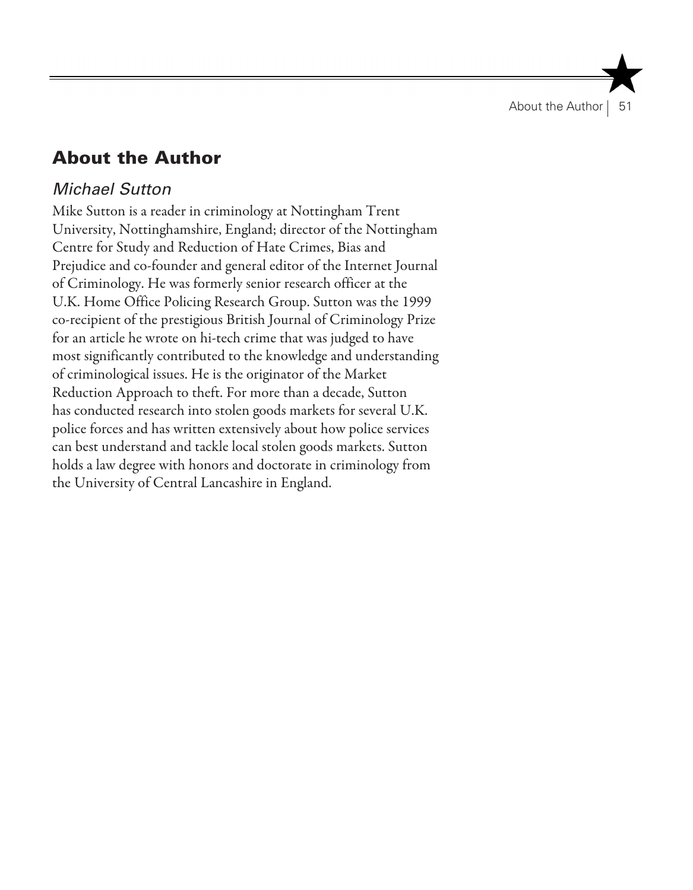## About the Author

### *Michael Sutton*

Mike Sutton is a reader in criminology at Nottingham Trent University, Nottinghamshire, England; director of the Nottingham Centre for Study and Reduction of Hate Crimes, Bias and Prejudice and co-founder and general editor of the Internet Journal of Criminology. He was formerly senior research officer at the U.K. Home Office Policing Research Group. Sutton was the 1999 co-recipient of the prestigious British Journal of Criminology Prize for an article he wrote on hi-tech crime that was judged to have most significantly contributed to the knowledge and understanding of criminological issues. He is the originator of the Market Reduction Approach to theft. For more than a decade, Sutton has conducted research into stolen goods markets for several U.K. police forces and has written extensively about how police services can best understand and tackle local stolen goods markets. Sutton holds a law degree with honors and doctorate in criminology from the University of Central Lancashire in England.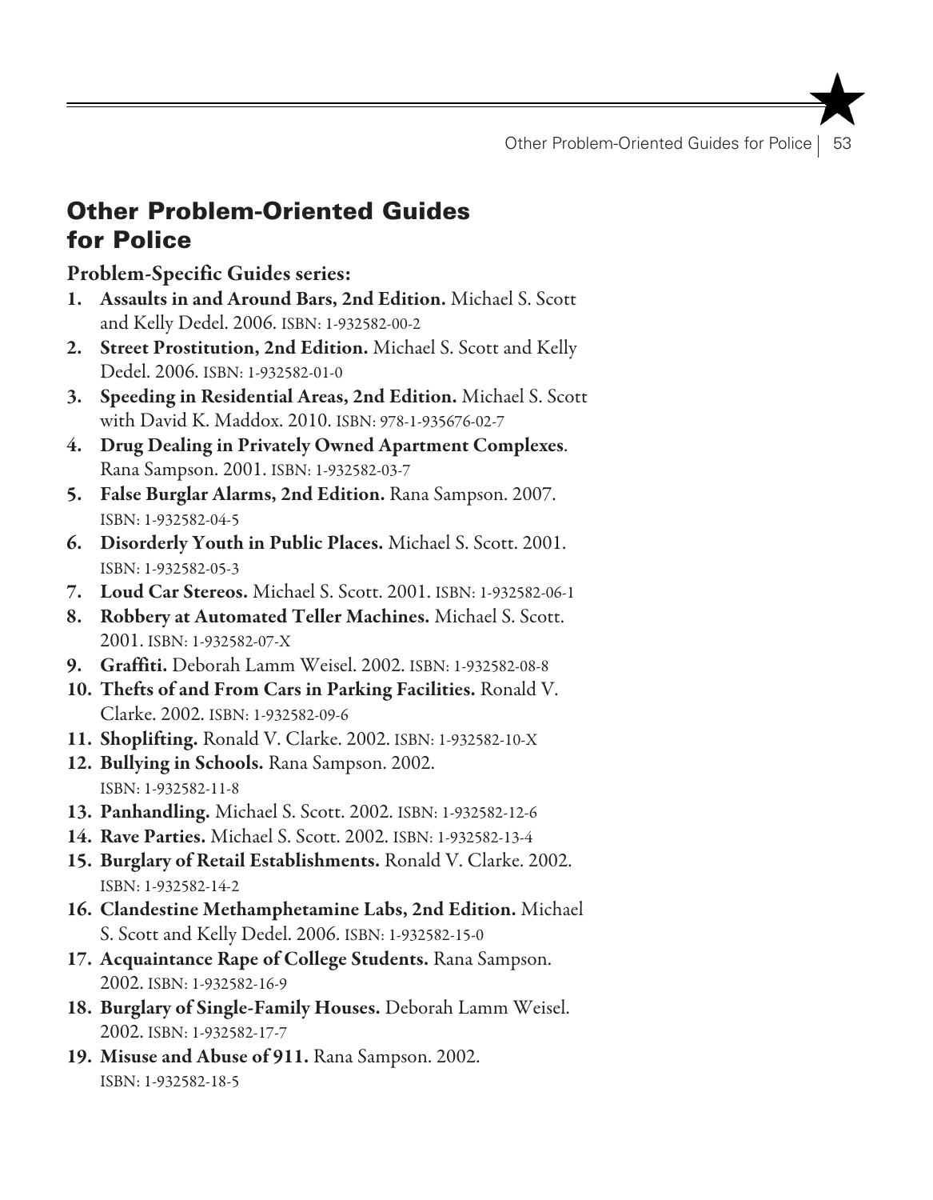## Other Problem-Oriented Guides for Police

### Problem-Specific Guides series:

1. **Assaults in and Around Bars, 2nd Edition.** Michael S. Scott and Kelly Dedel. 2006. ISBN: 1-932582-00-2
2. **Street Prostitution, 2nd Edition.** Michael S. Scott and Kelly Dedel. 2006. ISBN: 1-932582-01-0
3. **Speeding in Residential Areas, 2nd Edition.** Michael S. Scott with David K. Maddox. 2010. ISBN: 978-1-935676-02-7
4. **Drug Dealing in Privately Owned Apartment Complexes**. Rana Sampson. 2001. ISBN: 1-932582-03-7
5. **False Burglar Alarms, 2nd Edition.** Rana Sampson. 2007. ISBN: 1-932582-04-5
6. **Disorderly Youth in Public Places.** Michael S. Scott. 2001. ISBN: 1-932582-05-3
7. **Loud Car Stereos.** Michael S. Scott. 2001. ISBN: 1-932582-06-1
8. **Robbery at Automated Teller Machines.** Michael S. Scott. 2001. ISBN: 1-932582-07-X
9. **Graffiti.** Deborah Lamm Weisel. 2002. ISBN: 1-932582-08-8
10. **Thefts of and From Cars in Parking Facilities.** Ronald V. Clarke. 2002. ISBN: 1-932582-09-6
11. **Shoplifting.** Ronald V. Clarke. 2002. ISBN: 1-932582-10-X
12. **Bullying in Schools.** Rana Sampson. 2002. ISBN: 1-932582-11-8
13. **Panhandling.** Michael S. Scott. 2002. ISBN: 1-932582-12-6
14. **Rave Parties.** Michael S. Scott. 2002. ISBN: 1-932582-13-4
15. **Burglary of Retail Establishments.** Ronald V. Clarke. 2002. ISBN: 1-932582-14-2
16. **Clandestine Methamphetamine Labs, 2nd Edition.** Michael S. Scott and Kelly Dedel. 2006. ISBN: 1-932582-15-0
17. **Acquaintance Rape of College Students.** Rana Sampson. 2002. ISBN: 1-932582-16-9
18. **Burglary of Single-Family Houses.** Deborah Lamm Weisel. 2002. ISBN: 1-932582-17-7
19. **Misuse and Abuse of 911.** Rana Sampson. 2002. ISBN: 1-932582-18-5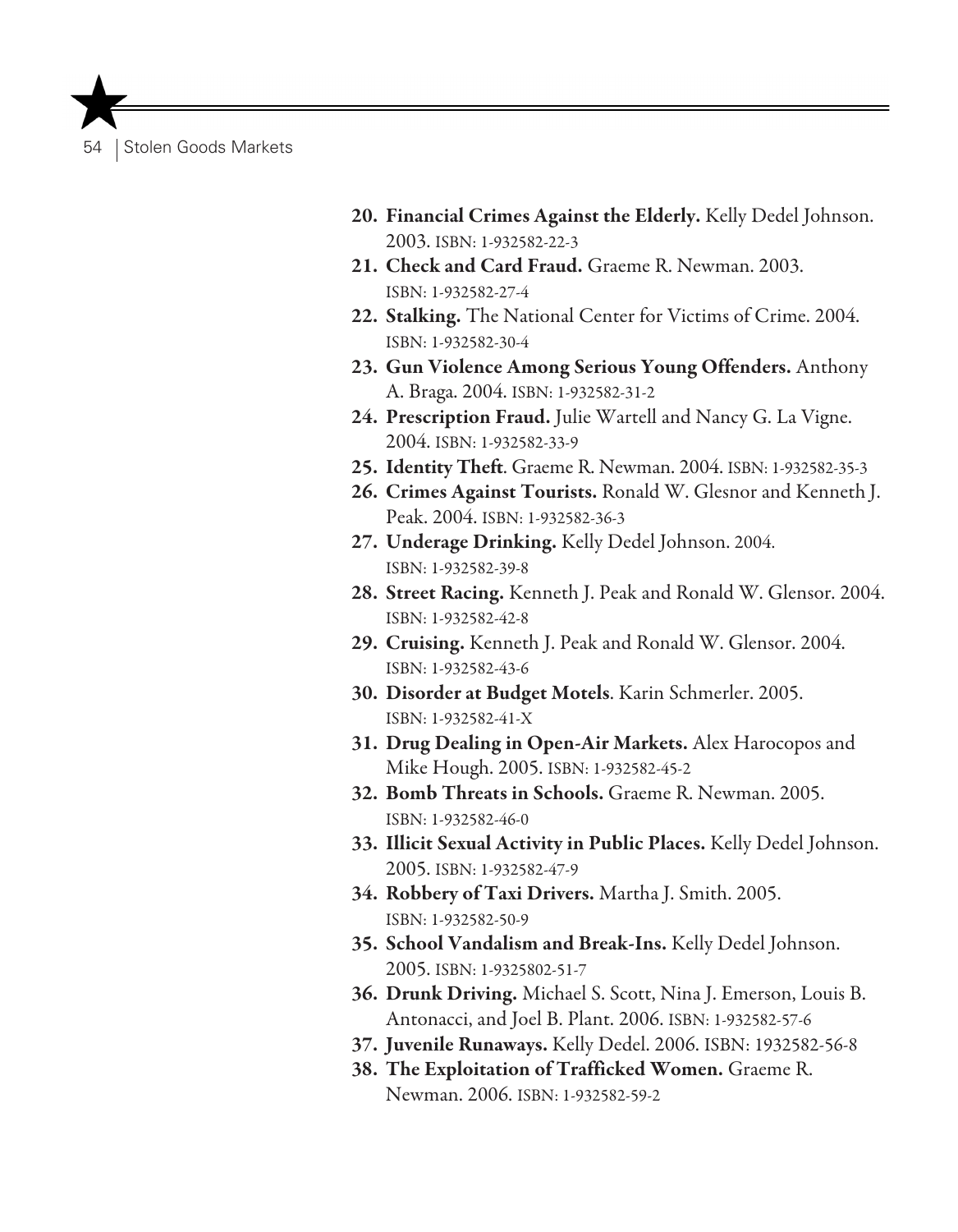20. **Financial Crimes Against the Elderly.** Kelly Dedel Johnson. 2003. ISBN: 1-932582-22-3
21. **Check and Card Fraud.** Graeme R. Newman. 2003. ISBN: 1-932582-27-4
22. **Stalking.** The National Center for Victims of Crime. 2004. ISBN: 1-932582-30-4
23. **Gun Violence Among Serious Young Offenders.** Anthony A. Braga. 2004. ISBN: 1-932582-31-2
24. **Prescription Fraud.** Julie Wartell and Nancy G. La Vigne. 2004. ISBN: 1-932582-33-9
25. **Identity Theft**. Graeme R. Newman. 2004. ISBN: 1-932582-35-3
26. **Crimes Against Tourists.** Ronald W. Glesnor and Kenneth J. Peak. 2004. ISBN: 1-932582-36-3
27. **Underage Drinking.** Kelly Dedel Johnson. 2004. ISBN: 1-932582-39-8
28. **Street Racing.** Kenneth J. Peak and Ronald W. Glensor. 2004. ISBN: 1-932582-42-8
29. **Cruising.** Kenneth J. Peak and Ronald W. Glensor. 2004. ISBN: 1-932582-43-6
30. **Disorder at Budget Motels**. Karin Schmerler. 2005. ISBN: 1-932582-41-X
31. **Drug Dealing in Open-Air Markets.** Alex Harocopos and Mike Hough. 2005. ISBN: 1-932582-45-2
32. **Bomb Threats in Schools.** Graeme R. Newman. 2005. ISBN: 1-932582-46-0
33. **Illicit Sexual Activity in Public Places.** Kelly Dedel Johnson. 2005. ISBN: 1-932582-47-9
34. **Robbery of Taxi Drivers.** Martha J. Smith. 2005. ISBN: 1-932582-50-9
35. **School Vandalism and Break-Ins.** Kelly Dedel Johnson. 2005. ISBN: 1-9325802-51-7
36. **Drunk Driving.** Michael S. Scott, Nina J. Emerson, Louis B. Antonacci, and Joel B. Plant. 2006. ISBN: 1-932582-57-6
37. **Juvenile Runaways.** Kelly Dedel. 2006. ISBN: 1932582-56-8
38. **The Exploitation of Trafficked Women.** Graeme R. Newman. 2006. ISBN: 1-932582-59-2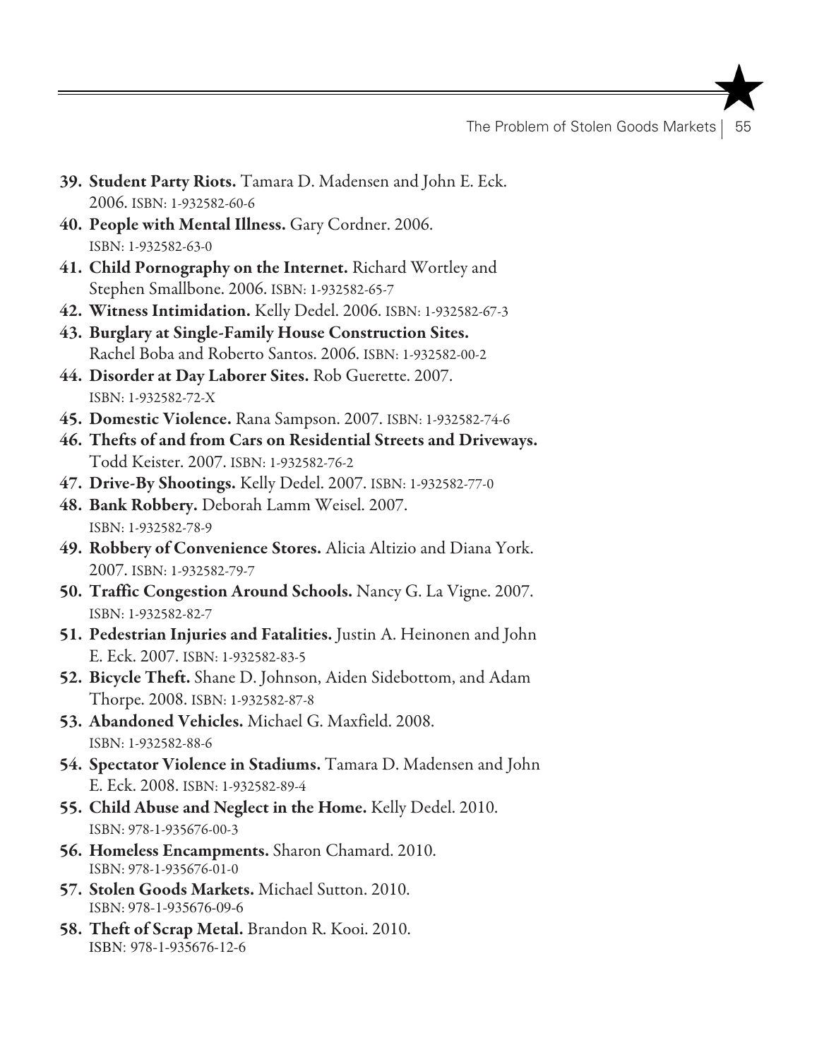39. **Student Party Riots.** Tamara D. Madensen and John E. Eck. 2006. ISBN: 1-932582-60-6
40. **People with Mental Illness.** Gary Cordner. 2006. ISBN: 1-932582-63-0
41. **Child Pornography on the Internet.** Richard Wortley and Stephen Smallbone. 2006. ISBN: 1-932582-65-7
42. **Witness Intimidation.** Kelly Dedel. 2006. ISBN: 1-932582-67-3
43. **Burglary at Single-Family House Construction Sites.** Rachel Boba and Roberto Santos. 2006. ISBN: 1-932582-00-2
44. **Disorder at Day Laborer Sites.** Rob Guerette. 2007. ISBN: 1-932582-72-X
45. **Domestic Violence.** Rana Sampson. 2007. ISBN: 1-932582-74-6
46. **Thefts of and from Cars on Residential Streets and Driveways.** Todd Keister. 2007. ISBN: 1-932582-76-2
47. **Drive-By Shootings.** Kelly Dedel. 2007. ISBN: 1-932582-77-0
48. **Bank Robbery.** Deborah Lamm Weisel. 2007. ISBN: 1-932582-78-9
49. **Robbery of Convenience Stores.** Alicia Altizio and Diana York. 2007. ISBN: 1-932582-79-7
50. **Traffic Congestion Around Schools.** Nancy G. La Vigne. 2007. ISBN: 1-932582-82-7
51. **Pedestrian Injuries and Fatalities.** Justin A. Heinonen and John E. Eck. 2007. ISBN: 1-932582-83-5
52. **Bicycle Theft.** Shane D. Johnson, Aiden Sidebottom, and Adam Thorpe. 2008. ISBN: 1-932582-87-8
53. **Abandoned Vehicles.** Michael G. Maxfield. 2008. ISBN: 1-932582-88-6
54. **Spectator Violence in Stadiums.** Tamara D. Madensen and John E. Eck. 2008. ISBN: 1-932582-89-4
55. **Child Abuse and Neglect in the Home.** Kelly Dedel. 2010. ISBN: 978-1-935676-00-3
56. **Homeless Encampments.** Sharon Chamard. 2010. ISBN: 978-1-935676-01-0
57. **Stolen Goods Markets.** Michael Sutton. 2010. ISBN: 978-1-935676-09-6
58. **Theft of Scrap Metal.** Brandon R. Kooi. 2010. ISBN: 978-1-935676-12-6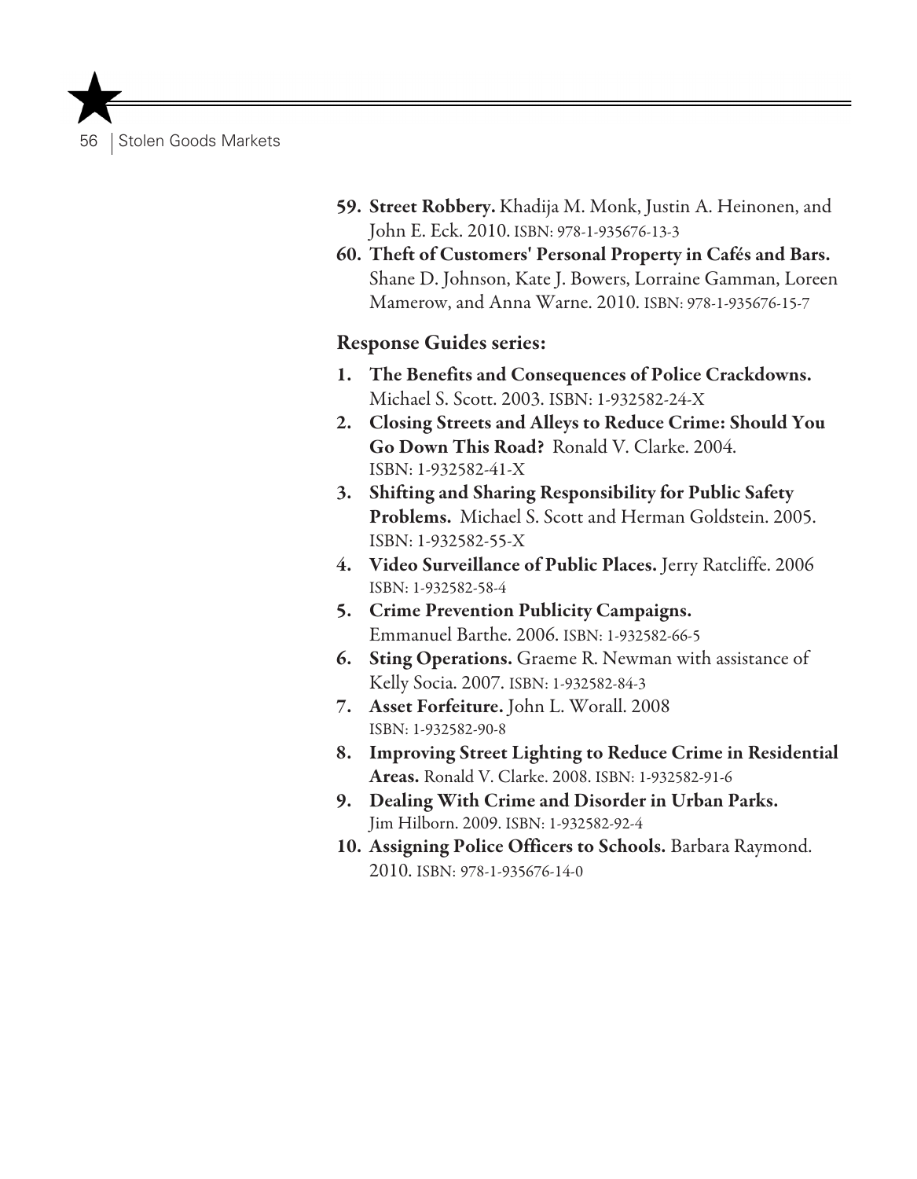59. **Street Robbery.** Khadija M. Monk, Justin A. Heinonen, and John E. Eck. 2010. ISBN: 978-1-935676-13-3
60. **Theft of Customers' Personal Property in Cafés and Bars.** Shane D. Johnson, Kate J. Bowers, Lorraine Gamman, Loreen Mamerow, and Anna Warne. 2010. ISBN: 978-1-935676-15-7

**Response Guides series:**

1. **The Benefits and Consequences of Police Crackdowns.** Michael S. Scott. 2003. ISBN: 1-932582-24-X
2. **Closing Streets and Alleys to Reduce Crime: Should You Go Down This Road?** Ronald V. Clarke. 2004. ISBN: 1-932582-41-X
3. **Shifting and Sharing Responsibility for Public Safety Problems.** Michael S. Scott and Herman Goldstein. 2005. ISBN: 1-932582-55-X
4. **Video Surveillance of Public Places.** Jerry Ratcliffe. 2006 ISBN: 1-932582-58-4
5. **Crime Prevention Publicity Campaigns.** Emmanuel Barthe. 2006. ISBN: 1-932582-66-5
6. **Sting Operations.** Graeme R. Newman with assistance of Kelly Socia. 2007. ISBN: 1-932582-84-3
7. **Asset Forfeiture.** John L. Worall. 2008 ISBN: 1-932582-90-8
8. **Improving Street Lighting to Reduce Crime in Residential Areas.** Ronald V. Clarke. 2008. ISBN: 1-932582-91-6
9. **Dealing With Crime and Disorder in Urban Parks.** Jim Hilborn. 2009. ISBN: 1-932582-92-4
10. **Assigning Police Officers to Schools.** Barbara Raymond. 2010. ISBN: 978-1-935676-14-0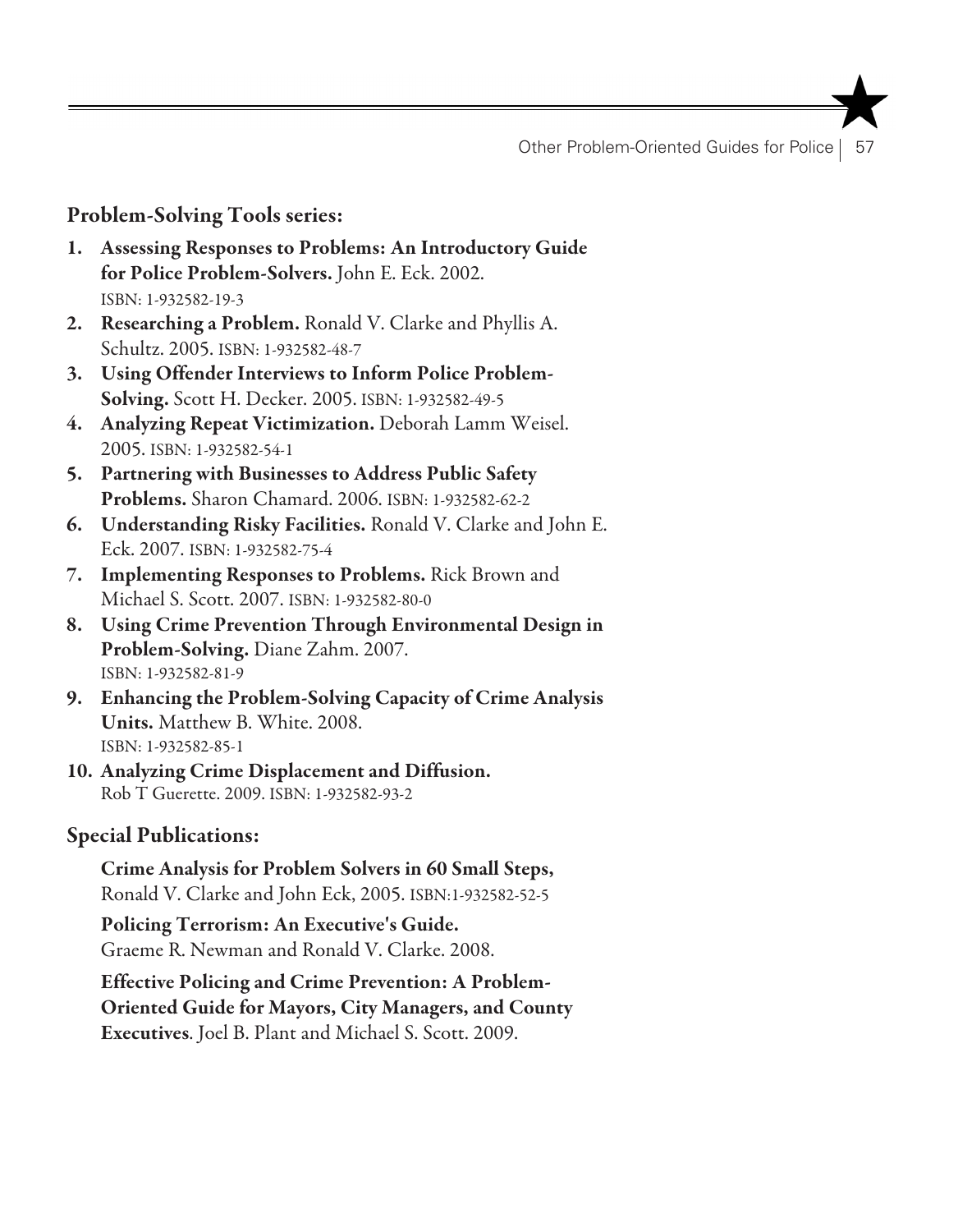## Problem-Solving Tools series:

1. **Assessing Responses to Problems: An Introductory Guide for Police Problem-Solvers.** John E. Eck. 2002. ISBN: 1-932582-19-3
2. **Researching a Problem.** Ronald V. Clarke and Phyllis A. Schultz. 2005. ISBN: 1-932582-48-7
3. **Using Offender Interviews to Inform Police Problem-Solving.** Scott H. Decker. 2005. ISBN: 1-932582-49-5
4. **Analyzing Repeat Victimization.** Deborah Lamm Weisel. 2005. ISBN: 1-932582-54-1
5. **Partnering with Businesses to Address Public Safety Problems.** Sharon Chamard. 2006. ISBN: 1-932582-62-2
6. **Understanding Risky Facilities.** Ronald V. Clarke and John E. Eck. 2007. ISBN: 1-932582-75-4
7. **Implementing Responses to Problems.** Rick Brown and Michael S. Scott. 2007. ISBN: 1-932582-80-0
8. **Using Crime Prevention Through Environmental Design in Problem-Solving.** Diane Zahm. 2007. ISBN: 1-932582-81-9
9. **Enhancing the Problem-Solving Capacity of Crime Analysis Units.** Matthew B. White. 2008. ISBN: 1-932582-85-1
10. **Analyzing Crime Displacement and Diffusion.** Rob T Guerette. 2009. ISBN: 1-932582-93-2

## Special Publications:

**Crime Analysis for Problem Solvers in 60 Small Steps,** Ronald V. Clarke and John Eck, 2005. ISBN:1-932582-52-5

**Policing Terrorism: An Executive's Guide.** Graeme R. Newman and Ronald V. Clarke. 2008.

**Effective Policing and Crime Prevention: A Problem-Oriented Guide for Mayors, City Managers, and County Executives**. Joel B. Plant and Michael S. Scott. 2009.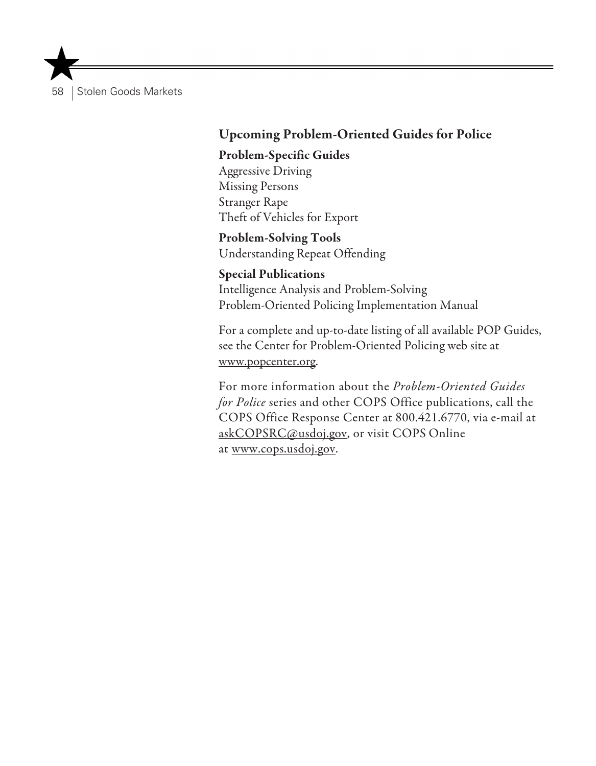## Upcoming Problem-Oriented Guides for Police

### Problem-Specific Guides

Aggressive Driving
Missing Persons
Stranger Rape
Theft of Vehicles for Export

### Problem-Solving Tools

Understanding Repeat Offending

### Special Publications

Intelligence Analysis and Problem-Solving
Problem-Oriented Policing Implementation Manual

For a complete and up-to-date listing of all available POP Guides, see the Center for Problem-Oriented Policing web site at www.popcenter.org.

For more information about the *Problem-Oriented Guides for Police* series and other COPS Office publications, call the COPS Office Response Center at 800.421.6770, via e-mail at askCOPSRC@usdoj.gov, or visit COPS Online at www.cops.usdoj.gov.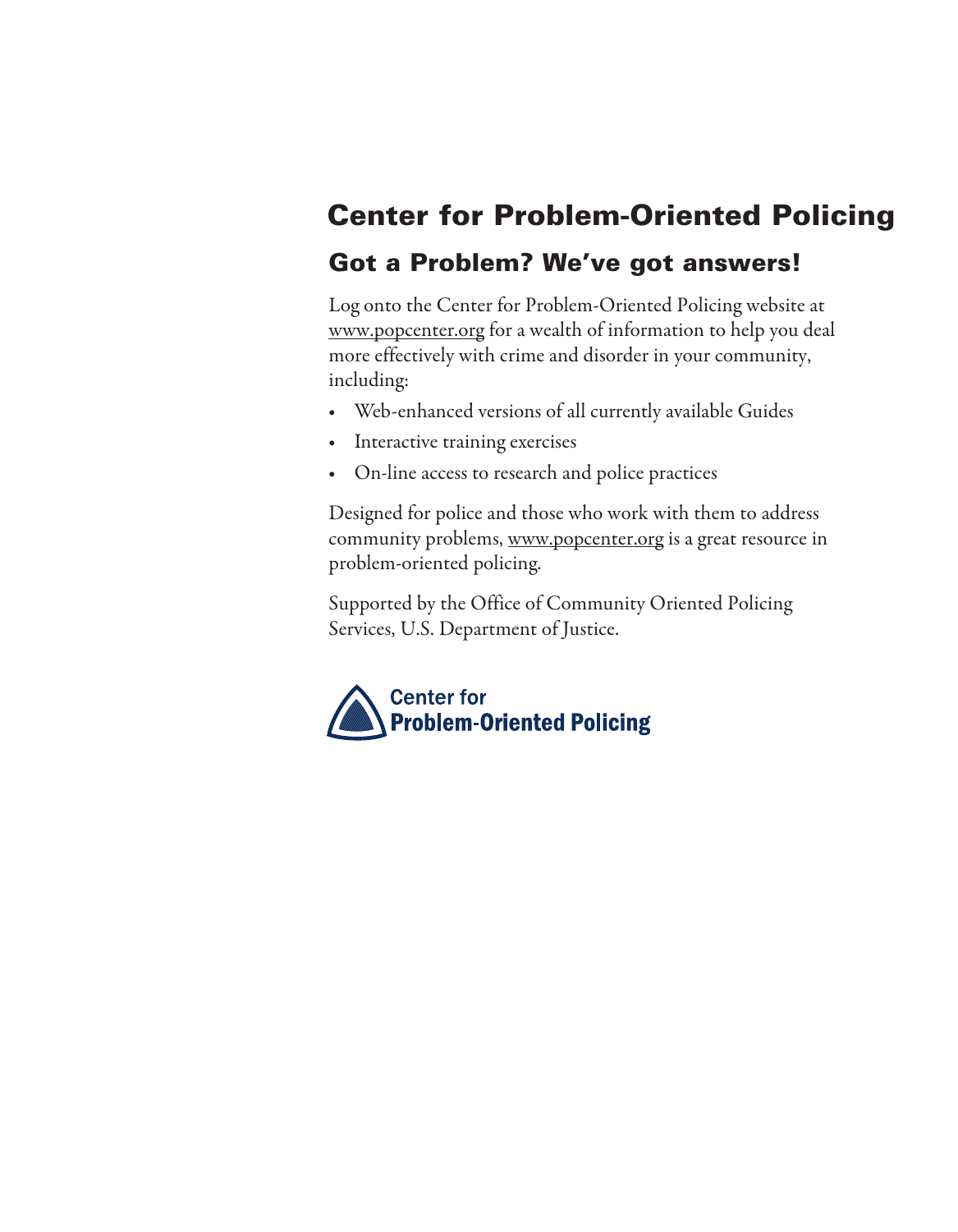# Center for Problem-Oriented Policing

## Got a Problem? We've got answers!

Log onto the Center for Problem-Oriented Policing website at www.popcenter.org for a wealth of information to help you deal more effectively with crime and disorder in your community, including:

- Web-enhanced versions of all currently available Guides
- Interactive training exercises
- On-line access to research and police practices

Designed for police and those who work with them to address community problems, www.popcenter.org is a great resource in problem-oriented policing.

Supported by the Office of Community Oriented Policing Services, U.S. Department of Justice.

Center for
**Problem-Oriented Policing**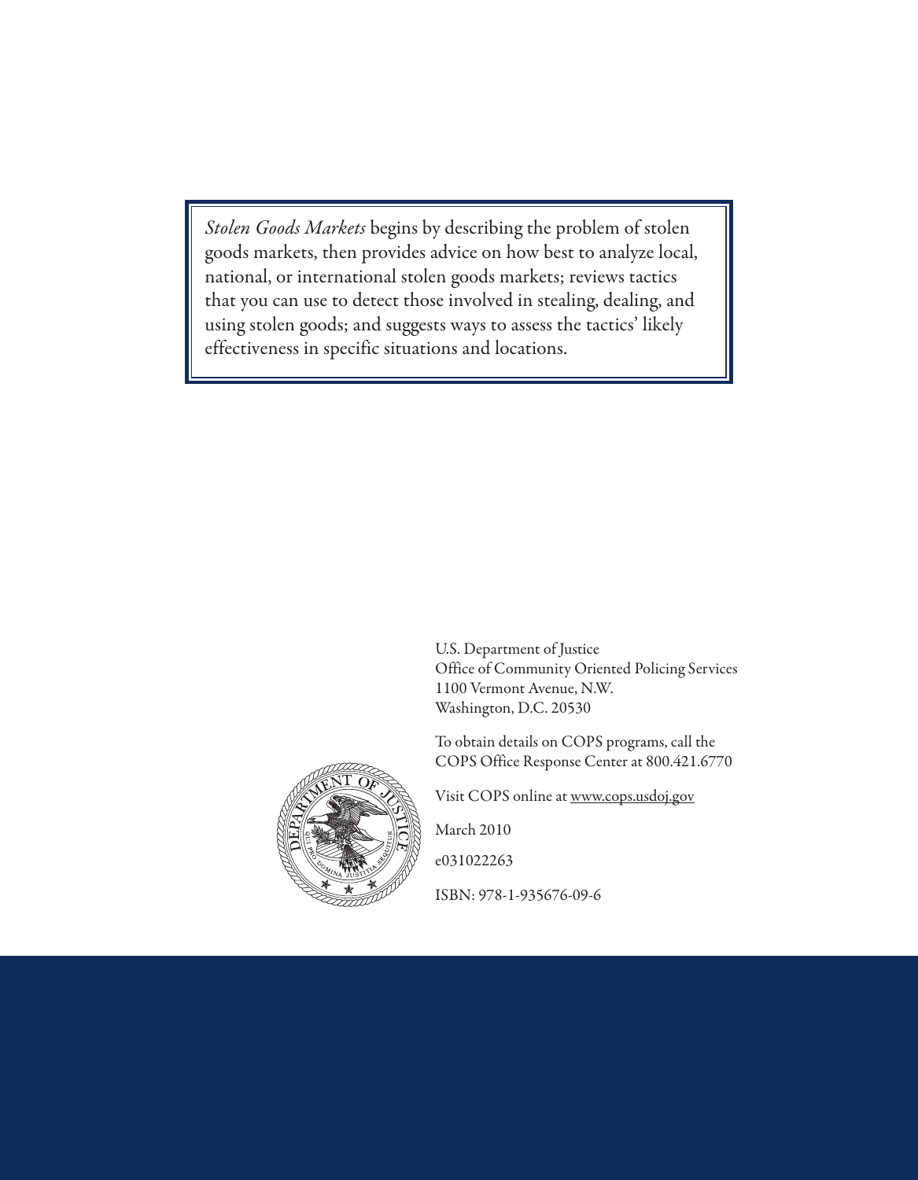*Stolen Goods Markets* begins by describing the problem of stolen goods markets, then provides advice on how best to analyze local, national, or international stolen goods markets; reviews tactics that you can use to detect those involved in stealing, dealing, and using stolen goods; and suggests ways to assess the tactics' likely effectiveness in specific situations and locations.

U.S. Department of Justice
Office of Community Oriented Policing Services
1100 Vermont Avenue, N.W.
Washington, D.C. 20530

To obtain details on COPS programs, call the COPS Office Response Center at 800.421.6770

Visit COPS online at www.cops.usdoj.gov

March 2010

e031022263

ISBN: 978-1-935676-09-6